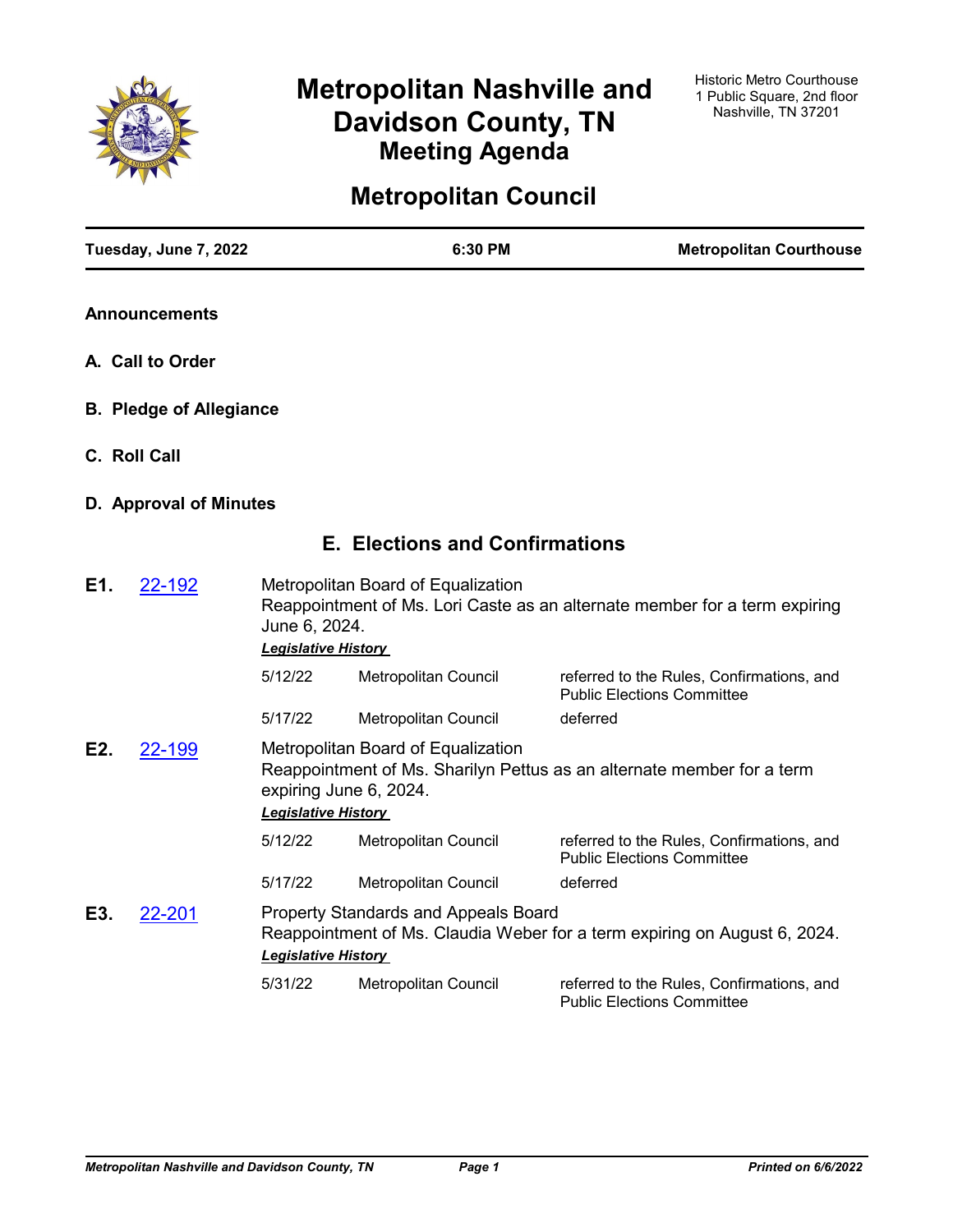# Metropolitan Nashville and Davidson County, TN
## Meeting Agenda

Historic Metro Courthouse
1 Public Square, 2nd floor
Nashville, TN 37201

# Metropolitan Council

**Tuesday, June 7, 2022** | **6:30 PM** | **Metropolitan Courthouse**

### Announcements

### A. Call to Order

### B. Pledge of Allegiance

### C. Roll Call

### D. Approval of Minutes

## E. Elections and Confirmations

**E1.** 22-192

Metropolitan Board of Equalization
Reappointment of Ms. Lori Caste as an alternate member for a term expiring June 6, 2024.

***Legislative History***

| | | |
|---|---|---|
| 5/12/22 | Metropolitan Council | referred to the Rules, Confirmations, and Public Elections Committee |
| 5/17/22 | Metropolitan Council | deferred |

**E2.** 22-199

Metropolitan Board of Equalization
Reappointment of Ms. Sharilyn Pettus as an alternate member for a term expiring June 6, 2024.

***Legislative History***

| | | |
|---|---|---|
| 5/12/22 | Metropolitan Council | referred to the Rules, Confirmations, and Public Elections Committee |
| 5/17/22 | Metropolitan Council | deferred |

**E3.** 22-201

Property Standards and Appeals Board
Reappointment of Ms. Claudia Weber for a term expiring on August 6, 2024.

***Legislative History***

| | | |
|---|---|---|
| 5/31/22 | Metropolitan Council | referred to the Rules, Confirmations, and Public Elections Committee |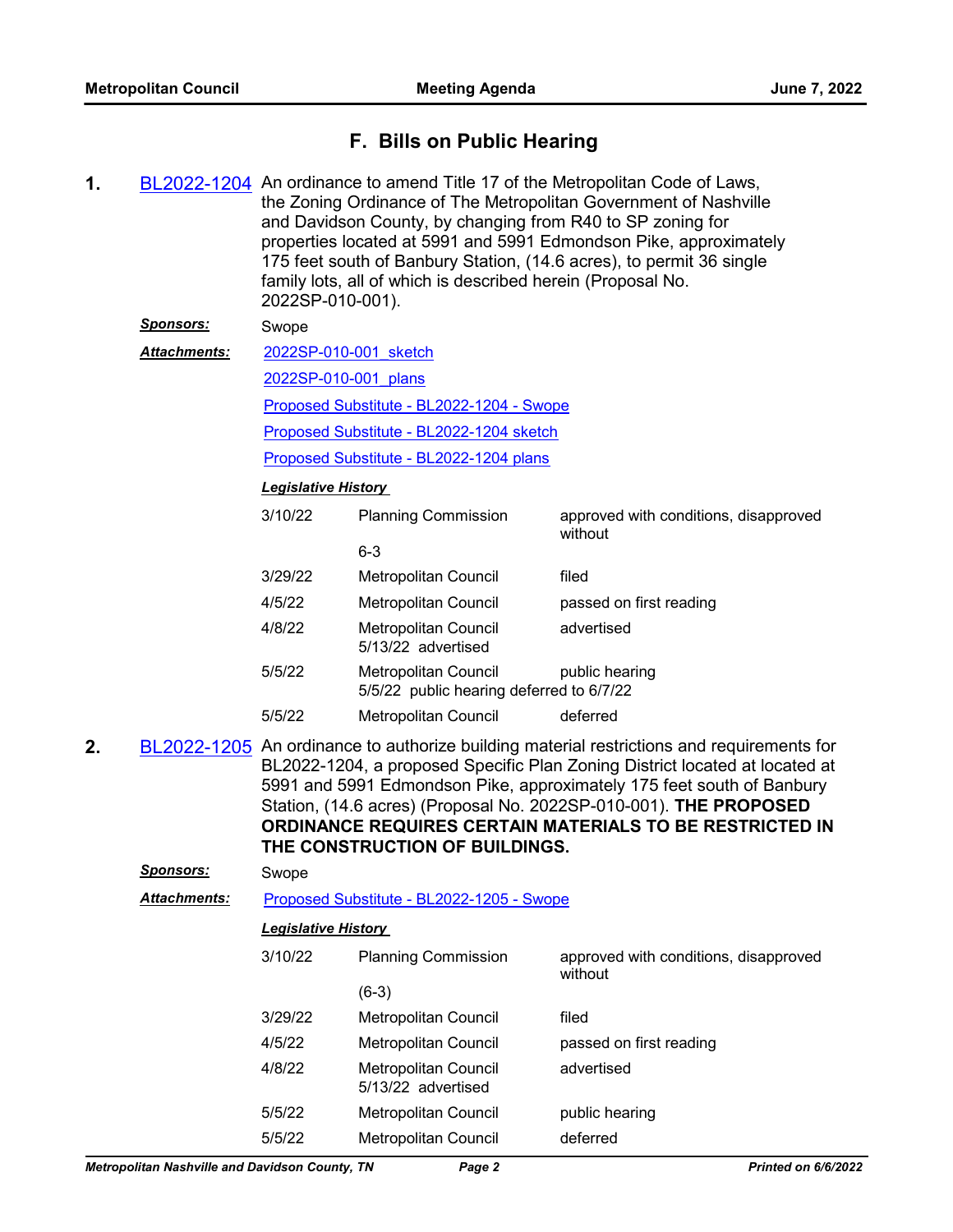## F. Bills on Public Hearing

**1.** BL2022-1204 An ordinance to amend Title 17 of the Metropolitan Code of Laws, the Zoning Ordinance of The Metropolitan Government of Nashville and Davidson County, by changing from R40 to SP zoning for properties located at 5991 and 5991 Edmondson Pike, approximately 175 feet south of Banbury Station, (14.6 acres), to permit 36 single family lots, all of which is described herein (Proposal No. 2022SP-010-001).

***Sponsors:*** Swope

***Attachments:*** 2022SP-010-001_sketch
2022SP-010-001_plans
Proposed Substitute - BL2022-1204 - Swope
Proposed Substitute - BL2022-1204 sketch
Proposed Substitute - BL2022-1204 plans

***Legislative History***

| | | |
|---|---|---|
| 3/10/22 | Planning Commission<br>6-3 | approved with conditions, disapproved without |
| 3/29/22 | Metropolitan Council | filed |
| 4/5/22 | Metropolitan Council | passed on first reading |
| 4/8/22 | Metropolitan Council<br>5/13/22 advertised | advertised |
| 5/5/22 | Metropolitan Council<br>5/5/22 public hearing deferred to 6/7/22 | public hearing |
| 5/5/22 | Metropolitan Council | deferred |

**2.** BL2022-1205 An ordinance to authorize building material restrictions and requirements for BL2022-1204, a proposed Specific Plan Zoning District located at located at 5991 and 5991 Edmondson Pike, approximately 175 feet south of Banbury Station, (14.6 acres) (Proposal No. 2022SP-010-001). **THE PROPOSED ORDINANCE REQUIRES CERTAIN MATERIALS TO BE RESTRICTED IN THE CONSTRUCTION OF BUILDINGS.**

***Sponsors:*** Swope

***Attachments:*** Proposed Substitute - BL2022-1205 - Swope

***Legislative History***

| | | |
|---|---|---|
| 3/10/22 | Planning Commission<br>(6-3) | approved with conditions, disapproved without |
| 3/29/22 | Metropolitan Council | filed |
| 4/5/22 | Metropolitan Council | passed on first reading |
| 4/8/22 | Metropolitan Council<br>5/13/22 advertised | advertised |
| 5/5/22 | Metropolitan Council | public hearing |
| 5/5/22 | Metropolitan Council | deferred |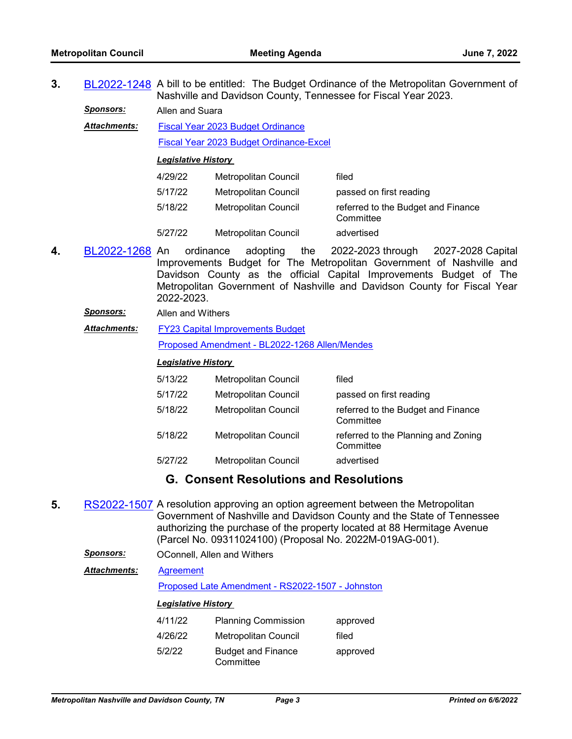**3.** BL2022-1248 A bill to be entitled: The Budget Ordinance of the Metropolitan Government of Nashville and Davidson County, Tennessee for Fiscal Year 2023.

***Sponsors:*** Allen and Suara

***Attachments:*** Fiscal Year 2023 Budget Ordinance

Fiscal Year 2023 Budget Ordinance-Excel

***Legislative History***

| | | |
|---|---|---|
| 4/29/22 | Metropolitan Council | filed |
| 5/17/22 | Metropolitan Council | passed on first reading |
| 5/18/22 | Metropolitan Council | referred to the Budget and Finance Committee |
| 5/27/22 | Metropolitan Council | advertised |

**4.** BL2022-1268 An ordinance adopting the 2022-2023 through 2027-2028 Capital Improvements Budget for The Metropolitan Government of Nashville and Davidson County as the official Capital Improvements Budget of The Metropolitan Government of Nashville and Davidson County for Fiscal Year 2022-2023.

***Sponsors:*** Allen and Withers

***Attachments:*** FY23 Capital Improvements Budget

Proposed Amendment - BL2022-1268 Allen/Mendes

***Legislative History***

| | | |
|---|---|---|
| 5/13/22 | Metropolitan Council | filed |
| 5/17/22 | Metropolitan Council | passed on first reading |
| 5/18/22 | Metropolitan Council | referred to the Budget and Finance Committee |
| 5/18/22 | Metropolitan Council | referred to the Planning and Zoning Committee |
| 5/27/22 | Metropolitan Council | advertised |

## G. Consent Resolutions and Resolutions

**5.** RS2022-1507 A resolution approving an option agreement between the Metropolitan Government of Nashville and Davidson County and the State of Tennessee authorizing the purchase of the property located at 88 Hermitage Avenue (Parcel No. 09311024100) (Proposal No. 2022M-019AG-001).

***Sponsors:*** OConnell, Allen and Withers

***Attachments:*** Agreement

Proposed Late Amendment - RS2022-1507 - Johnston

***Legislative History***

| | | |
|---|---|---|
| 4/11/22 | Planning Commission | approved |
| 4/26/22 | Metropolitan Council | filed |
| 5/2/22 | Budget and Finance Committee | approved |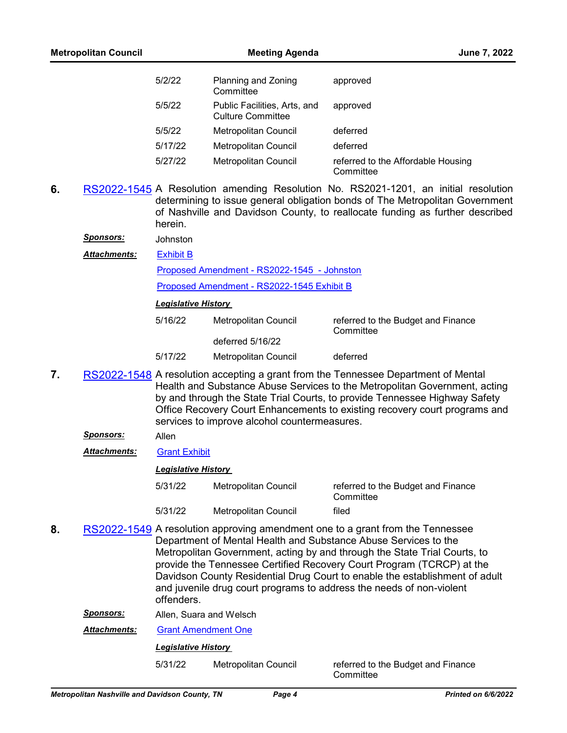| | | |
|---|---|---|
| 5/2/22 | Planning and Zoning Committee | approved |
| 5/5/22 | Public Facilities, Arts, and Culture Committee | approved |
| 5/5/22 | Metropolitan Council | deferred |
| 5/17/22 | Metropolitan Council | deferred |
| 5/27/22 | Metropolitan Council | referred to the Affordable Housing Committee |

**6.** RS2022-1545 A Resolution amending Resolution No. RS2021-1201, an initial resolution determining to issue general obligation bonds of The Metropolitan Government of Nashville and Davidson County, to reallocate funding as further described herein.

***Sponsors:*** Johnston

***Attachments:*** Exhibit B

Proposed Amendment - RS2022-1545 - Johnston

Proposed Amendment - RS2022-1545 Exhibit B

***Legislative History***

| | | |
|---|---|---|
| 5/16/22 | Metropolitan Council | referred to the Budget and Finance Committee |
| | deferred 5/16/22 | |
| 5/17/22 | Metropolitan Council | deferred |

**7.** RS2022-1548 A resolution accepting a grant from the Tennessee Department of Mental Health and Substance Abuse Services to the Metropolitan Government, acting by and through the State Trial Courts, to provide Tennessee Highway Safety Office Recovery Court Enhancements to existing recovery court programs and services to improve alcohol countermeasures.

***Sponsors:*** Allen

***Attachments:*** Grant Exhibit

***Legislative History***

| | | |
|---|---|---|
| 5/31/22 | Metropolitan Council | referred to the Budget and Finance Committee |
| 5/31/22 | Metropolitan Council | filed |

**8.** RS2022-1549 A resolution approving amendment one to a grant from the Tennessee Department of Mental Health and Substance Abuse Services to the Metropolitan Government, acting by and through the State Trial Courts, to provide the Tennessee Certified Recovery Court Program (TCRCP) at the Davidson County Residential Drug Court to enable the establishment of adult and juvenile drug court programs to address the needs of non-violent offenders.

***Sponsors:*** Allen, Suara and Welsch

***Attachments:*** Grant Amendment One

***Legislative History***

| | | |
|---|---|---|
| 5/31/22 | Metropolitan Council | referred to the Budget and Finance Committee |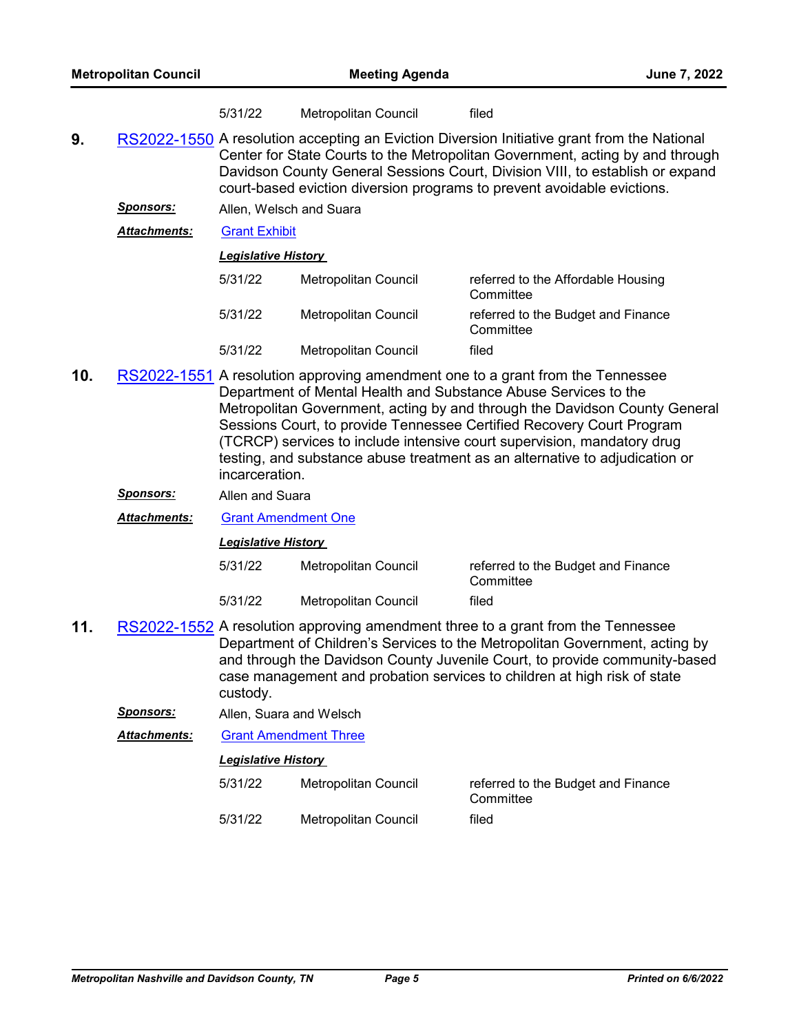| | | |
|---|---|---|
| 5/31/22 | Metropolitan Council | filed |

**9.** RS2022-1550 A resolution accepting an Eviction Diversion Initiative grant from the National Center for State Courts to the Metropolitan Government, acting by and through Davidson County General Sessions Court, Division VIII, to establish or expand court-based eviction diversion programs to prevent avoidable evictions.

***Sponsors:*** Allen, Welsch and Suara

***Attachments:*** Grant Exhibit

***Legislative History***

| | | |
|---|---|---|
| 5/31/22 | Metropolitan Council | referred to the Affordable Housing Committee |
| 5/31/22 | Metropolitan Council | referred to the Budget and Finance Committee |
| 5/31/22 | Metropolitan Council | filed |

**10.** RS2022-1551 A resolution approving amendment one to a grant from the Tennessee Department of Mental Health and Substance Abuse Services to the Metropolitan Government, acting by and through the Davidson County General Sessions Court, to provide Tennessee Certified Recovery Court Program (TCRCP) services to include intensive court supervision, mandatory drug testing, and substance abuse treatment as an alternative to adjudication or incarceration.

***Sponsors:*** Allen and Suara

***Attachments:*** Grant Amendment One

***Legislative History***

| | | |
|---|---|---|
| 5/31/22 | Metropolitan Council | referred to the Budget and Finance Committee |
| 5/31/22 | Metropolitan Council | filed |

**11.** RS2022-1552 A resolution approving amendment three to a grant from the Tennessee Department of Children's Services to the Metropolitan Government, acting by and through the Davidson County Juvenile Court, to provide community-based case management and probation services to children at high risk of state custody.

***Sponsors:*** Allen, Suara and Welsch

***Attachments:*** Grant Amendment Three

***Legislative History***

| | | |
|---|---|---|
| 5/31/22 | Metropolitan Council | referred to the Budget and Finance Committee |
| 5/31/22 | Metropolitan Council | filed |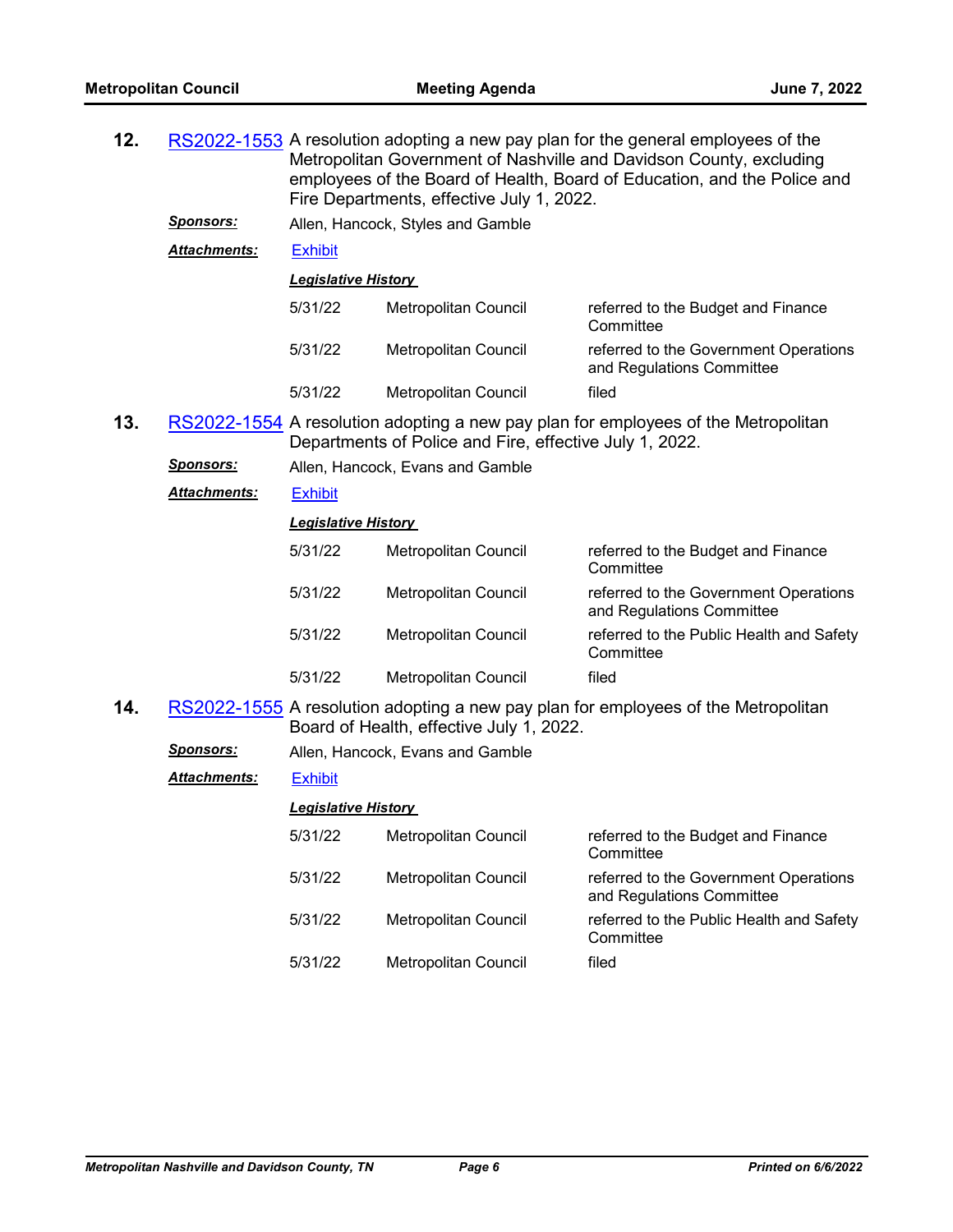**12.** RS2022-1553 A resolution adopting a new pay plan for the general employees of the Metropolitan Government of Nashville and Davidson County, excluding employees of the Board of Health, Board of Education, and the Police and Fire Departments, effective July 1, 2022.

***Sponsors:*** Allen, Hancock, Styles and Gamble

***Attachments:*** Exhibit

***Legislative History***

| | | |
|---|---|---|
| 5/31/22 | Metropolitan Council | referred to the Budget and Finance Committee |
| 5/31/22 | Metropolitan Council | referred to the Government Operations and Regulations Committee |
| 5/31/22 | Metropolitan Council | filed |

**13.** RS2022-1554 A resolution adopting a new pay plan for employees of the Metropolitan Departments of Police and Fire, effective July 1, 2022.

***Sponsors:*** Allen, Hancock, Evans and Gamble

***Attachments:*** Exhibit

***Legislative History***

| | | |
|---|---|---|
| 5/31/22 | Metropolitan Council | referred to the Budget and Finance Committee |
| 5/31/22 | Metropolitan Council | referred to the Government Operations and Regulations Committee |
| 5/31/22 | Metropolitan Council | referred to the Public Health and Safety Committee |
| 5/31/22 | Metropolitan Council | filed |

**14.** RS2022-1555 A resolution adopting a new pay plan for employees of the Metropolitan Board of Health, effective July 1, 2022.

***Sponsors:*** Allen, Hancock, Evans and Gamble

***Attachments:*** Exhibit

***Legislative History***

| | | |
|---|---|---|
| 5/31/22 | Metropolitan Council | referred to the Budget and Finance Committee |
| 5/31/22 | Metropolitan Council | referred to the Government Operations and Regulations Committee |
| 5/31/22 | Metropolitan Council | referred to the Public Health and Safety Committee |
| 5/31/22 | Metropolitan Council | filed |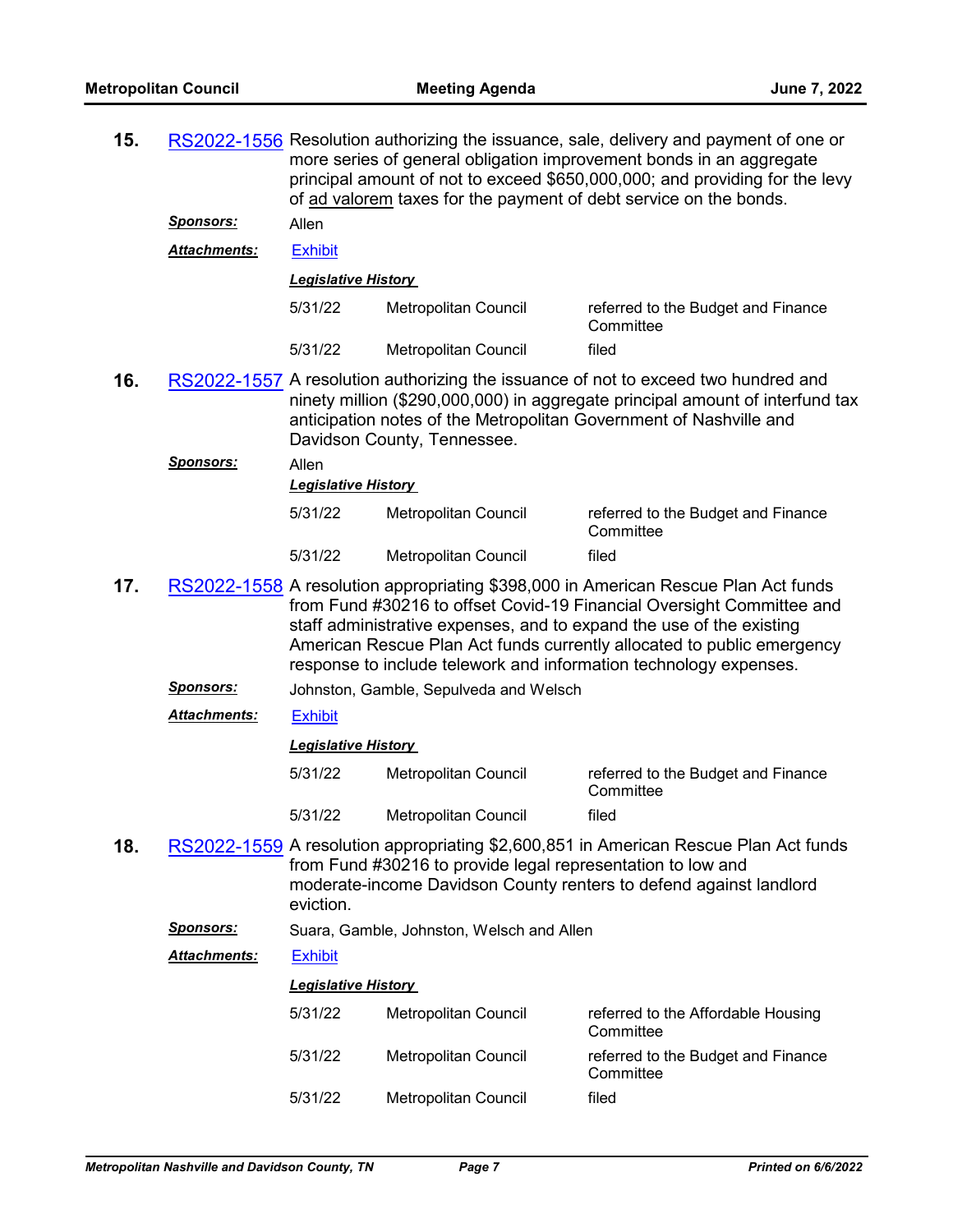**15.** RS2022-1556 Resolution authorizing the issuance, sale, delivery and payment of one or more series of general obligation improvement bonds in an aggregate principal amount of not to exceed $650,000,000; and providing for the levy of ad valorem taxes for the payment of debt service on the bonds.

***Sponsors:*** Allen

***Attachments:*** Exhibit

***Legislative History***

| | | |
|---|---|---|
| 5/31/22 | Metropolitan Council | referred to the Budget and Finance Committee |
| 5/31/22 | Metropolitan Council | filed |

**16.** RS2022-1557 A resolution authorizing the issuance of not to exceed two hundred and ninety million ($290,000,000) in aggregate principal amount of interfund tax anticipation notes of the Metropolitan Government of Nashville and Davidson County, Tennessee.

***Sponsors:*** Allen

***Legislative History***

| | | |
|---|---|---|
| 5/31/22 | Metropolitan Council | referred to the Budget and Finance Committee |
| 5/31/22 | Metropolitan Council | filed |

**17.** RS2022-1558 A resolution appropriating $398,000 in American Rescue Plan Act funds from Fund #30216 to offset Covid-19 Financial Oversight Committee and staff administrative expenses, and to expand the use of the existing American Rescue Plan Act funds currently allocated to public emergency response to include telework and information technology expenses.

***Sponsors:*** Johnston, Gamble, Sepulveda and Welsch

***Attachments:*** Exhibit

***Legislative History***

| | | |
|---|---|---|
| 5/31/22 | Metropolitan Council | referred to the Budget and Finance Committee |
| 5/31/22 | Metropolitan Council | filed |

**18.** RS2022-1559 A resolution appropriating $2,600,851 in American Rescue Plan Act funds from Fund #30216 to provide legal representation to low and moderate-income Davidson County renters to defend against landlord eviction.

***Sponsors:*** Suara, Gamble, Johnston, Welsch and Allen

***Attachments:*** Exhibit

***Legislative History***

| | | |
|---|---|---|
| 5/31/22 | Metropolitan Council | referred to the Affordable Housing Committee |
| 5/31/22 | Metropolitan Council | referred to the Budget and Finance Committee |
| 5/31/22 | Metropolitan Council | filed |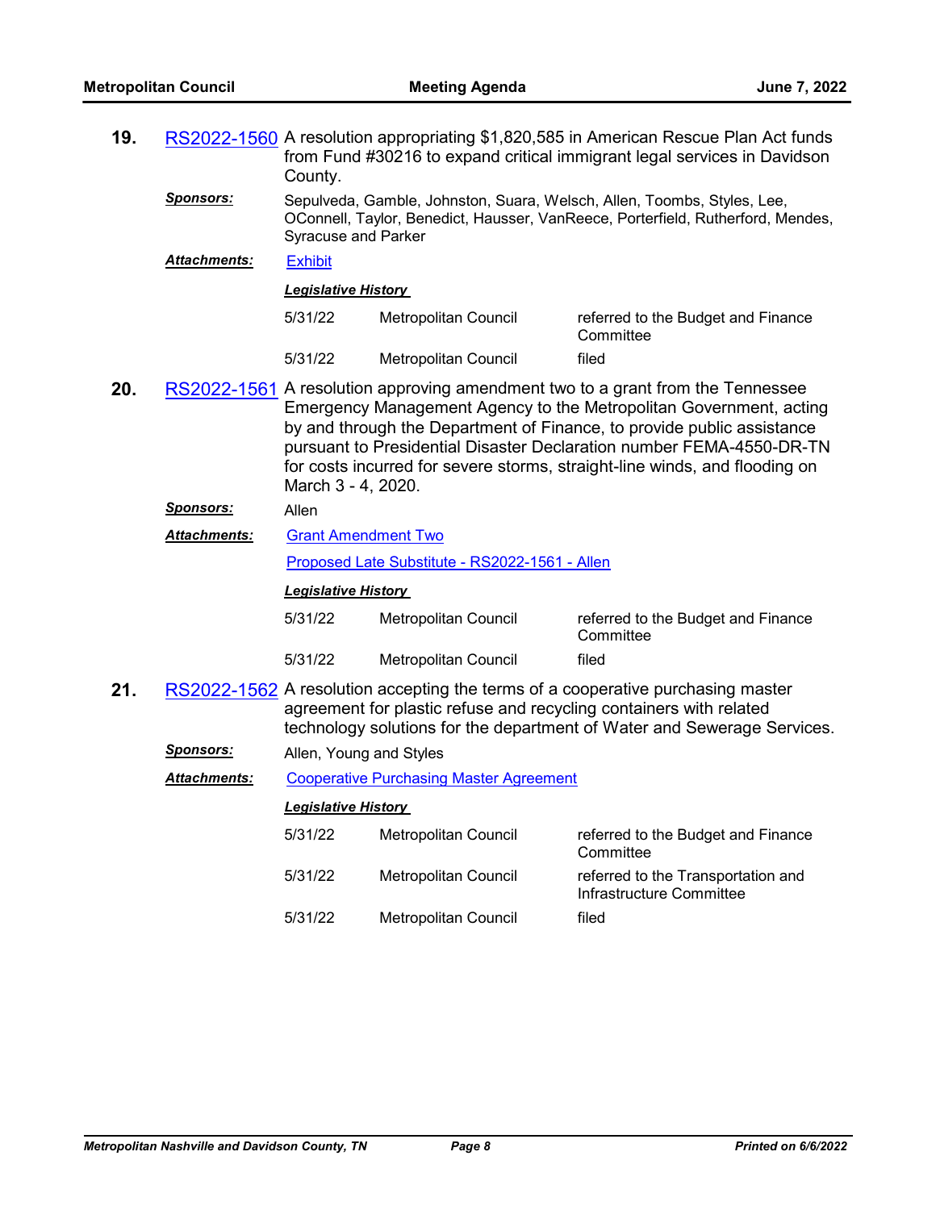**19.** RS2022-1560 A resolution appropriating $1,820,585 in American Rescue Plan Act funds from Fund #30216 to expand critical immigrant legal services in Davidson County.

***Sponsors:*** Sepulveda, Gamble, Johnston, Suara, Welsch, Allen, Toombs, Styles, Lee, OConnell, Taylor, Benedict, Hausser, VanReece, Porterfield, Rutherford, Mendes, Syracuse and Parker

***Attachments:*** Exhibit

***Legislative History***

| | | |
|---|---|---|
| 5/31/22 | Metropolitan Council | referred to the Budget and Finance Committee |
| 5/31/22 | Metropolitan Council | filed |

**20.** RS2022-1561 A resolution approving amendment two to a grant from the Tennessee Emergency Management Agency to the Metropolitan Government, acting by and through the Department of Finance, to provide public assistance pursuant to Presidential Disaster Declaration number FEMA-4550-DR-TN for costs incurred for severe storms, straight-line winds, and flooding on March 3 - 4, 2020.

***Sponsors:*** Allen

***Attachments:*** Grant Amendment Two

Proposed Late Substitute - RS2022-1561 - Allen

***Legislative History***

| | | |
|---|---|---|
| 5/31/22 | Metropolitan Council | referred to the Budget and Finance Committee |
| 5/31/22 | Metropolitan Council | filed |

**21.** RS2022-1562 A resolution accepting the terms of a cooperative purchasing master agreement for plastic refuse and recycling containers with related technology solutions for the department of Water and Sewerage Services.

***Sponsors:*** Allen, Young and Styles

***Attachments:*** Cooperative Purchasing Master Agreement

***Legislative History***

| | | |
|---|---|---|
| 5/31/22 | Metropolitan Council | referred to the Budget and Finance Committee |
| 5/31/22 | Metropolitan Council | referred to the Transportation and Infrastructure Committee |
| 5/31/22 | Metropolitan Council | filed |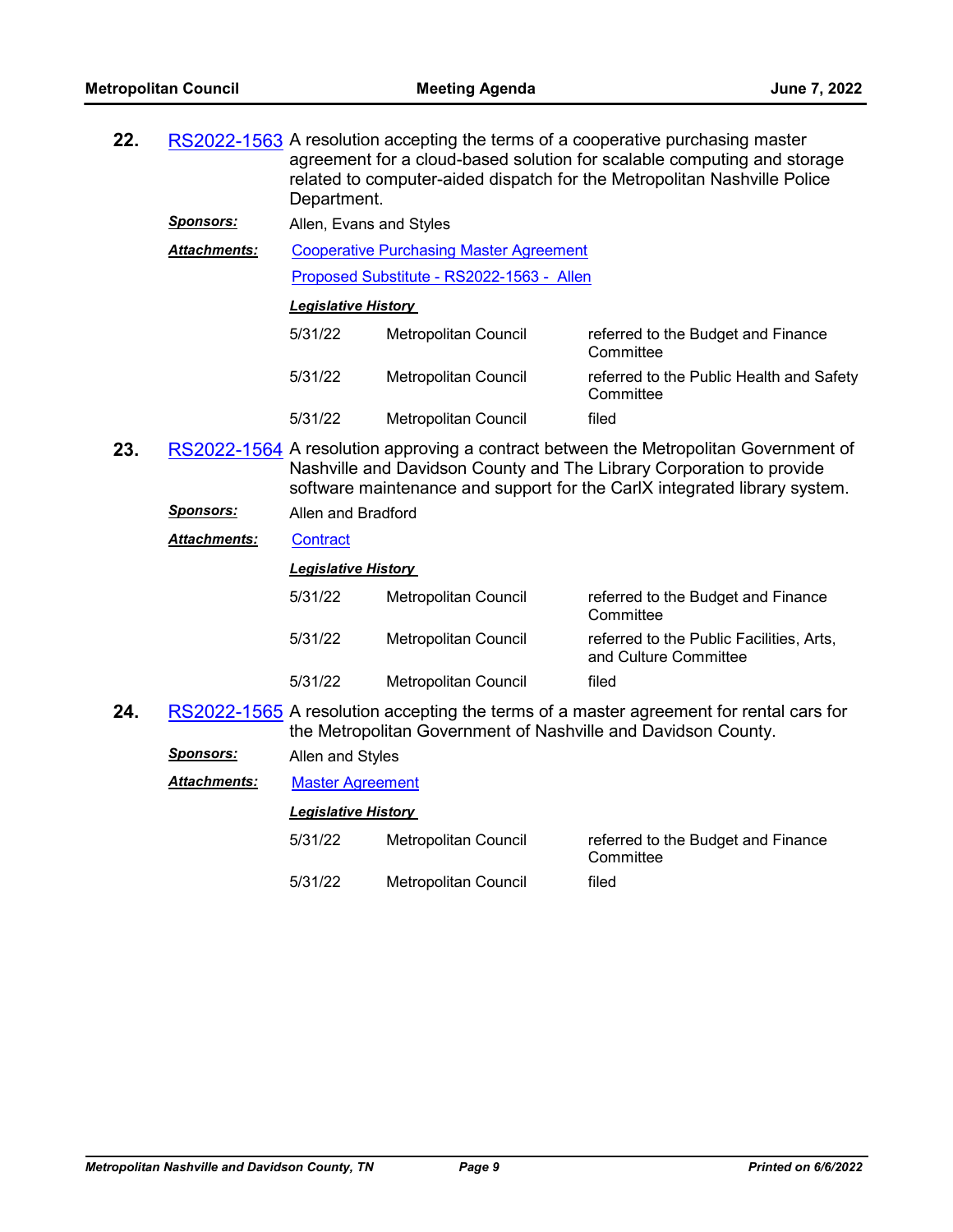**22.** RS2022-1563 A resolution accepting the terms of a cooperative purchasing master agreement for a cloud-based solution for scalable computing and storage related to computer-aided dispatch for the Metropolitan Nashville Police Department.

***Sponsors:*** Allen, Evans and Styles

***Attachments:*** Cooperative Purchasing Master Agreement

Proposed Substitute - RS2022-1563 - Allen

***Legislative History***

| | | |
|---|---|---|
| 5/31/22 | Metropolitan Council | referred to the Budget and Finance Committee |
| 5/31/22 | Metropolitan Council | referred to the Public Health and Safety Committee |
| 5/31/22 | Metropolitan Council | filed |

**23.** RS2022-1564 A resolution approving a contract between the Metropolitan Government of Nashville and Davidson County and The Library Corporation to provide software maintenance and support for the CarlX integrated library system.

***Sponsors:*** Allen and Bradford

***Attachments:*** Contract

***Legislative History***

| | | |
|---|---|---|
| 5/31/22 | Metropolitan Council | referred to the Budget and Finance Committee |
| 5/31/22 | Metropolitan Council | referred to the Public Facilities, Arts, and Culture Committee |
| 5/31/22 | Metropolitan Council | filed |

**24.** RS2022-1565 A resolution accepting the terms of a master agreement for rental cars for the Metropolitan Government of Nashville and Davidson County.

***Sponsors:*** Allen and Styles

***Attachments:*** Master Agreement

***Legislative History***

| | | |
|---|---|---|
| 5/31/22 | Metropolitan Council | referred to the Budget and Finance Committee |
| 5/31/22 | Metropolitan Council | filed |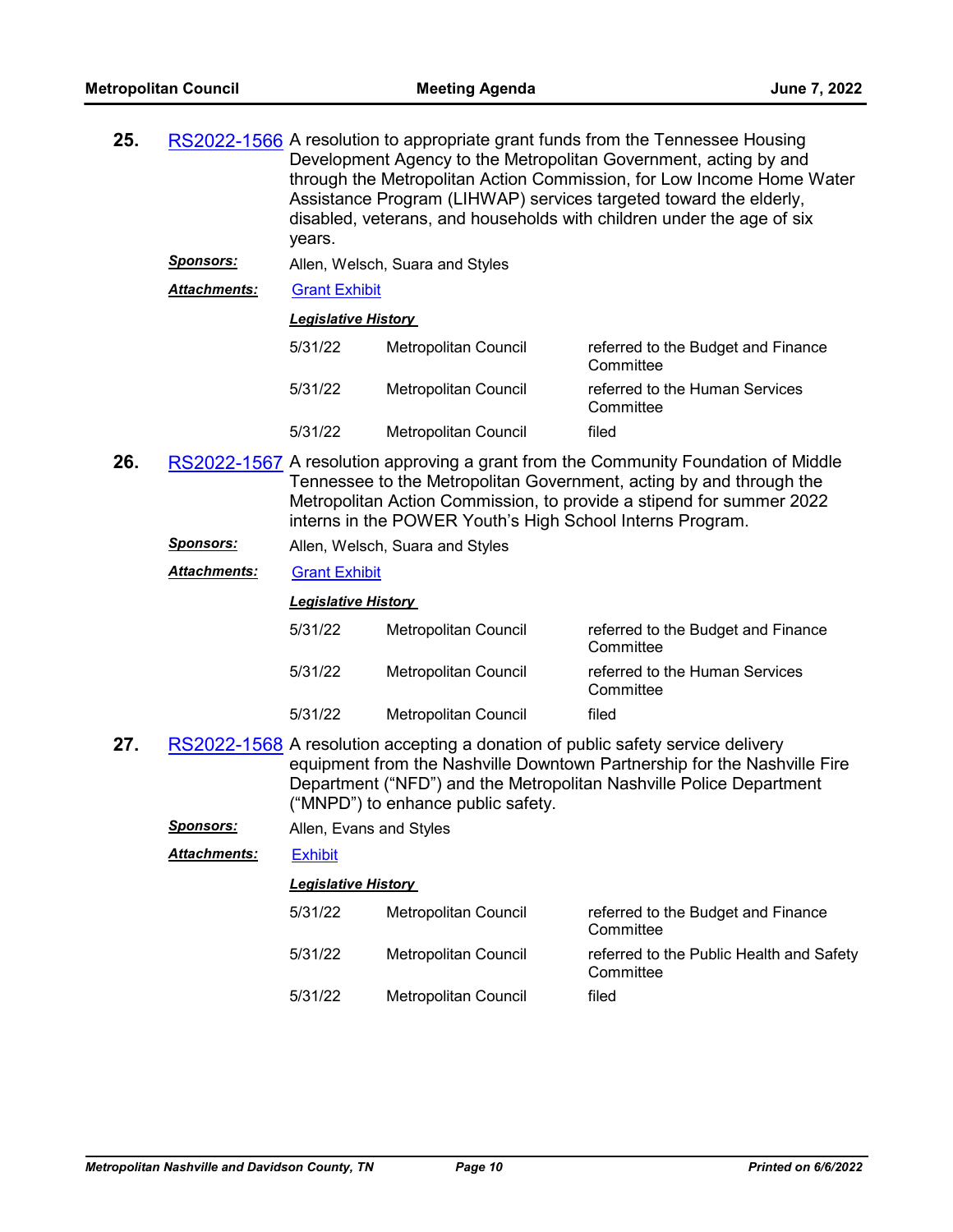**25.** RS2022-1566 A resolution to appropriate grant funds from the Tennessee Housing Development Agency to the Metropolitan Government, acting by and through the Metropolitan Action Commission, for Low Income Home Water Assistance Program (LIHWAP) services targeted toward the elderly, disabled, veterans, and households with children under the age of six years.

***Sponsors:*** Allen, Welsch, Suara and Styles

***Attachments:*** Grant Exhibit

***Legislative History***

| | | |
|---|---|---|
| 5/31/22 | Metropolitan Council | referred to the Budget and Finance Committee |
| 5/31/22 | Metropolitan Council | referred to the Human Services Committee |
| 5/31/22 | Metropolitan Council | filed |

**26.** RS2022-1567 A resolution approving a grant from the Community Foundation of Middle Tennessee to the Metropolitan Government, acting by and through the Metropolitan Action Commission, to provide a stipend for summer 2022 interns in the POWER Youth's High School Interns Program.

***Sponsors:*** Allen, Welsch, Suara and Styles

***Attachments:*** Grant Exhibit

***Legislative History***

| | | |
|---|---|---|
| 5/31/22 | Metropolitan Council | referred to the Budget and Finance Committee |
| 5/31/22 | Metropolitan Council | referred to the Human Services Committee |
| 5/31/22 | Metropolitan Council | filed |

**27.** RS2022-1568 A resolution accepting a donation of public safety service delivery equipment from the Nashville Downtown Partnership for the Nashville Fire Department ("NFD") and the Metropolitan Nashville Police Department ("MNPD") to enhance public safety.

***Sponsors:*** Allen, Evans and Styles

***Attachments:*** Exhibit

***Legislative History***

| | | |
|---|---|---|
| 5/31/22 | Metropolitan Council | referred to the Budget and Finance Committee |
| 5/31/22 | Metropolitan Council | referred to the Public Health and Safety Committee |
| 5/31/22 | Metropolitan Council | filed |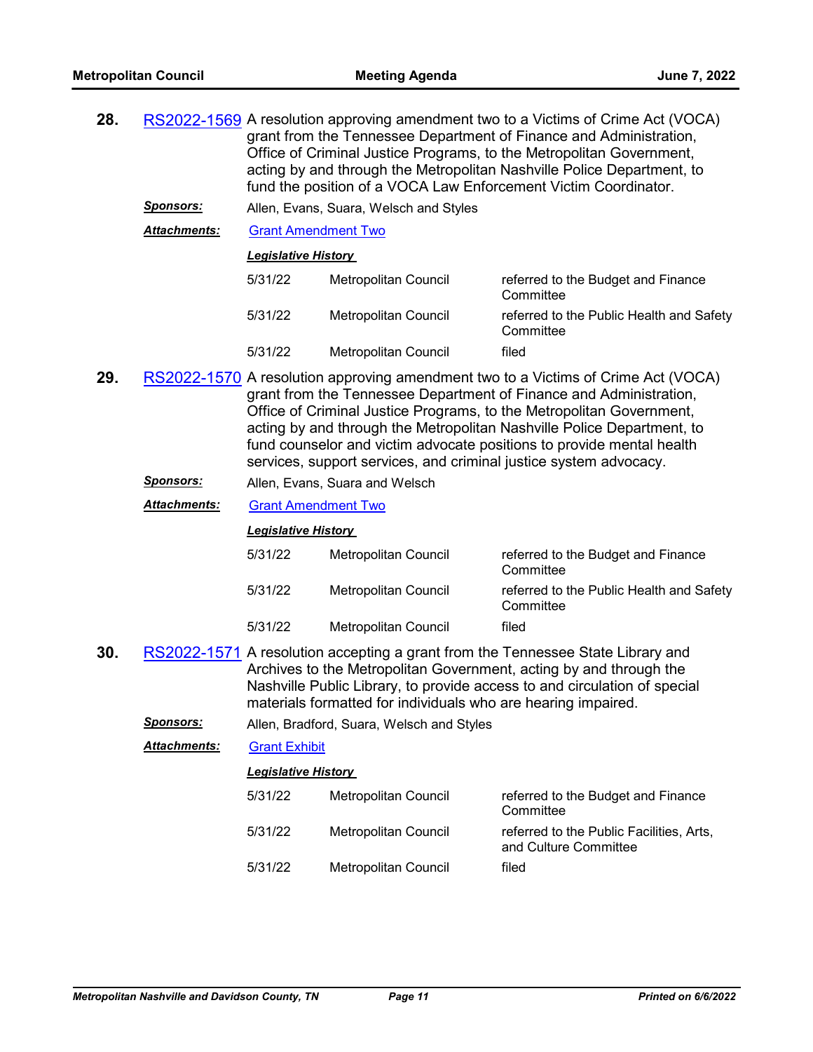**28.** RS2022-1569 A resolution approving amendment two to a Victims of Crime Act (VOCA) grant from the Tennessee Department of Finance and Administration, Office of Criminal Justice Programs, to the Metropolitan Government, acting by and through the Metropolitan Nashville Police Department, to fund the position of a VOCA Law Enforcement Victim Coordinator.

***Sponsors:*** Allen, Evans, Suara, Welsch and Styles

***Attachments:*** Grant Amendment Two

***Legislative History***

| | | |
|---|---|---|
| 5/31/22 | Metropolitan Council | referred to the Budget and Finance Committee |
| 5/31/22 | Metropolitan Council | referred to the Public Health and Safety Committee |
| 5/31/22 | Metropolitan Council | filed |

**29.** RS2022-1570 A resolution approving amendment two to a Victims of Crime Act (VOCA) grant from the Tennessee Department of Finance and Administration, Office of Criminal Justice Programs, to the Metropolitan Government, acting by and through the Metropolitan Nashville Police Department, to fund counselor and victim advocate positions to provide mental health services, support services, and criminal justice system advocacy.

***Sponsors:*** Allen, Evans, Suara and Welsch

***Attachments:*** Grant Amendment Two

***Legislative History***

| | | |
|---|---|---|
| 5/31/22 | Metropolitan Council | referred to the Budget and Finance Committee |
| 5/31/22 | Metropolitan Council | referred to the Public Health and Safety Committee |
| 5/31/22 | Metropolitan Council | filed |

**30.** RS2022-1571 A resolution accepting a grant from the Tennessee State Library and Archives to the Metropolitan Government, acting by and through the Nashville Public Library, to provide access to and circulation of special materials formatted for individuals who are hearing impaired.

***Sponsors:*** Allen, Bradford, Suara, Welsch and Styles

***Attachments:*** Grant Exhibit

***Legislative History***

| | | |
|---|---|---|
| 5/31/22 | Metropolitan Council | referred to the Budget and Finance Committee |
| 5/31/22 | Metropolitan Council | referred to the Public Facilities, Arts, and Culture Committee |
| 5/31/22 | Metropolitan Council | filed |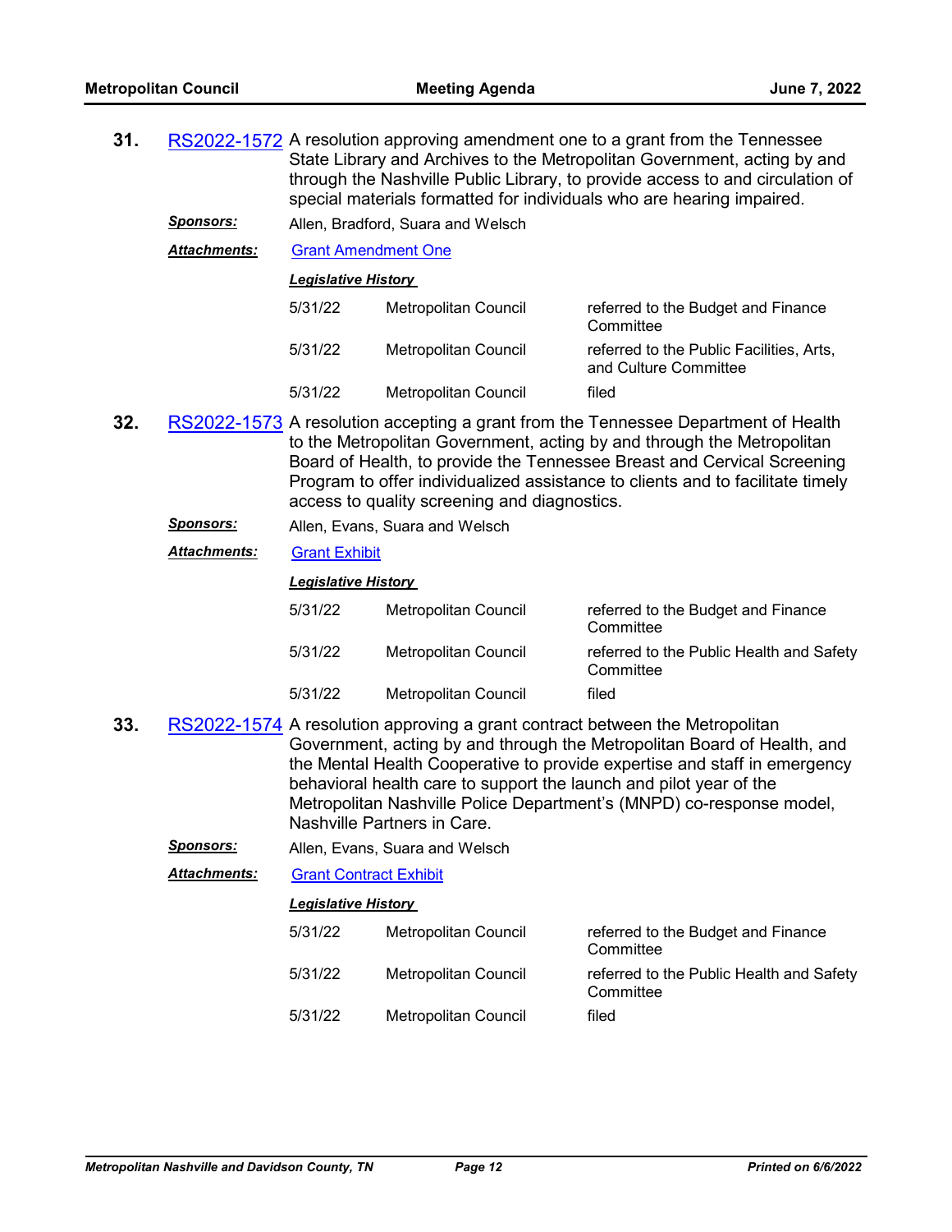**31.** RS2022-1572 A resolution approving amendment one to a grant from the Tennessee State Library and Archives to the Metropolitan Government, acting by and through the Nashville Public Library, to provide access to and circulation of special materials formatted for individuals who are hearing impaired.

***Sponsors:*** Allen, Bradford, Suara and Welsch

***Attachments:*** Grant Amendment One

***Legislative History***

| | | |
|---|---|---|
| 5/31/22 | Metropolitan Council | referred to the Budget and Finance Committee |
| 5/31/22 | Metropolitan Council | referred to the Public Facilities, Arts, and Culture Committee |
| 5/31/22 | Metropolitan Council | filed |

**32.** RS2022-1573 A resolution accepting a grant from the Tennessee Department of Health to the Metropolitan Government, acting by and through the Metropolitan Board of Health, to provide the Tennessee Breast and Cervical Screening Program to offer individualized assistance to clients and to facilitate timely access to quality screening and diagnostics.

***Sponsors:*** Allen, Evans, Suara and Welsch

***Attachments:*** Grant Exhibit

***Legislative History***

| | | |
|---|---|---|
| 5/31/22 | Metropolitan Council | referred to the Budget and Finance Committee |
| 5/31/22 | Metropolitan Council | referred to the Public Health and Safety Committee |
| 5/31/22 | Metropolitan Council | filed |

**33.** RS2022-1574 A resolution approving a grant contract between the Metropolitan Government, acting by and through the Metropolitan Board of Health, and the Mental Health Cooperative to provide expertise and staff in emergency behavioral health care to support the launch and pilot year of the Metropolitan Nashville Police Department's (MNPD) co-response model, Nashville Partners in Care.

***Sponsors:*** Allen, Evans, Suara and Welsch

***Attachments:*** Grant Contract Exhibit

***Legislative History***

| | | |
|---|---|---|
| 5/31/22 | Metropolitan Council | referred to the Budget and Finance Committee |
| 5/31/22 | Metropolitan Council | referred to the Public Health and Safety Committee |
| 5/31/22 | Metropolitan Council | filed |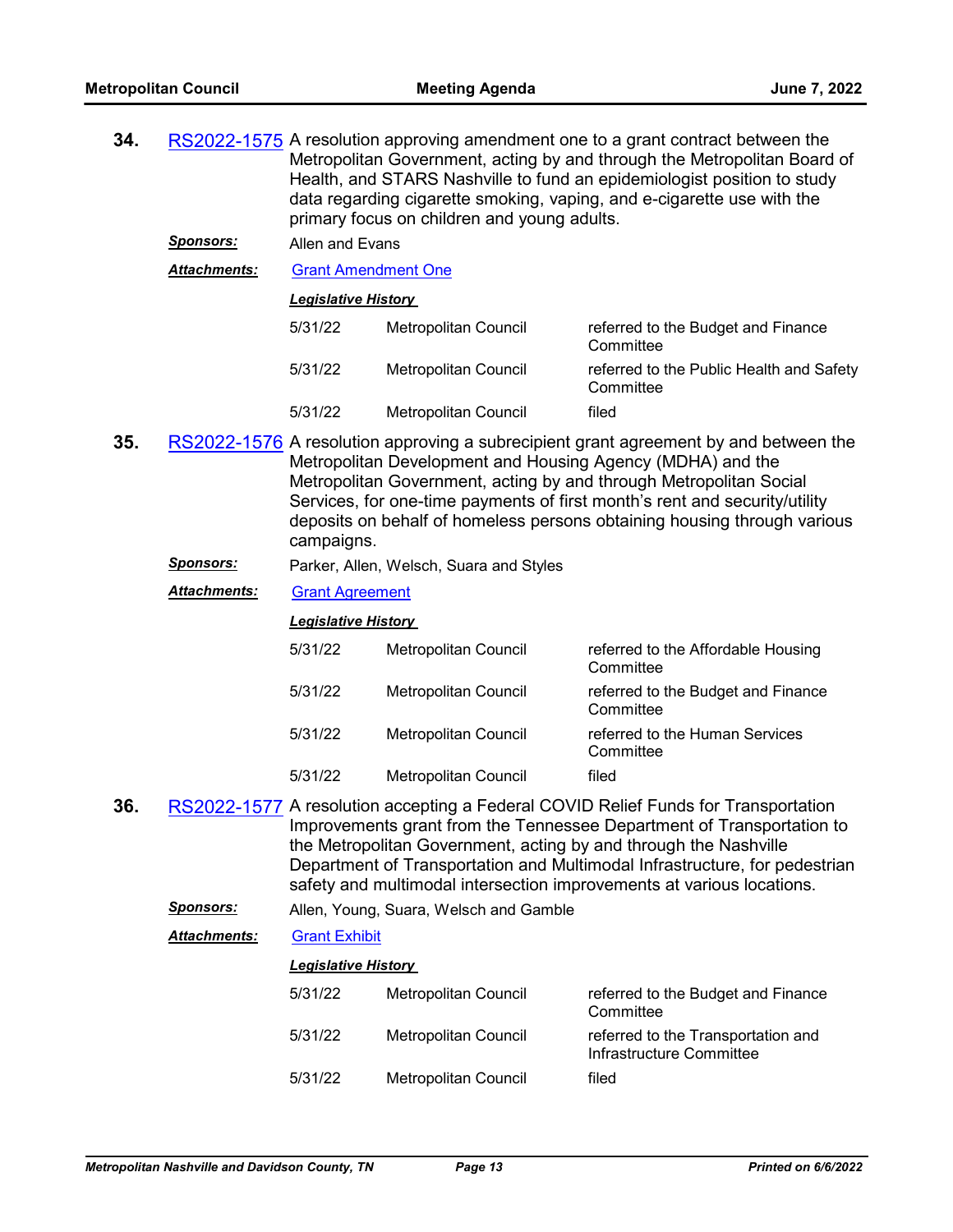**34.** RS2022-1575 A resolution approving amendment one to a grant contract between the Metropolitan Government, acting by and through the Metropolitan Board of Health, and STARS Nashville to fund an epidemiologist position to study data regarding cigarette smoking, vaping, and e-cigarette use with the primary focus on children and young adults.

***Sponsors:*** Allen and Evans

***Attachments:*** Grant Amendment One

***Legislative History***

| | | |
|---|---|---|
| 5/31/22 | Metropolitan Council | referred to the Budget and Finance Committee |
| 5/31/22 | Metropolitan Council | referred to the Public Health and Safety Committee |
| 5/31/22 | Metropolitan Council | filed |

**35.** RS2022-1576 A resolution approving a subrecipient grant agreement by and between the Metropolitan Development and Housing Agency (MDHA) and the Metropolitan Government, acting by and through Metropolitan Social Services, for one-time payments of first month's rent and security/utility deposits on behalf of homeless persons obtaining housing through various campaigns.

***Sponsors:*** Parker, Allen, Welsch, Suara and Styles

***Attachments:*** Grant Agreement

***Legislative History***

| | | |
|---|---|---|
| 5/31/22 | Metropolitan Council | referred to the Affordable Housing Committee |
| 5/31/22 | Metropolitan Council | referred to the Budget and Finance Committee |
| 5/31/22 | Metropolitan Council | referred to the Human Services Committee |
| 5/31/22 | Metropolitan Council | filed |

**36.** RS2022-1577 A resolution accepting a Federal COVID Relief Funds for Transportation Improvements grant from the Tennessee Department of Transportation to the Metropolitan Government, acting by and through the Nashville Department of Transportation and Multimodal Infrastructure, for pedestrian safety and multimodal intersection improvements at various locations.

***Sponsors:*** Allen, Young, Suara, Welsch and Gamble

***Attachments:*** Grant Exhibit

***Legislative History***

| | | |
|---|---|---|
| 5/31/22 | Metropolitan Council | referred to the Budget and Finance Committee |
| 5/31/22 | Metropolitan Council | referred to the Transportation and Infrastructure Committee |
| 5/31/22 | Metropolitan Council | filed |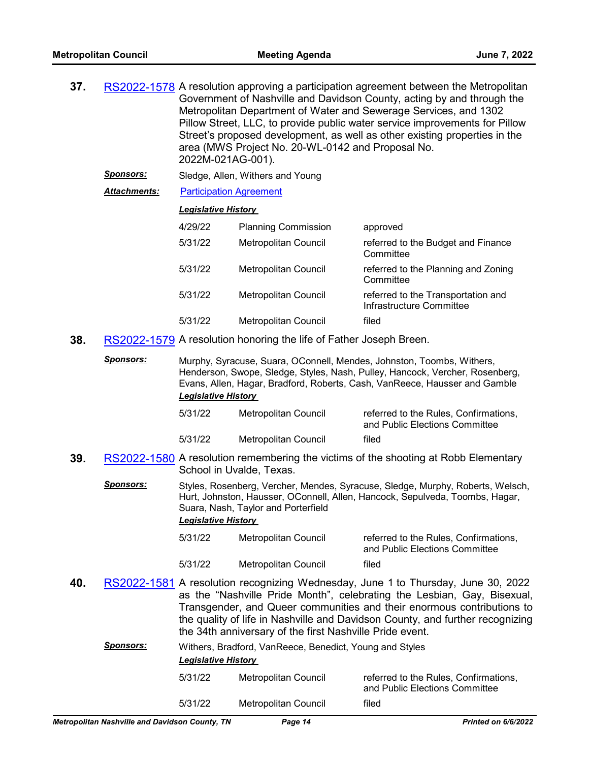**37.** RS2022-1578 A resolution approving a participation agreement between the Metropolitan Government of Nashville and Davidson County, acting by and through the Metropolitan Department of Water and Sewerage Services, and 1302 Pillow Street, LLC, to provide public water service improvements for Pillow Street's proposed development, as well as other existing properties in the area (MWS Project No. 20-WL-0142 and Proposal No. 2022M-021AG-001).

***Sponsors:*** Sledge, Allen, Withers and Young

***Attachments:*** Participation Agreement

***Legislative History***

| Date | Body | Action |
|---|---|---|
| 4/29/22 | Planning Commission | approved |
| 5/31/22 | Metropolitan Council | referred to the Budget and Finance Committee |
| 5/31/22 | Metropolitan Council | referred to the Planning and Zoning Committee |
| 5/31/22 | Metropolitan Council | referred to the Transportation and Infrastructure Committee |
| 5/31/22 | Metropolitan Council | filed |

**38.** RS2022-1579 A resolution honoring the life of Father Joseph Breen.

***Sponsors:*** Murphy, Syracuse, Suara, OConnell, Mendes, Johnston, Toombs, Withers, Henderson, Swope, Sledge, Styles, Nash, Pulley, Hancock, Vercher, Rosenberg, Evans, Allen, Hagar, Bradford, Roberts, Cash, VanReece, Hausser and Gamble

***Legislative History***

| Date | Body | Action |
|---|---|---|
| 5/31/22 | Metropolitan Council | referred to the Rules, Confirmations, and Public Elections Committee |
| 5/31/22 | Metropolitan Council | filed |

**39.** RS2022-1580 A resolution remembering the victims of the shooting at Robb Elementary School in Uvalde, Texas.

***Sponsors:*** Styles, Rosenberg, Vercher, Mendes, Syracuse, Sledge, Murphy, Roberts, Welsch, Hurt, Johnston, Hausser, OConnell, Allen, Hancock, Sepulveda, Toombs, Hagar, Suara, Nash, Taylor and Porterfield

***Legislative History***

| Date | Body | Action |
|---|---|---|
| 5/31/22 | Metropolitan Council | referred to the Rules, Confirmations, and Public Elections Committee |
| 5/31/22 | Metropolitan Council | filed |

**40.** RS2022-1581 A resolution recognizing Wednesday, June 1 to Thursday, June 30, 2022 as the "Nashville Pride Month", celebrating the Lesbian, Gay, Bisexual, Transgender, and Queer communities and their enormous contributions to the quality of life in Nashville and Davidson County, and further recognizing the 34th anniversary of the first Nashville Pride event.

***Sponsors:*** Withers, Bradford, VanReece, Benedict, Young and Styles

***Legislative History***

| Date | Body | Action |
|---|---|---|
| 5/31/22 | Metropolitan Council | referred to the Rules, Confirmations, and Public Elections Committee |
| 5/31/22 | Metropolitan Council | filed |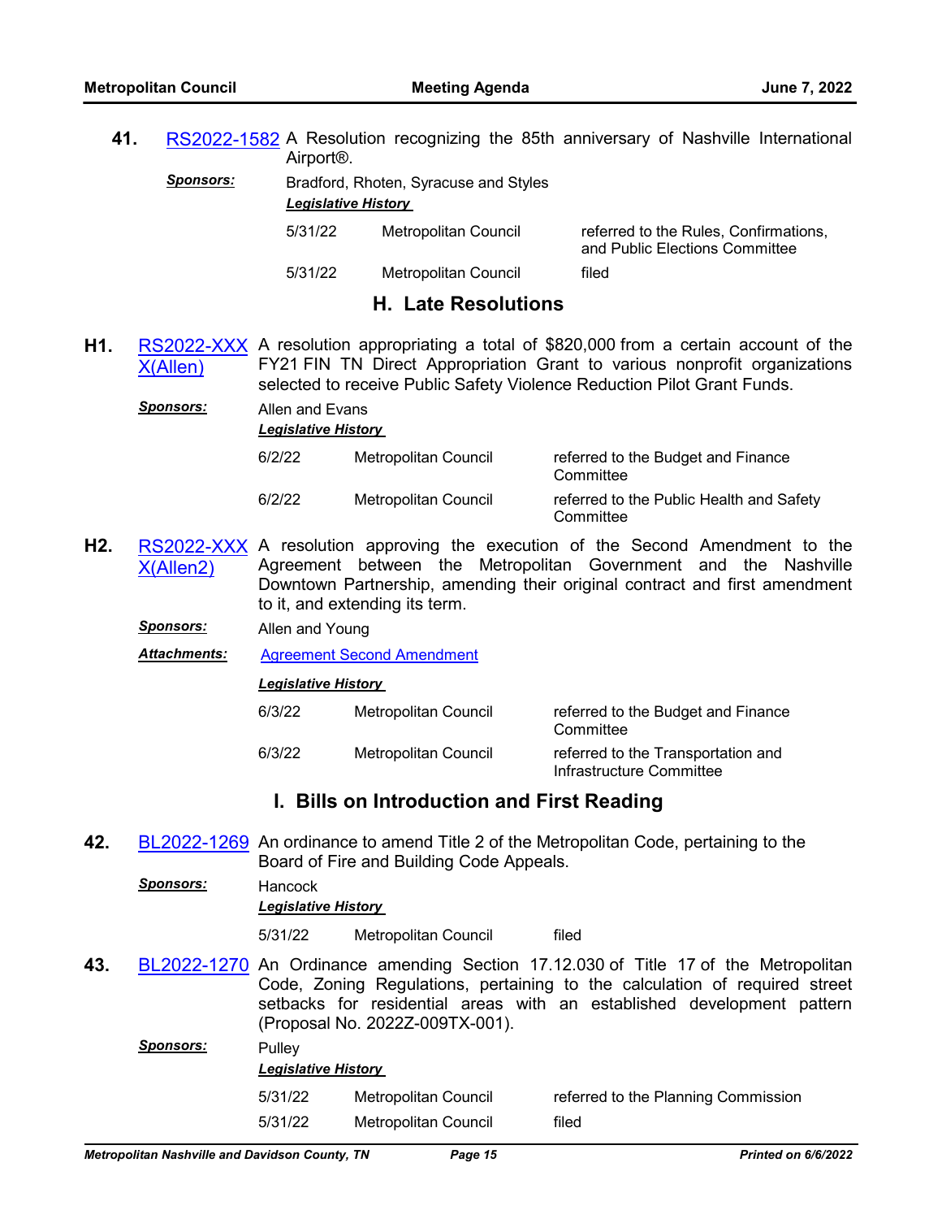**41.** RS2022-1582 A Resolution recognizing the 85th anniversary of Nashville International Airport®.

***Sponsors:*** Bradford, Rhoten, Syracuse and Styles

***Legislative History***

| | | |
|---|---|---|
| 5/31/22 | Metropolitan Council | referred to the Rules, Confirmations, and Public Elections Committee |
| 5/31/22 | Metropolitan Council | filed |

## H. Late Resolutions

**H1.** RS2022-XXXX(Allen) A resolution appropriating a total of $820,000 from a certain account of the FY21 FIN TN Direct Appropriation Grant to various nonprofit organizations selected to receive Public Safety Violence Reduction Pilot Grant Funds.

***Sponsors:*** Allen and Evans

***Legislative History***

| | | |
|---|---|---|
| 6/2/22 | Metropolitan Council | referred to the Budget and Finance Committee |
| 6/2/22 | Metropolitan Council | referred to the Public Health and Safety Committee |

**H2.** RS2022-XXXX(Allen2) A resolution approving the execution of the Second Amendment to the Agreement between the Metropolitan Government and the Nashville Downtown Partnership, amending their original contract and first amendment to it, and extending its term.

***Sponsors:*** Allen and Young

***Attachments:*** Agreement Second Amendment

***Legislative History***

| | | |
|---|---|---|
| 6/3/22 | Metropolitan Council | referred to the Budget and Finance Committee |
| 6/3/22 | Metropolitan Council | referred to the Transportation and Infrastructure Committee |

## I. Bills on Introduction and First Reading

**42.** BL2022-1269 An ordinance to amend Title 2 of the Metropolitan Code, pertaining to the Board of Fire and Building Code Appeals.

***Sponsors:*** Hancock

***Legislative History***

| | | |
|---|---|---|
| 5/31/22 | Metropolitan Council | filed |

**43.** BL2022-1270 An Ordinance amending Section 17.12.030 of Title 17 of the Metropolitan Code, Zoning Regulations, pertaining to the calculation of required street setbacks for residential areas with an established development pattern (Proposal No. 2022Z-009TX-001).

***Sponsors:*** Pulley

***Legislative History***

| | | |
|---|---|---|
| 5/31/22 | Metropolitan Council | referred to the Planning Commission |
| 5/31/22 | Metropolitan Council | filed |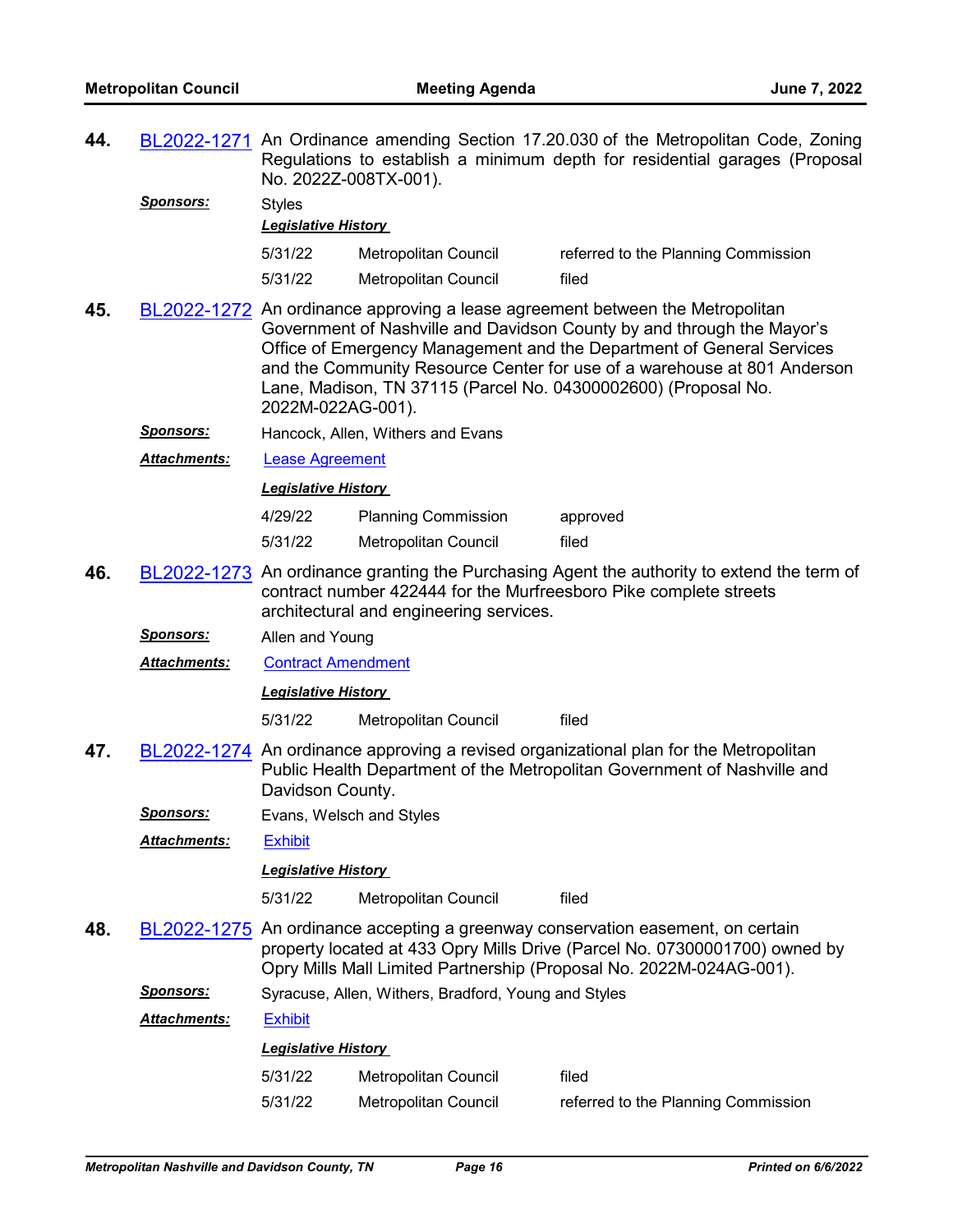**44.** BL2022-1271 An Ordinance amending Section 17.20.030 of the Metropolitan Code, Zoning Regulations to establish a minimum depth for residential garages (Proposal No. 2022Z-008TX-001).

***Sponsors:*** Styles

***Legislative History***

| | | |
|---|---|---|
| 5/31/22 | Metropolitan Council | referred to the Planning Commission |
| 5/31/22 | Metropolitan Council | filed |

**45.** BL2022-1272 An ordinance approving a lease agreement between the Metropolitan Government of Nashville and Davidson County by and through the Mayor's Office of Emergency Management and the Department of General Services and the Community Resource Center for use of a warehouse at 801 Anderson Lane, Madison, TN 37115 (Parcel No. 04300002600) (Proposal No. 2022M-022AG-001).

***Sponsors:*** Hancock, Allen, Withers and Evans

***Attachments:*** Lease Agreement

***Legislative History***

| | | |
|---|---|---|
| 4/29/22 | Planning Commission | approved |
| 5/31/22 | Metropolitan Council | filed |

**46.** BL2022-1273 An ordinance granting the Purchasing Agent the authority to extend the term of contract number 422444 for the Murfreesboro Pike complete streets architectural and engineering services.

***Sponsors:*** Allen and Young

***Attachments:*** Contract Amendment

***Legislative History***

| | | |
|---|---|---|
| 5/31/22 | Metropolitan Council | filed |

**47.** BL2022-1274 An ordinance approving a revised organizational plan for the Metropolitan Public Health Department of the Metropolitan Government of Nashville and Davidson County.

***Sponsors:*** Evans, Welsch and Styles

***Attachments:*** Exhibit

***Legislative History***

| | | |
|---|---|---|
| 5/31/22 | Metropolitan Council | filed |

**48.** BL2022-1275 An ordinance accepting a greenway conservation easement, on certain property located at 433 Opry Mills Drive (Parcel No. 07300001700) owned by Opry Mills Mall Limited Partnership (Proposal No. 2022M-024AG-001).

***Sponsors:*** Syracuse, Allen, Withers, Bradford, Young and Styles

***Attachments:*** Exhibit

***Legislative History***

| | | |
|---|---|---|
| 5/31/22 | Metropolitan Council | filed |
| 5/31/22 | Metropolitan Council | referred to the Planning Commission |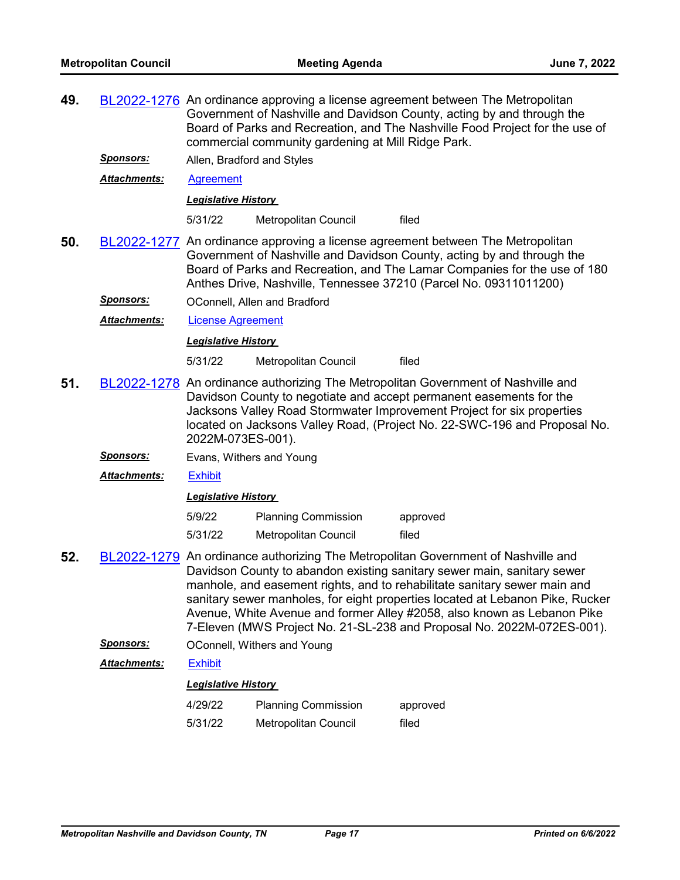**49.** BL2022-1276 An ordinance approving a license agreement between The Metropolitan Government of Nashville and Davidson County, acting by and through the Board of Parks and Recreation, and The Nashville Food Project for the use of commercial community gardening at Mill Ridge Park.

***Sponsors:*** Allen, Bradford and Styles

***Attachments:*** Agreement

***Legislative History***

| | | |
|---|---|---|
| 5/31/22 | Metropolitan Council | filed |

**50.** BL2022-1277 An ordinance approving a license agreement between The Metropolitan Government of Nashville and Davidson County, acting by and through the Board of Parks and Recreation, and The Lamar Companies for the use of 180 Anthes Drive, Nashville, Tennessee 37210 (Parcel No. 09311011200)

***Sponsors:*** OConnell, Allen and Bradford

***Attachments:*** License Agreement

***Legislative History***

| | | |
|---|---|---|
| 5/31/22 | Metropolitan Council | filed |

**51.** BL2022-1278 An ordinance authorizing The Metropolitan Government of Nashville and Davidson County to negotiate and accept permanent easements for the Jacksons Valley Road Stormwater Improvement Project for six properties located on Jacksons Valley Road, (Project No. 22-SWC-196 and Proposal No. 2022M-073ES-001).

***Sponsors:*** Evans, Withers and Young

***Attachments:*** Exhibit

***Legislative History***

| | | |
|---|---|---|
| 5/9/22 | Planning Commission | approved |
| 5/31/22 | Metropolitan Council | filed |

**52.** BL2022-1279 An ordinance authorizing The Metropolitan Government of Nashville and Davidson County to abandon existing sanitary sewer main, sanitary sewer manhole, and easement rights, and to rehabilitate sanitary sewer main and sanitary sewer manholes, for eight properties located at Lebanon Pike, Rucker Avenue, White Avenue and former Alley #2058, also known as Lebanon Pike 7-Eleven (MWS Project No. 21-SL-238 and Proposal No. 2022M-072ES-001).

***Sponsors:*** OConnell, Withers and Young

***Attachments:*** Exhibit

***Legislative History***

| | | |
|---|---|---|
| 4/29/22 | Planning Commission | approved |
| 5/31/22 | Metropolitan Council | filed |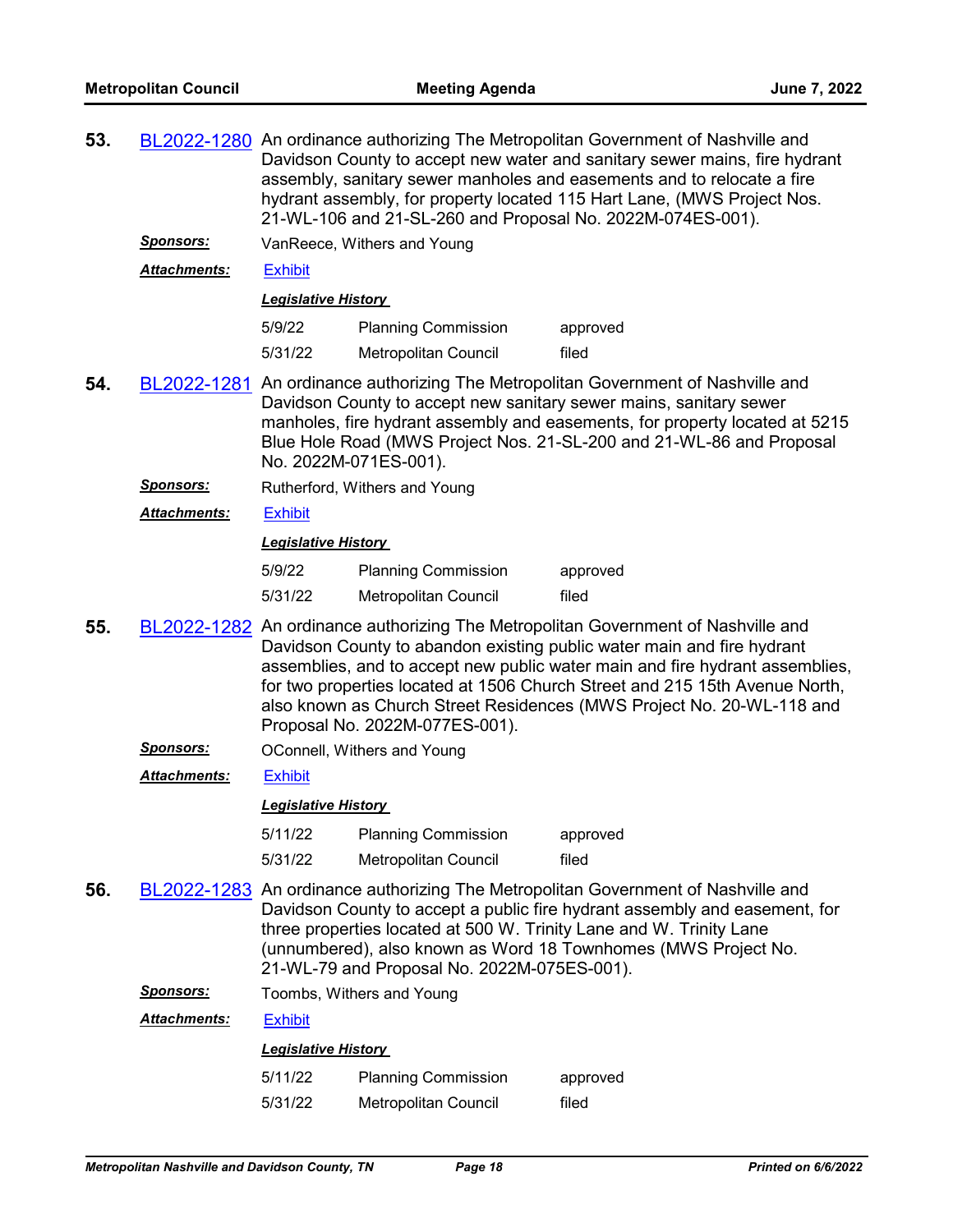**53.** BL2022-1280 An ordinance authorizing The Metropolitan Government of Nashville and Davidson County to accept new water and sanitary sewer mains, fire hydrant assembly, sanitary sewer manholes and easements and to relocate a fire hydrant assembly, for property located 115 Hart Lane, (MWS Project Nos. 21-WL-106 and 21-SL-260 and Proposal No. 2022M-074ES-001).

***Sponsors:*** VanReece, Withers and Young

***Attachments:*** Exhibit

***Legislative History***

| | | |
|---|---|---|
| 5/9/22 | Planning Commission | approved |
| 5/31/22 | Metropolitan Council | filed |

**54.** BL2022-1281 An ordinance authorizing The Metropolitan Government of Nashville and Davidson County to accept new sanitary sewer mains, sanitary sewer manholes, fire hydrant assembly and easements, for property located at 5215 Blue Hole Road (MWS Project Nos. 21-SL-200 and 21-WL-86 and Proposal No. 2022M-071ES-001).

***Sponsors:*** Rutherford, Withers and Young

***Attachments:*** Exhibit

***Legislative History***

| | | |
|---|---|---|
| 5/9/22 | Planning Commission | approved |
| 5/31/22 | Metropolitan Council | filed |

**55.** BL2022-1282 An ordinance authorizing The Metropolitan Government of Nashville and Davidson County to abandon existing public water main and fire hydrant assemblies, and to accept new public water main and fire hydrant assemblies, for two properties located at 1506 Church Street and 215 15th Avenue North, also known as Church Street Residences (MWS Project No. 20-WL-118 and Proposal No. 2022M-077ES-001).

***Sponsors:*** OConnell, Withers and Young

***Attachments:*** Exhibit

***Legislative History***

| | | |
|---|---|---|
| 5/11/22 | Planning Commission | approved |
| 5/31/22 | Metropolitan Council | filed |

**56.** BL2022-1283 An ordinance authorizing The Metropolitan Government of Nashville and Davidson County to accept a public fire hydrant assembly and easement, for three properties located at 500 W. Trinity Lane and W. Trinity Lane (unnumbered), also known as Word 18 Townhomes (MWS Project No. 21-WL-79 and Proposal No. 2022M-075ES-001).

***Sponsors:*** Toombs, Withers and Young

***Attachments:*** Exhibit

***Legislative History***

| | | |
|---|---|---|
| 5/11/22 | Planning Commission | approved |
| 5/31/22 | Metropolitan Council | filed |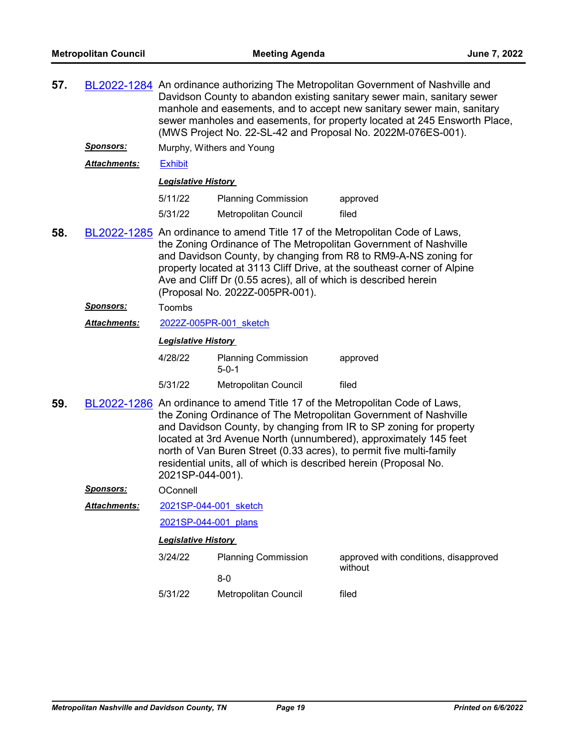**57.** BL2022-1284 An ordinance authorizing The Metropolitan Government of Nashville and Davidson County to abandon existing sanitary sewer main, sanitary sewer manhole and easements, and to accept new sanitary sewer main, sanitary sewer manholes and easements, for property located at 245 Ensworth Place, (MWS Project No. 22-SL-42 and Proposal No. 2022M-076ES-001).

***Sponsors:*** Murphy, Withers and Young

***Attachments:*** Exhibit

***Legislative History***

| | | |
|---|---|---|
| 5/11/22 | Planning Commission | approved |
| 5/31/22 | Metropolitan Council | filed |

**58.** BL2022-1285 An ordinance to amend Title 17 of the Metropolitan Code of Laws, the Zoning Ordinance of The Metropolitan Government of Nashville and Davidson County, by changing from R8 to RM9-A-NS zoning for property located at 3113 Cliff Drive, at the southeast corner of Alpine Ave and Cliff Dr (0.55 acres), all of which is described herein (Proposal No. 2022Z-005PR-001).

***Sponsors:*** Toombs

***Attachments:*** 2022Z-005PR-001_sketch

***Legislative History***

| | | |
|---|---|---|
| 4/28/22 | Planning Commission 5-0-1 | approved |
| 5/31/22 | Metropolitan Council | filed |

**59.** BL2022-1286 An ordinance to amend Title 17 of the Metropolitan Code of Laws, the Zoning Ordinance of The Metropolitan Government of Nashville and Davidson County, by changing from IR to SP zoning for property located at 3rd Avenue North (unnumbered), approximately 145 feet north of Van Buren Street (0.33 acres), to permit five multi-family residential units, all of which is described herein (Proposal No. 2021SP-044-001).

***Sponsors:*** OConnell

***Attachments:*** 2021SP-044-001_sketch

2021SP-044-001_plans

***Legislative History***

| | | |
|---|---|---|
| 3/24/22 | Planning Commission 8-0 | approved with conditions, disapproved without |
| 5/31/22 | Metropolitan Council | filed |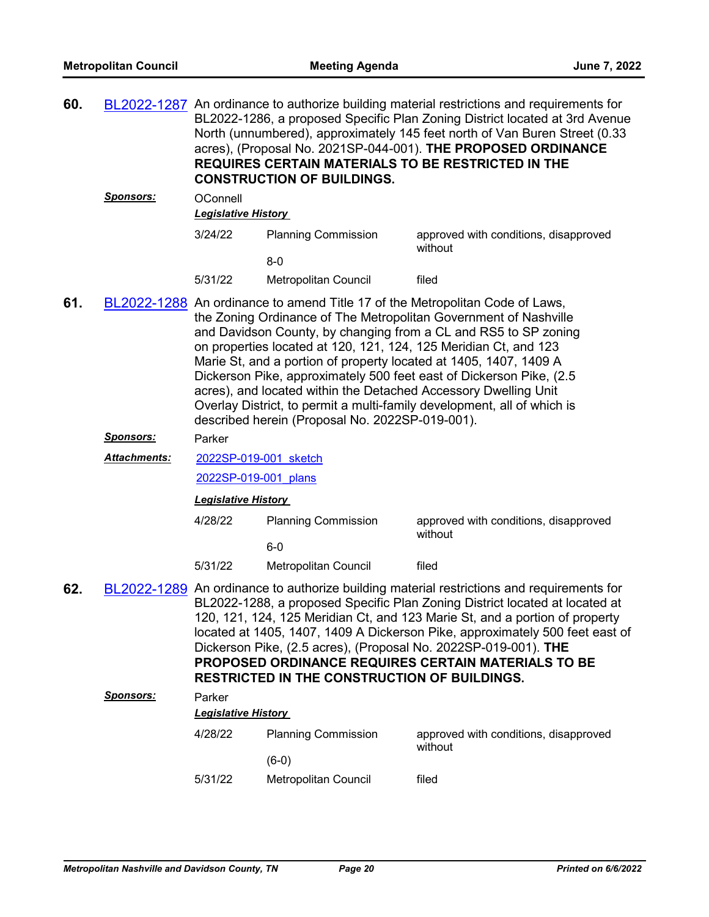**60.** BL2022-1287 An ordinance to authorize building material restrictions and requirements for BL2022-1286, a proposed Specific Plan Zoning District located at 3rd Avenue North (unnumbered), approximately 145 feet north of Van Buren Street (0.33 acres), (Proposal No. 2021SP-044-001). **THE PROPOSED ORDINANCE REQUIRES CERTAIN MATERIALS TO BE RESTRICTED IN THE CONSTRUCTION OF BUILDINGS.**

***Sponsors:*** OConnell

***Legislative History***

| | | |
|---|---|---|
| 3/24/22 | Planning Commission | approved with conditions, disapproved without |
| | 8-0 | |
| 5/31/22 | Metropolitan Council | filed |

**61.** BL2022-1288 An ordinance to amend Title 17 of the Metropolitan Code of Laws, the Zoning Ordinance of The Metropolitan Government of Nashville and Davidson County, by changing from a CL and RS5 to SP zoning on properties located at 120, 121, 124, 125 Meridian Ct, and 123 Marie St, and a portion of property located at 1405, 1407, 1409 A Dickerson Pike, approximately 500 feet east of Dickerson Pike, (2.5 acres), and located within the Detached Accessory Dwelling Unit Overlay District, to permit a multi-family development, all of which is described herein (Proposal No. 2022SP-019-001).

***Sponsors:*** Parker

***Attachments:*** 2022SP-019-001_sketch
2022SP-019-001_plans

***Legislative History***

| | | |
|---|---|---|
| 4/28/22 | Planning Commission | approved with conditions, disapproved without |
| | 6-0 | |
| 5/31/22 | Metropolitan Council | filed |

**62.** BL2022-1289 An ordinance to authorize building material restrictions and requirements for BL2022-1288, a proposed Specific Plan Zoning District located at located at 120, 121, 124, 125 Meridian Ct, and 123 Marie St, and a portion of property located at 1405, 1407, 1409 A Dickerson Pike, approximately 500 feet east of Dickerson Pike, (2.5 acres), (Proposal No. 2022SP-019-001). **THE PROPOSED ORDINANCE REQUIRES CERTAIN MATERIALS TO BE RESTRICTED IN THE CONSTRUCTION OF BUILDINGS.**

***Sponsors:*** Parker

***Legislative History***

| | | |
|---|---|---|
| 4/28/22 | Planning Commission | approved with conditions, disapproved without |
| | (6-0) | |
| 5/31/22 | Metropolitan Council | filed |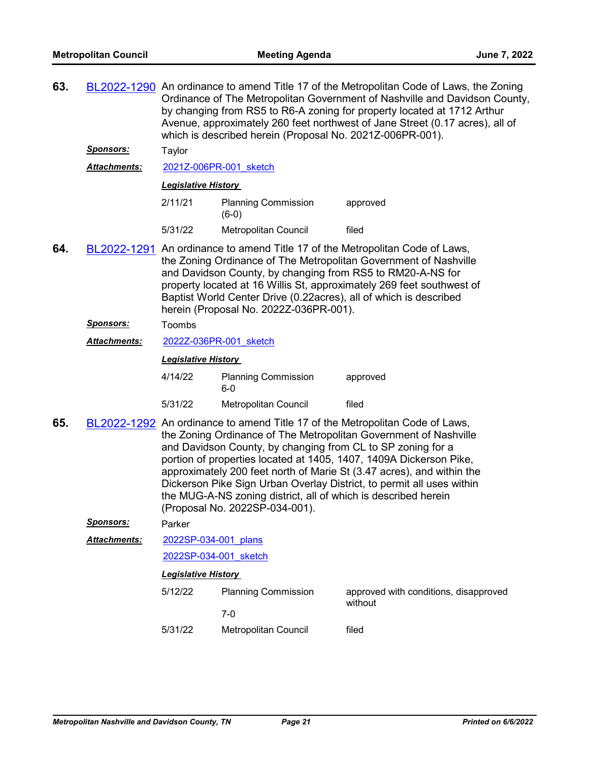**63.** BL2022-1290 An ordinance to amend Title 17 of the Metropolitan Code of Laws, the Zoning Ordinance of The Metropolitan Government of Nashville and Davidson County, by changing from RS5 to R6-A zoning for property located at 1712 Arthur Avenue, approximately 260 feet northwest of Jane Street (0.17 acres), all of which is described herein (Proposal No. 2021Z-006PR-001).

***Sponsors:*** Taylor

***Attachments:*** 2021Z-006PR-001_sketch

***Legislative History***

| | | |
|---|---|---|
| 2/11/21 | Planning Commission (6-0) | approved |
| 5/31/22 | Metropolitan Council | filed |

**64.** BL2022-1291 An ordinance to amend Title 17 of the Metropolitan Code of Laws, the Zoning Ordinance of The Metropolitan Government of Nashville and Davidson County, by changing from RS5 to RM20-A-NS for property located at 16 Willis St, approximately 269 feet southwest of Baptist World Center Drive (0.22acres), all of which is described herein (Proposal No. 2022Z-036PR-001).

***Sponsors:*** Toombs

***Attachments:*** 2022Z-036PR-001_sketch

***Legislative History***

| | | |
|---|---|---|
| 4/14/22 | Planning Commission 6-0 | approved |
| 5/31/22 | Metropolitan Council | filed |

**65.** BL2022-1292 An ordinance to amend Title 17 of the Metropolitan Code of Laws, the Zoning Ordinance of The Metropolitan Government of Nashville and Davidson County, by changing from CL to SP zoning for a portion of properties located at 1405, 1407, 1409A Dickerson Pike, approximately 200 feet north of Marie St (3.47 acres), and within the Dickerson Pike Sign Urban Overlay District, to permit all uses within the MUG-A-NS zoning district, all of which is described herein (Proposal No. 2022SP-034-001).

***Sponsors:*** Parker

***Attachments:*** 2022SP-034-001_plans
2022SP-034-001_sketch

***Legislative History***

| | | |
|---|---|---|
| 5/12/22 | Planning Commission 7-0 | approved with conditions, disapproved without |
| 5/31/22 | Metropolitan Council | filed |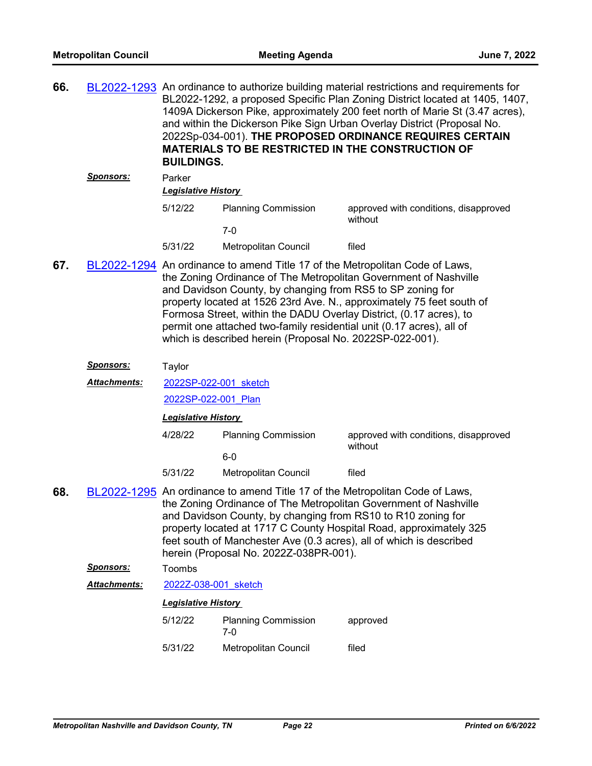**66.** BL2022-1293 An ordinance to authorize building material restrictions and requirements for BL2022-1292, a proposed Specific Plan Zoning District located at 1405, 1407, 1409A Dickerson Pike, approximately 200 feet north of Marie St (3.47 acres), and within the Dickerson Pike Sign Urban Overlay District (Proposal No. 2022Sp-034-001). **THE PROPOSED ORDINANCE REQUIRES CERTAIN MATERIALS TO BE RESTRICTED IN THE CONSTRUCTION OF BUILDINGS.**

***Sponsors:*** Parker

***Legislative History***

| | | |
|---|---|---|
| 5/12/22 | Planning Commission 7-0 | approved with conditions, disapproved without |
| 5/31/22 | Metropolitan Council | filed |

**67.** BL2022-1294 An ordinance to amend Title 17 of the Metropolitan Code of Laws, the Zoning Ordinance of The Metropolitan Government of Nashville and Davidson County, by changing from RS5 to SP zoning for property located at 1526 23rd Ave. N., approximately 75 feet south of Formosa Street, within the DADU Overlay District, (0.17 acres), to permit one attached two-family residential unit (0.17 acres), all of which is described herein (Proposal No. 2022SP-022-001).

***Sponsors:*** Taylor

***Attachments:*** 2022SP-022-001_sketch
2022SP-022-001_Plan

***Legislative History***

| | | |
|---|---|---|
| 4/28/22 | Planning Commission 6-0 | approved with conditions, disapproved without |
| 5/31/22 | Metropolitan Council | filed |

**68.** BL2022-1295 An ordinance to amend Title 17 of the Metropolitan Code of Laws, the Zoning Ordinance of The Metropolitan Government of Nashville and Davidson County, by changing from RS10 to R10 zoning for property located at 1717 C County Hospital Road, approximately 325 feet south of Manchester Ave (0.3 acres), all of which is described herein (Proposal No. 2022Z-038PR-001).

***Sponsors:*** Toombs

***Attachments:*** 2022Z-038-001_sketch

***Legislative History***

| | | |
|---|---|---|
| 5/12/22 | Planning Commission 7-0 | approved |
| 5/31/22 | Metropolitan Council | filed |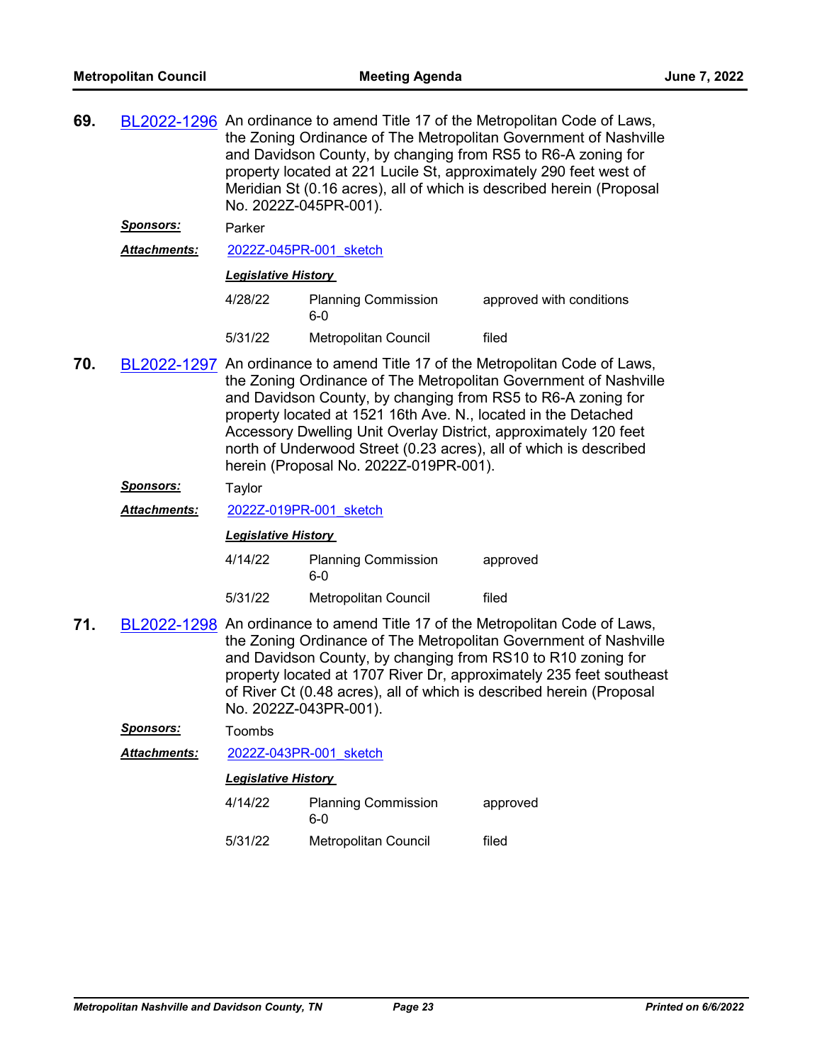**69.** BL2022-1296 An ordinance to amend Title 17 of the Metropolitan Code of Laws, the Zoning Ordinance of The Metropolitan Government of Nashville and Davidson County, by changing from RS5 to R6-A zoning for property located at 221 Lucile St, approximately 290 feet west of Meridian St (0.16 acres), all of which is described herein (Proposal No. 2022Z-045PR-001).

***Sponsors:*** Parker

***Attachments:*** 2022Z-045PR-001_sketch

***Legislative History***

| | | |
|---|---|---|
| 4/28/22 | Planning Commission 6-0 | approved with conditions |
| 5/31/22 | Metropolitan Council | filed |

**70.** BL2022-1297 An ordinance to amend Title 17 of the Metropolitan Code of Laws, the Zoning Ordinance of The Metropolitan Government of Nashville and Davidson County, by changing from RS5 to R6-A zoning for property located at 1521 16th Ave. N., located in the Detached Accessory Dwelling Unit Overlay District, approximately 120 feet north of Underwood Street (0.23 acres), all of which is described herein (Proposal No. 2022Z-019PR-001).

***Sponsors:*** Taylor

***Attachments:*** 2022Z-019PR-001_sketch

***Legislative History***

| | | |
|---|---|---|
| 4/14/22 | Planning Commission 6-0 | approved |
| 5/31/22 | Metropolitan Council | filed |

**71.** BL2022-1298 An ordinance to amend Title 17 of the Metropolitan Code of Laws, the Zoning Ordinance of The Metropolitan Government of Nashville and Davidson County, by changing from RS10 to R10 zoning for property located at 1707 River Dr, approximately 235 feet southeast of River Ct (0.48 acres), all of which is described herein (Proposal No. 2022Z-043PR-001).

***Sponsors:*** Toombs

***Attachments:*** 2022Z-043PR-001_sketch

***Legislative History***

| | | |
|---|---|---|
| 4/14/22 | Planning Commission 6-0 | approved |
| 5/31/22 | Metropolitan Council | filed |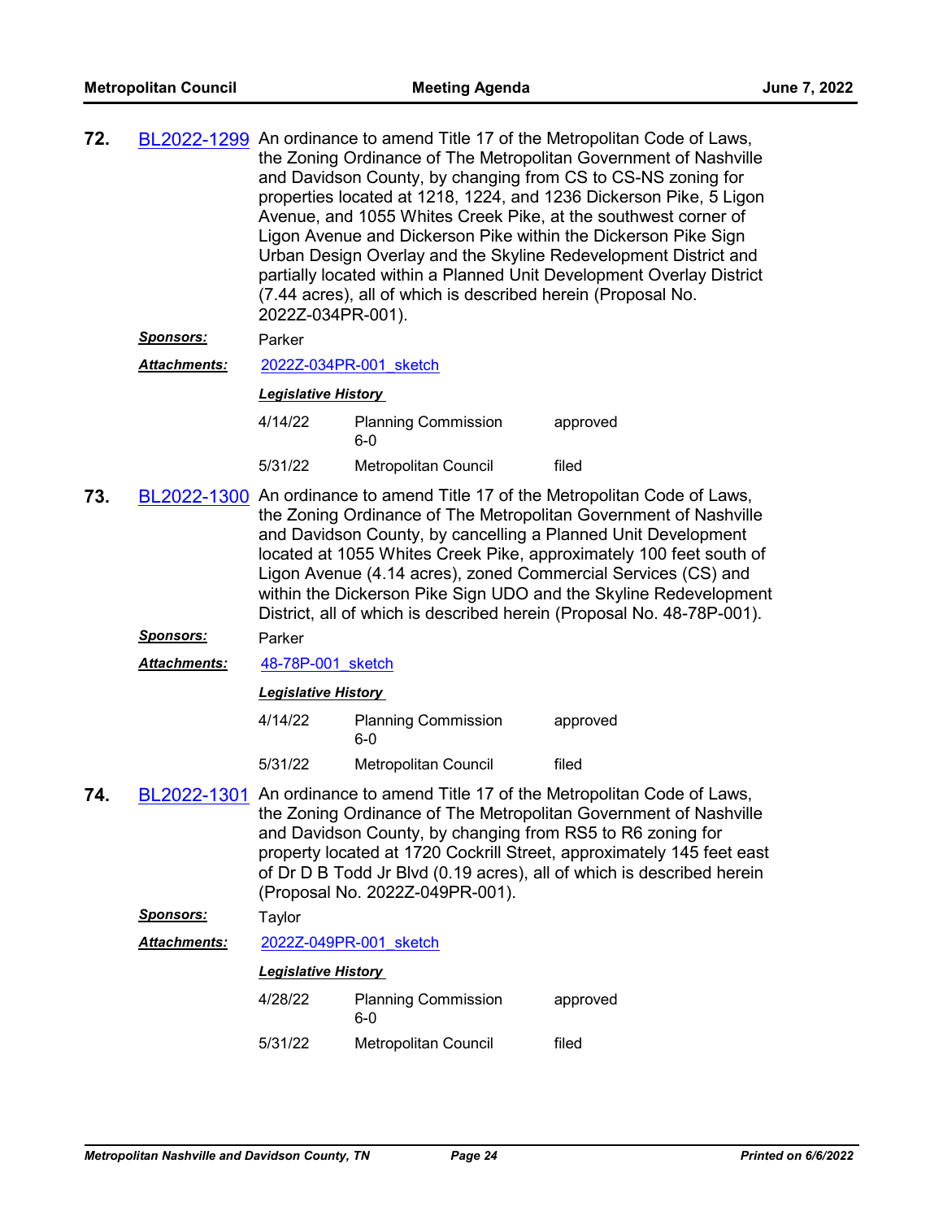**72.** BL2022-1299 An ordinance to amend Title 17 of the Metropolitan Code of Laws, the Zoning Ordinance of The Metropolitan Government of Nashville and Davidson County, by changing from CS to CS-NS zoning for properties located at 1218, 1224, and 1236 Dickerson Pike, 5 Ligon Avenue, and 1055 Whites Creek Pike, at the southwest corner of Ligon Avenue and Dickerson Pike within the Dickerson Pike Sign Urban Design Overlay and the Skyline Redevelopment District and partially located within a Planned Unit Development Overlay District (7.44 acres), all of which is described herein (Proposal No. 2022Z-034PR-001).

***Sponsors:*** Parker

***Attachments:*** 2022Z-034PR-001_sketch

***Legislative History***

| | | |
|---|---|---|
| 4/14/22 | Planning Commission 6-0 | approved |
| 5/31/22 | Metropolitan Council | filed |

**73.** BL2022-1300 An ordinance to amend Title 17 of the Metropolitan Code of Laws, the Zoning Ordinance of The Metropolitan Government of Nashville and Davidson County, by cancelling a Planned Unit Development located at 1055 Whites Creek Pike, approximately 100 feet south of Ligon Avenue (4.14 acres), zoned Commercial Services (CS) and within the Dickerson Pike Sign UDO and the Skyline Redevelopment District, all of which is described herein (Proposal No. 48-78P-001).

***Sponsors:*** Parker

***Attachments:*** 48-78P-001_sketch

***Legislative History***

| | | |
|---|---|---|
| 4/14/22 | Planning Commission 6-0 | approved |
| 5/31/22 | Metropolitan Council | filed |

**74.** BL2022-1301 An ordinance to amend Title 17 of the Metropolitan Code of Laws, the Zoning Ordinance of The Metropolitan Government of Nashville and Davidson County, by changing from RS5 to R6 zoning for property located at 1720 Cockrill Street, approximately 145 feet east of Dr D B Todd Jr Blvd (0.19 acres), all of which is described herein (Proposal No. 2022Z-049PR-001).

***Sponsors:*** Taylor

***Attachments:*** 2022Z-049PR-001_sketch

***Legislative History***

| | | |
|---|---|---|
| 4/28/22 | Planning Commission 6-0 | approved |
| 5/31/22 | Metropolitan Council | filed |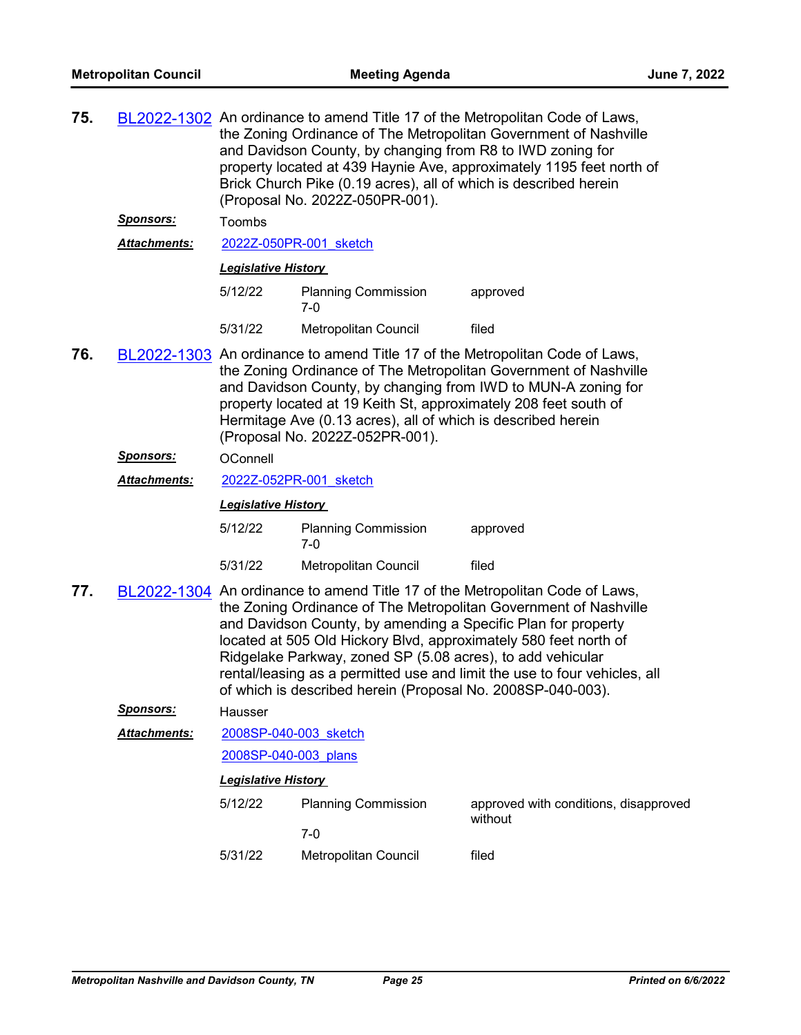**75.** BL2022-1302 An ordinance to amend Title 17 of the Metropolitan Code of Laws, the Zoning Ordinance of The Metropolitan Government of Nashville and Davidson County, by changing from R8 to IWD zoning for property located at 439 Haynie Ave, approximately 1195 feet north of Brick Church Pike (0.19 acres), all of which is described herein (Proposal No. 2022Z-050PR-001).

***Sponsors:*** Toombs

***Attachments:*** 2022Z-050PR-001_sketch

***Legislative History***

| | | |
|---|---|---|
| 5/12/22 | Planning Commission 7-0 | approved |
| 5/31/22 | Metropolitan Council | filed |

**76.** BL2022-1303 An ordinance to amend Title 17 of the Metropolitan Code of Laws, the Zoning Ordinance of The Metropolitan Government of Nashville and Davidson County, by changing from IWD to MUN-A zoning for property located at 19 Keith St, approximately 208 feet south of Hermitage Ave (0.13 acres), all of which is described herein (Proposal No. 2022Z-052PR-001).

***Sponsors:*** OConnell

***Attachments:*** 2022Z-052PR-001_sketch

***Legislative History***

| | | |
|---|---|---|
| 5/12/22 | Planning Commission 7-0 | approved |
| 5/31/22 | Metropolitan Council | filed |

**77.** BL2022-1304 An ordinance to amend Title 17 of the Metropolitan Code of Laws, the Zoning Ordinance of The Metropolitan Government of Nashville and Davidson County, by amending a Specific Plan for property located at 505 Old Hickory Blvd, approximately 580 feet north of Ridgelake Parkway, zoned SP (5.08 acres), to add vehicular rental/leasing as a permitted use and limit the use to four vehicles, all of which is described herein (Proposal No. 2008SP-040-003).

***Sponsors:*** Hausser

***Attachments:*** 2008SP-040-003_sketch

2008SP-040-003_plans

***Legislative History***

| | | |
|---|---|---|
| 5/12/22 | Planning Commission 7-0 | approved with conditions, disapproved without |
| 5/31/22 | Metropolitan Council | filed |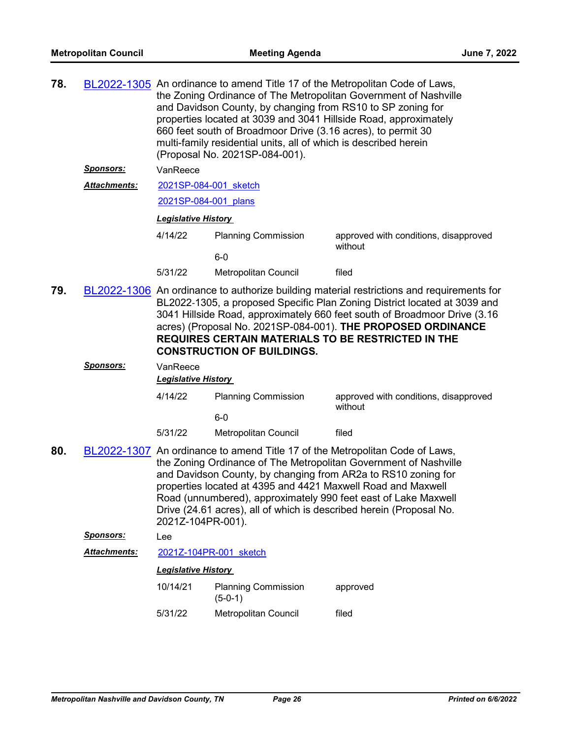**78.** BL2022-1305 An ordinance to amend Title 17 of the Metropolitan Code of Laws, the Zoning Ordinance of The Metropolitan Government of Nashville and Davidson County, by changing from RS10 to SP zoning for properties located at 3039 and 3041 Hillside Road, approximately 660 feet south of Broadmoor Drive (3.16 acres), to permit 30 multi-family residential units, all of which is described herein (Proposal No. 2021SP-084-001).

***Sponsors:*** VanReece

***Attachments:*** 2021SP-084-001_sketch

2021SP-084-001_plans

***Legislative History***

| | | |
|---|---|---|
| 4/14/22 | Planning Commission 6-0 | approved with conditions, disapproved without |
| 5/31/22 | Metropolitan Council | filed |

**79.** BL2022-1306 An ordinance to authorize building material restrictions and requirements for BL2022-1305, a proposed Specific Plan Zoning District located at 3039 and 3041 Hillside Road, approximately 660 feet south of Broadmoor Drive (3.16 acres) (Proposal No. 2021SP-084-001). **THE PROPOSED ORDINANCE REQUIRES CERTAIN MATERIALS TO BE RESTRICTED IN THE CONSTRUCTION OF BUILDINGS.**

***Sponsors:*** VanReece

***Legislative History***

| | | |
|---|---|---|
| 4/14/22 | Planning Commission 6-0 | approved with conditions, disapproved without |
| 5/31/22 | Metropolitan Council | filed |

**80.** BL2022-1307 An ordinance to amend Title 17 of the Metropolitan Code of Laws, the Zoning Ordinance of The Metropolitan Government of Nashville and Davidson County, by changing from AR2a to RS10 zoning for properties located at 4395 and 4421 Maxwell Road and Maxwell Road (unnumbered), approximately 990 feet east of Lake Maxwell Drive (24.61 acres), all of which is described herein (Proposal No. 2021Z-104PR-001).

***Sponsors:*** Lee

***Attachments:*** 2021Z-104PR-001_sketch

***Legislative History***

| | | |
|---|---|---|
| 10/14/21 | Planning Commission (5-0-1) | approved |
| 5/31/22 | Metropolitan Council | filed |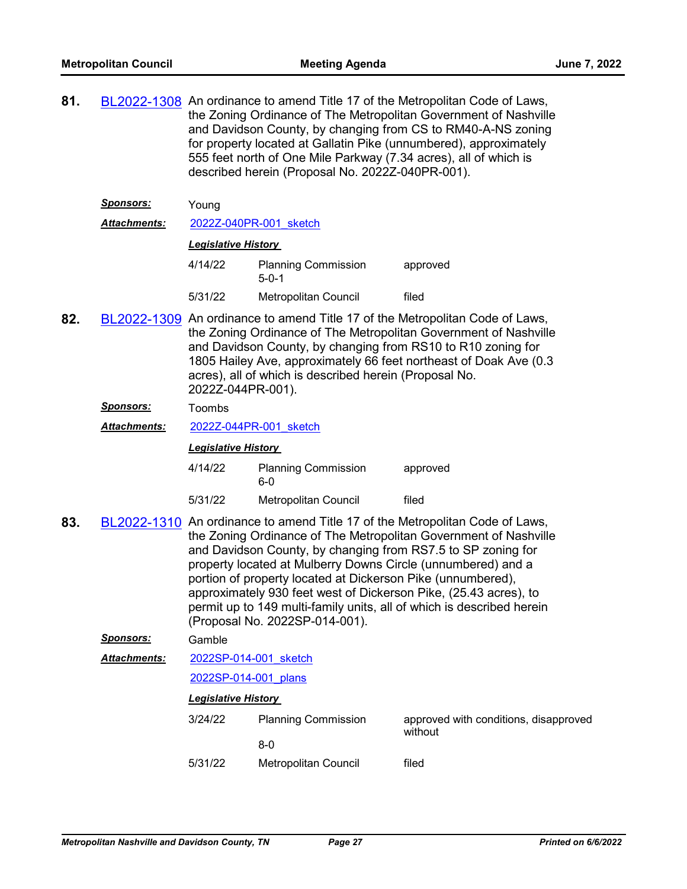**81.** BL2022-1308 An ordinance to amend Title 17 of the Metropolitan Code of Laws, the Zoning Ordinance of The Metropolitan Government of Nashville and Davidson County, by changing from CS to RM40-A-NS zoning for property located at Gallatin Pike (unnumbered), approximately 555 feet north of One Mile Parkway (7.34 acres), all of which is described herein (Proposal No. 2022Z-040PR-001).

***Sponsors:*** Young

***Attachments:*** 2022Z-040PR-001_sketch

***Legislative History***

| Date | Body | Action |
| --- | --- | --- |
| 4/14/22 | Planning Commission 5-0-1 | approved |
| 5/31/22 | Metropolitan Council | filed |

**82.** BL2022-1309 An ordinance to amend Title 17 of the Metropolitan Code of Laws, the Zoning Ordinance of The Metropolitan Government of Nashville and Davidson County, by changing from RS10 to R10 zoning for 1805 Hailey Ave, approximately 66 feet northeast of Doak Ave (0.3 acres), all of which is described herein (Proposal No. 2022Z-044PR-001).

***Sponsors:*** Toombs

***Attachments:*** 2022Z-044PR-001_sketch

***Legislative History***

| Date | Body | Action |
| --- | --- | --- |
| 4/14/22 | Planning Commission 6-0 | approved |
| 5/31/22 | Metropolitan Council | filed |

**83.** BL2022-1310 An ordinance to amend Title 17 of the Metropolitan Code of Laws, the Zoning Ordinance of The Metropolitan Government of Nashville and Davidson County, by changing from RS7.5 to SP zoning for property located at Mulberry Downs Circle (unnumbered) and a portion of property located at Dickerson Pike (unnumbered), approximately 930 feet west of Dickerson Pike, (25.43 acres), to permit up to 149 multi-family units, all of which is described herein (Proposal No. 2022SP-014-001).

***Sponsors:*** Gamble

***Attachments:*** 2022SP-014-001_sketch

2022SP-014-001_plans

***Legislative History***

| Date | Body | Action |
| --- | --- | --- |
| 3/24/22 | Planning Commission 8-0 | approved with conditions, disapproved without |
| 5/31/22 | Metropolitan Council | filed |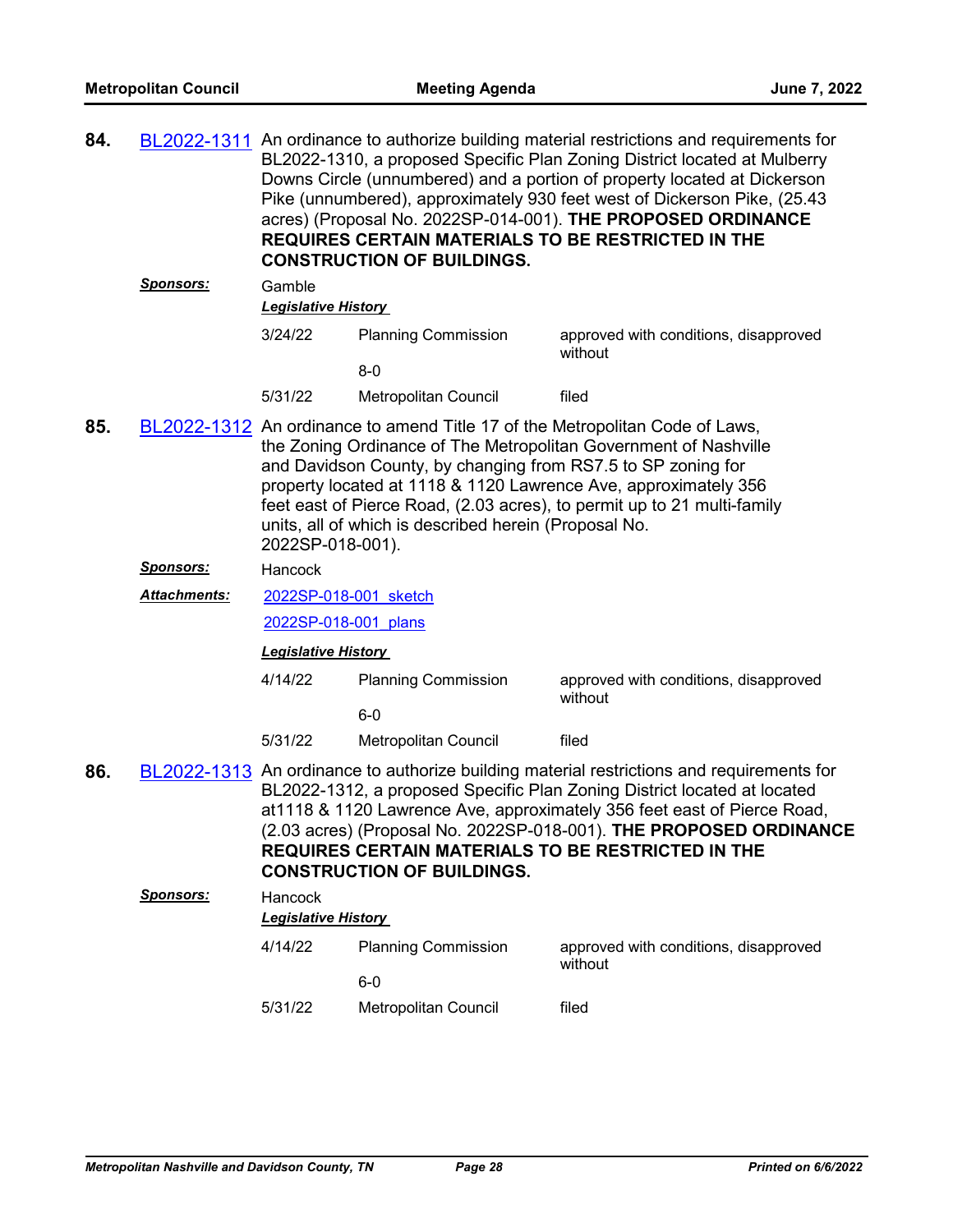**84.** BL2022-1311 An ordinance to authorize building material restrictions and requirements for BL2022-1310, a proposed Specific Plan Zoning District located at Mulberry Downs Circle (unnumbered) and a portion of property located at Dickerson Pike (unnumbered), approximately 930 feet west of Dickerson Pike, (25.43 acres) (Proposal No. 2022SP-014-001). **THE PROPOSED ORDINANCE REQUIRES CERTAIN MATERIALS TO BE RESTRICTED IN THE CONSTRUCTION OF BUILDINGS.**

***Sponsors:*** Gamble

***Legislative History***

| | | |
|---|---|---|
| 3/24/22 | Planning Commission | approved with conditions, disapproved without |
| | 8-0 | |
| 5/31/22 | Metropolitan Council | filed |

**85.** BL2022-1312 An ordinance to amend Title 17 of the Metropolitan Code of Laws, the Zoning Ordinance of The Metropolitan Government of Nashville and Davidson County, by changing from RS7.5 to SP zoning for property located at 1118 & 1120 Lawrence Ave, approximately 356 feet east of Pierce Road, (2.03 acres), to permit up to 21 multi-family units, all of which is described herein (Proposal No. 2022SP-018-001).

***Sponsors:*** Hancock

***Attachments:*** 2022SP-018-001_sketch

2022SP-018-001_plans

***Legislative History***

| | | |
|---|---|---|
| 4/14/22 | Planning Commission | approved with conditions, disapproved without |
| | 6-0 | |
| 5/31/22 | Metropolitan Council | filed |

**86.** BL2022-1313 An ordinance to authorize building material restrictions and requirements for BL2022-1312, a proposed Specific Plan Zoning District located at located at1118 & 1120 Lawrence Ave, approximately 356 feet east of Pierce Road, (2.03 acres) (Proposal No. 2022SP-018-001). **THE PROPOSED ORDINANCE REQUIRES CERTAIN MATERIALS TO BE RESTRICTED IN THE CONSTRUCTION OF BUILDINGS.**

***Sponsors:*** Hancock

***Legislative History***

| | | |
|---|---|---|
| 4/14/22 | Planning Commission | approved with conditions, disapproved without |
| | 6-0 | |
| 5/31/22 | Metropolitan Council | filed |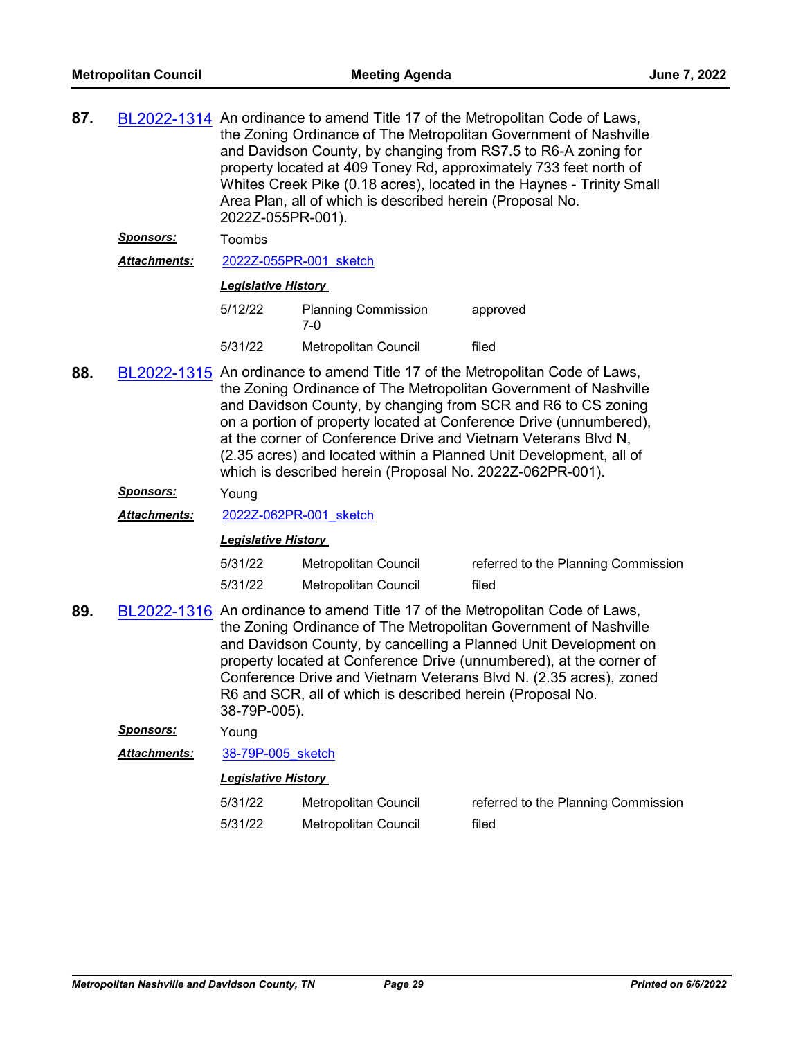**87.** BL2022-1314 An ordinance to amend Title 17 of the Metropolitan Code of Laws, the Zoning Ordinance of The Metropolitan Government of Nashville and Davidson County, by changing from RS7.5 to R6-A zoning for property located at 409 Toney Rd, approximately 733 feet north of Whites Creek Pike (0.18 acres), located in the Haynes - Trinity Small Area Plan, all of which is described herein (Proposal No. 2022Z-055PR-001).

***Sponsors:*** Toombs

***Attachments:*** 2022Z-055PR-001_sketch

***Legislative History***

| | | |
|---|---|---|
| 5/12/22 | Planning Commission 7-0 | approved |
| 5/31/22 | Metropolitan Council | filed |

**88.** BL2022-1315 An ordinance to amend Title 17 of the Metropolitan Code of Laws, the Zoning Ordinance of The Metropolitan Government of Nashville and Davidson County, by changing from SCR and R6 to CS zoning on a portion of property located at Conference Drive (unnumbered), at the corner of Conference Drive and Vietnam Veterans Blvd N, (2.35 acres) and located within a Planned Unit Development, all of which is described herein (Proposal No. 2022Z-062PR-001).

***Sponsors:*** Young

***Attachments:*** 2022Z-062PR-001_sketch

***Legislative History***

| | | |
|---|---|---|
| 5/31/22 | Metropolitan Council | referred to the Planning Commission |
| 5/31/22 | Metropolitan Council | filed |

**89.** BL2022-1316 An ordinance to amend Title 17 of the Metropolitan Code of Laws, the Zoning Ordinance of The Metropolitan Government of Nashville and Davidson County, by cancelling a Planned Unit Development on property located at Conference Drive (unnumbered), at the corner of Conference Drive and Vietnam Veterans Blvd N. (2.35 acres), zoned R6 and SCR, all of which is described herein (Proposal No. 38-79P-005).

***Sponsors:*** Young

***Attachments:*** 38-79P-005_sketch

***Legislative History***

| | | |
|---|---|---|
| 5/31/22 | Metropolitan Council | referred to the Planning Commission |
| 5/31/22 | Metropolitan Council | filed |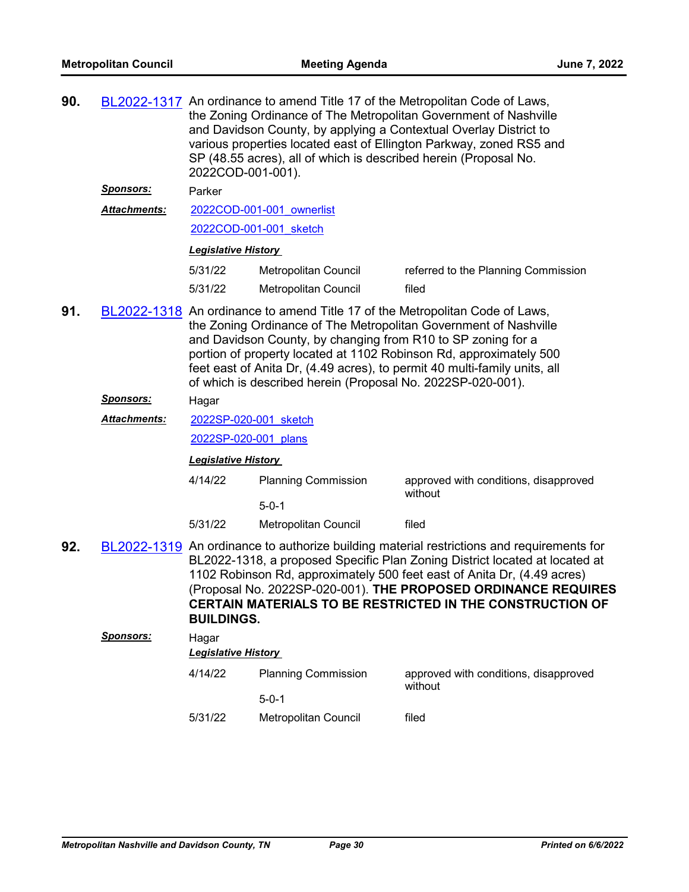**90.** BL2022-1317 An ordinance to amend Title 17 of the Metropolitan Code of Laws, the Zoning Ordinance of The Metropolitan Government of Nashville and Davidson County, by applying a Contextual Overlay District to various properties located east of Ellington Parkway, zoned RS5 and SP (48.55 acres), all of which is described herein (Proposal No. 2022COD-001-001).

***Sponsors:*** Parker

***Attachments:*** 2022COD-001-001_ownerlist

2022COD-001-001_sketch

***Legislative History***

| | | |
|---|---|---|
| 5/31/22 | Metropolitan Council | referred to the Planning Commission |
| 5/31/22 | Metropolitan Council | filed |

**91.** BL2022-1318 An ordinance to amend Title 17 of the Metropolitan Code of Laws, the Zoning Ordinance of The Metropolitan Government of Nashville and Davidson County, by changing from R10 to SP zoning for a portion of property located at 1102 Robinson Rd, approximately 500 feet east of Anita Dr, (4.49 acres), to permit 40 multi-family units, all of which is described herein (Proposal No. 2022SP-020-001).

***Sponsors:*** Hagar

***Attachments:*** 2022SP-020-001_sketch

2022SP-020-001_plans

***Legislative History***

| | | |
|---|---|---|
| 4/14/22 | Planning Commission 5-0-1 | approved with conditions, disapproved without |
| 5/31/22 | Metropolitan Council | filed |

**92.** BL2022-1319 An ordinance to authorize building material restrictions and requirements for BL2022-1318, a proposed Specific Plan Zoning District located at located at 1102 Robinson Rd, approximately 500 feet east of Anita Dr, (4.49 acres) (Proposal No. 2022SP-020-001). **THE PROPOSED ORDINANCE REQUIRES CERTAIN MATERIALS TO BE RESTRICTED IN THE CONSTRUCTION OF BUILDINGS.**

***Sponsors:*** Hagar

***Legislative History***

| | | |
|---|---|---|
| 4/14/22 | Planning Commission 5-0-1 | approved with conditions, disapproved without |
| 5/31/22 | Metropolitan Council | filed |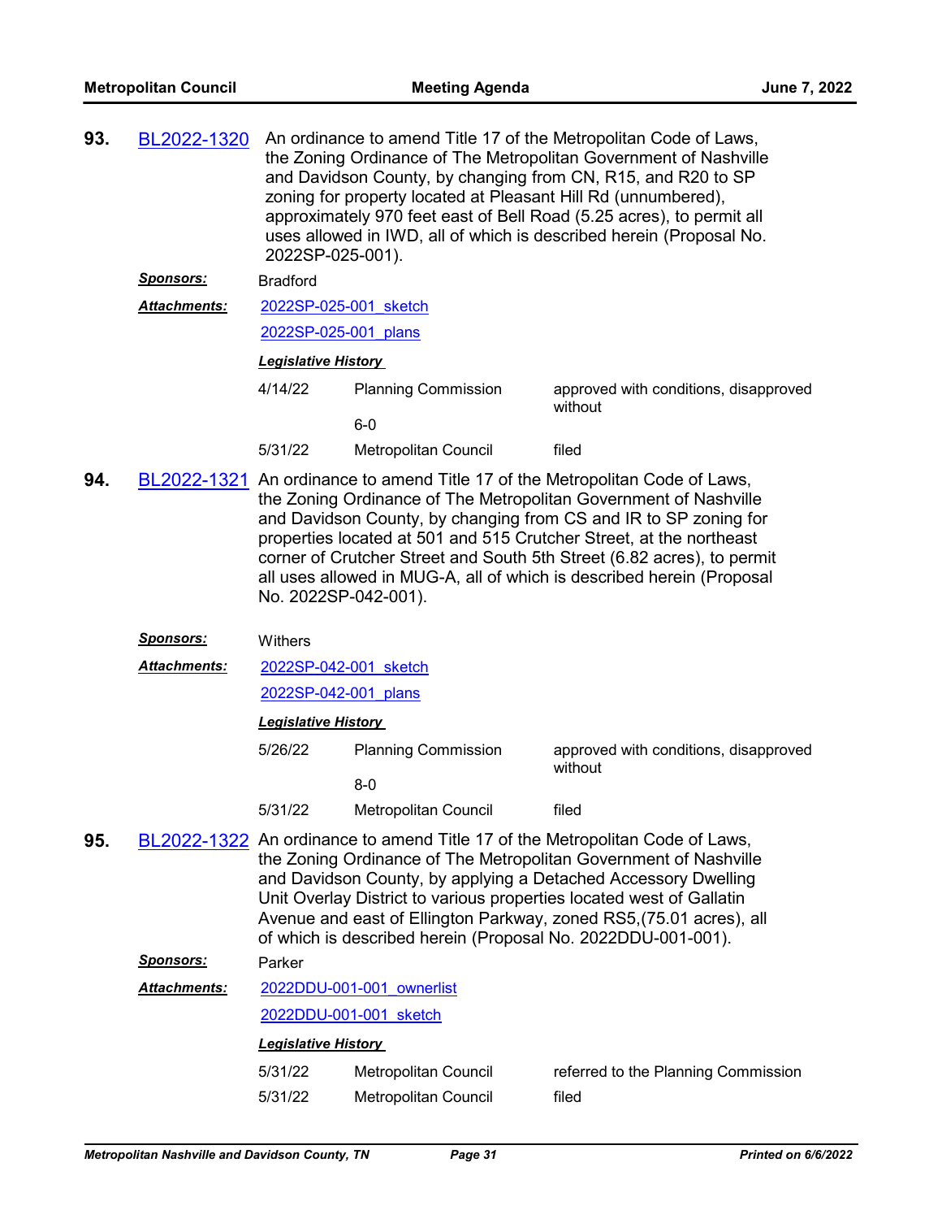**93.** BL2022-1320 An ordinance to amend Title 17 of the Metropolitan Code of Laws, the Zoning Ordinance of The Metropolitan Government of Nashville and Davidson County, by changing from CN, R15, and R20 to SP zoning for property located at Pleasant Hill Rd (unnumbered), approximately 970 feet east of Bell Road (5.25 acres), to permit all uses allowed in IWD, all of which is described herein (Proposal No. 2022SP-025-001).

***Sponsors:*** Bradford

***Attachments:*** 2022SP-025-001_sketch

2022SP-025-001_plans

***Legislative History***

| | | |
|---|---|---|
| 4/14/22 | Planning Commission<br>6-0 | approved with conditions, disapproved without |
| 5/31/22 | Metropolitan Council | filed |

**94.** BL2022-1321 An ordinance to amend Title 17 of the Metropolitan Code of Laws, the Zoning Ordinance of The Metropolitan Government of Nashville and Davidson County, by changing from CS and IR to SP zoning for properties located at 501 and 515 Crutcher Street, at the northeast corner of Crutcher Street and South 5th Street (6.82 acres), to permit all uses allowed in MUG-A, all of which is described herein (Proposal No. 2022SP-042-001).

***Sponsors:*** Withers

***Attachments:*** 2022SP-042-001_sketch

2022SP-042-001_plans

***Legislative History***

| | | |
|---|---|---|
| 5/26/22 | Planning Commission<br>8-0 | approved with conditions, disapproved without |
| 5/31/22 | Metropolitan Council | filed |

**95.** BL2022-1322 An ordinance to amend Title 17 of the Metropolitan Code of Laws, the Zoning Ordinance of The Metropolitan Government of Nashville and Davidson County, by applying a Detached Accessory Dwelling Unit Overlay District to various properties located west of Gallatin Avenue and east of Ellington Parkway, zoned RS5,(75.01 acres), all of which is described herein (Proposal No. 2022DDU-001-001).

***Sponsors:*** Parker

***Attachments:*** 2022DDU-001-001_ownerlist

2022DDU-001-001_sketch

***Legislative History***

| | | |
|---|---|---|
| 5/31/22 | Metropolitan Council | referred to the Planning Commission |
| 5/31/22 | Metropolitan Council | filed |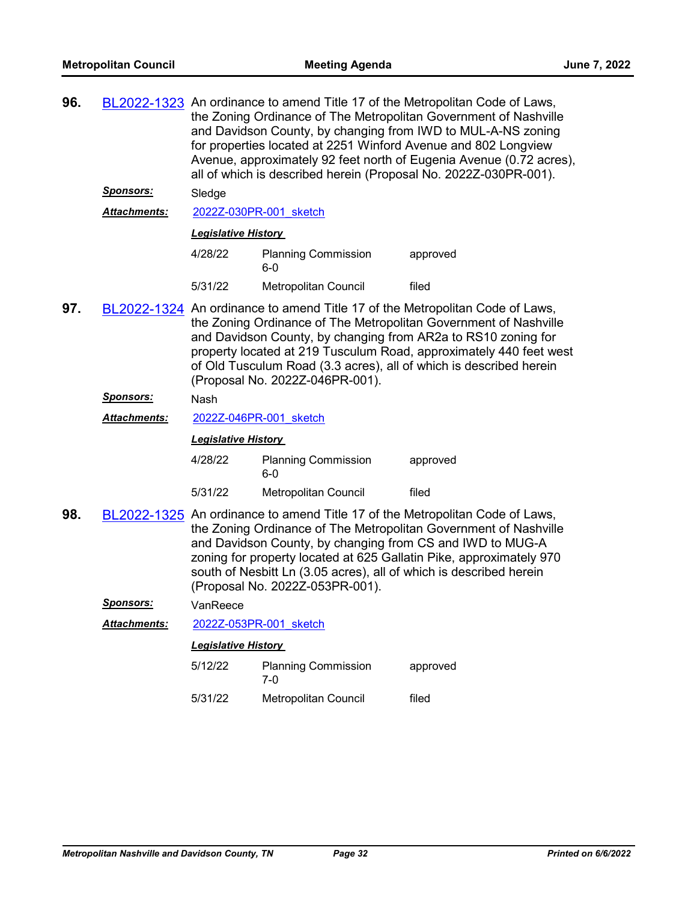**96.** BL2022-1323 An ordinance to amend Title 17 of the Metropolitan Code of Laws, the Zoning Ordinance of The Metropolitan Government of Nashville and Davidson County, by changing from IWD to MUL-A-NS zoning for properties located at 2251 Winford Avenue and 802 Longview Avenue, approximately 92 feet north of Eugenia Avenue (0.72 acres), all of which is described herein (Proposal No. 2022Z-030PR-001).

***Sponsors:*** Sledge

***Attachments:*** 2022Z-030PR-001_sketch

***Legislative History***

| | | |
|---|---|---|
| 4/28/22 | Planning Commission 6-0 | approved |
| 5/31/22 | Metropolitan Council | filed |

**97.** BL2022-1324 An ordinance to amend Title 17 of the Metropolitan Code of Laws, the Zoning Ordinance of The Metropolitan Government of Nashville and Davidson County, by changing from AR2a to RS10 zoning for property located at 219 Tusculum Road, approximately 440 feet west of Old Tusculum Road (3.3 acres), all of which is described herein (Proposal No. 2022Z-046PR-001).

***Sponsors:*** Nash

***Attachments:*** 2022Z-046PR-001_sketch

***Legislative History***

| | | |
|---|---|---|
| 4/28/22 | Planning Commission 6-0 | approved |
| 5/31/22 | Metropolitan Council | filed |

**98.** BL2022-1325 An ordinance to amend Title 17 of the Metropolitan Code of Laws, the Zoning Ordinance of The Metropolitan Government of Nashville and Davidson County, by changing from CS and IWD to MUG-A zoning for property located at 625 Gallatin Pike, approximately 970 south of Nesbitt Ln (3.05 acres), all of which is described herein (Proposal No. 2022Z-053PR-001).

***Sponsors:*** VanReece

***Attachments:*** 2022Z-053PR-001_sketch

***Legislative History***

| | | |
|---|---|---|
| 5/12/22 | Planning Commission 7-0 | approved |
| 5/31/22 | Metropolitan Council | filed |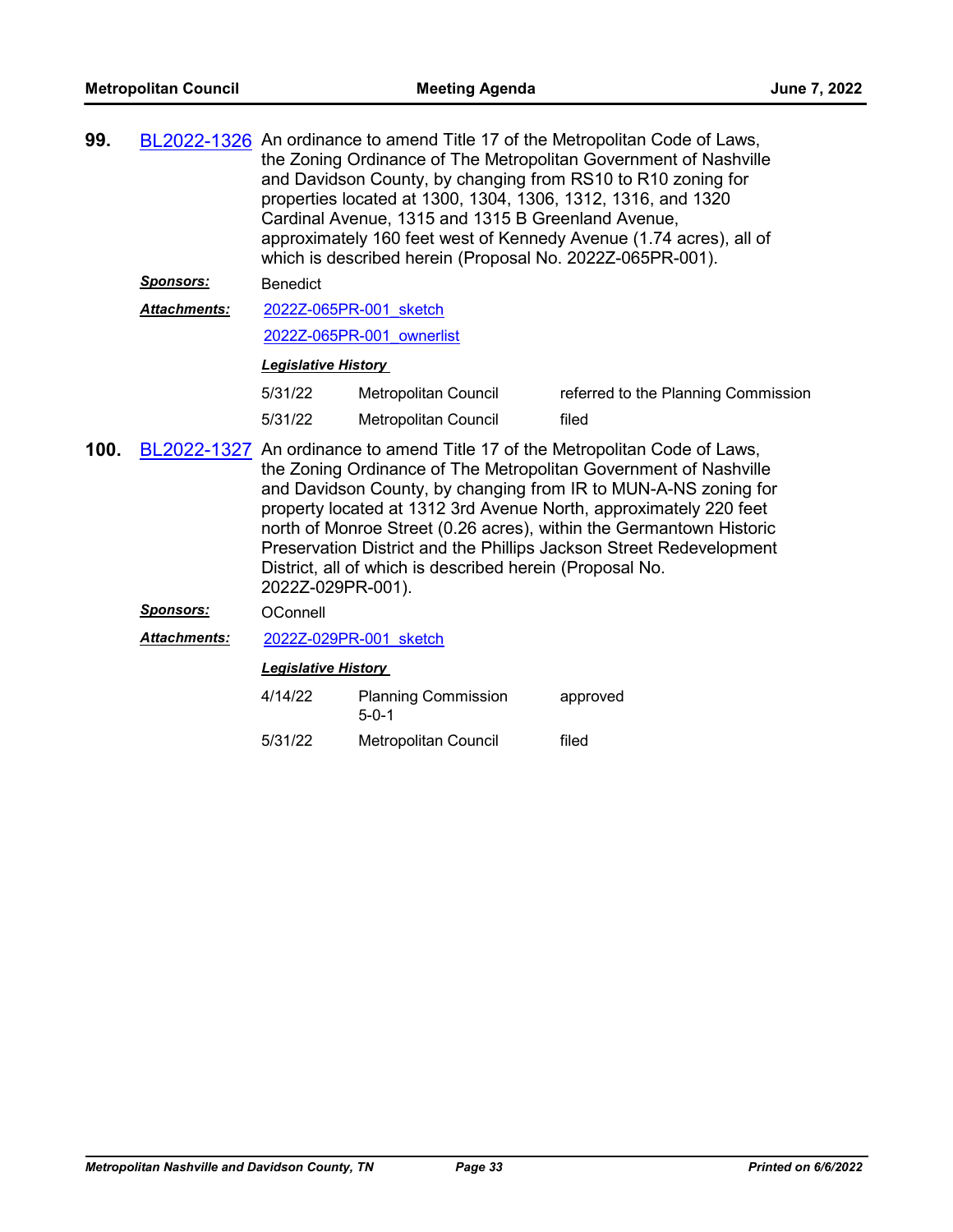**99.** BL2022-1326 An ordinance to amend Title 17 of the Metropolitan Code of Laws, the Zoning Ordinance of The Metropolitan Government of Nashville and Davidson County, by changing from RS10 to R10 zoning for properties located at 1300, 1304, 1306, 1312, 1316, and 1320 Cardinal Avenue, 1315 and 1315 B Greenland Avenue, approximately 160 feet west of Kennedy Avenue (1.74 acres), all of which is described herein (Proposal No. 2022Z-065PR-001).

***Sponsors:*** Benedict

***Attachments:*** 2022Z-065PR-001_sketch

2022Z-065PR-001_ownerlist

***Legislative History***

| | | |
|---|---|---|
| 5/31/22 | Metropolitan Council | referred to the Planning Commission |
| 5/31/22 | Metropolitan Council | filed |

**100.** BL2022-1327 An ordinance to amend Title 17 of the Metropolitan Code of Laws, the Zoning Ordinance of The Metropolitan Government of Nashville and Davidson County, by changing from IR to MUN-A-NS zoning for property located at 1312 3rd Avenue North, approximately 220 feet north of Monroe Street (0.26 acres), within the Germantown Historic Preservation District and the Phillips Jackson Street Redevelopment District, all of which is described herein (Proposal No. 2022Z-029PR-001).

***Sponsors:*** OConnell

***Attachments:*** 2022Z-029PR-001_sketch

***Legislative History***

| | | |
|---|---|---|
| 4/14/22 | Planning Commission 5-0-1 | approved |
| 5/31/22 | Metropolitan Council | filed |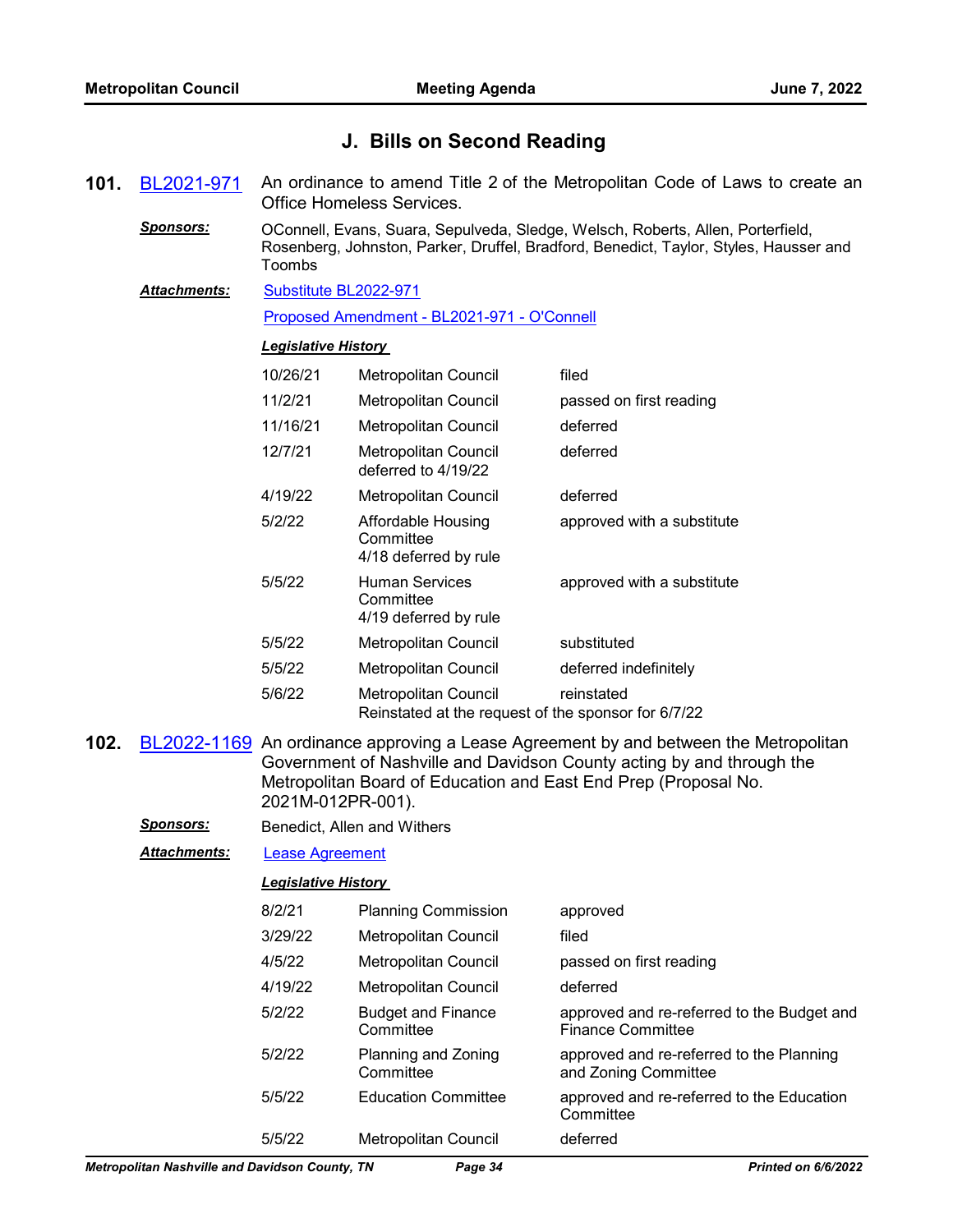## J. Bills on Second Reading

**101.** BL2021-971 An ordinance to amend Title 2 of the Metropolitan Code of Laws to create an Office Homeless Services.

***Sponsors:*** OConnell, Evans, Suara, Sepulveda, Sledge, Welsch, Roberts, Allen, Porterfield, Rosenberg, Johnston, Parker, Druffel, Bradford, Benedict, Taylor, Styles, Hausser and Toombs

***Attachments:*** Substitute BL2022-971

Proposed Amendment - BL2021-971 - O'Connell

***Legislative History***

| | | |
|---|---|---|
| 10/26/21 | Metropolitan Council | filed |
| 11/2/21 | Metropolitan Council | passed on first reading |
| 11/16/21 | Metropolitan Council | deferred |
| 12/7/21 | Metropolitan Council deferred to 4/19/22 | deferred |
| 4/19/22 | Metropolitan Council | deferred |
| 5/2/22 | Affordable Housing Committee 4/18 deferred by rule | approved with a substitute |
| 5/5/22 | Human Services Committee 4/19 deferred by rule | approved with a substitute |
| 5/5/22 | Metropolitan Council | substituted |
| 5/5/22 | Metropolitan Council | deferred indefinitely |
| 5/6/22 | Metropolitan Council | reinstated |

Reinstated at the request of the sponsor for 6/7/22

**102.** BL2022-1169 An ordinance approving a Lease Agreement by and between the Metropolitan Government of Nashville and Davidson County acting by and through the Metropolitan Board of Education and East End Prep (Proposal No. 2021M-012PR-001).

***Sponsors:*** Benedict, Allen and Withers

***Attachments:*** Lease Agreement

***Legislative History***

| | | |
|---|---|---|
| 8/2/21 | Planning Commission | approved |
| 3/29/22 | Metropolitan Council | filed |
| 4/5/22 | Metropolitan Council | passed on first reading |
| 4/19/22 | Metropolitan Council | deferred |
| 5/2/22 | Budget and Finance Committee | approved and re-referred to the Budget and Finance Committee |
| 5/2/22 | Planning and Zoning Committee | approved and re-referred to the Planning and Zoning Committee |
| 5/5/22 | Education Committee | approved and re-referred to the Education Committee |
| 5/5/22 | Metropolitan Council | deferred |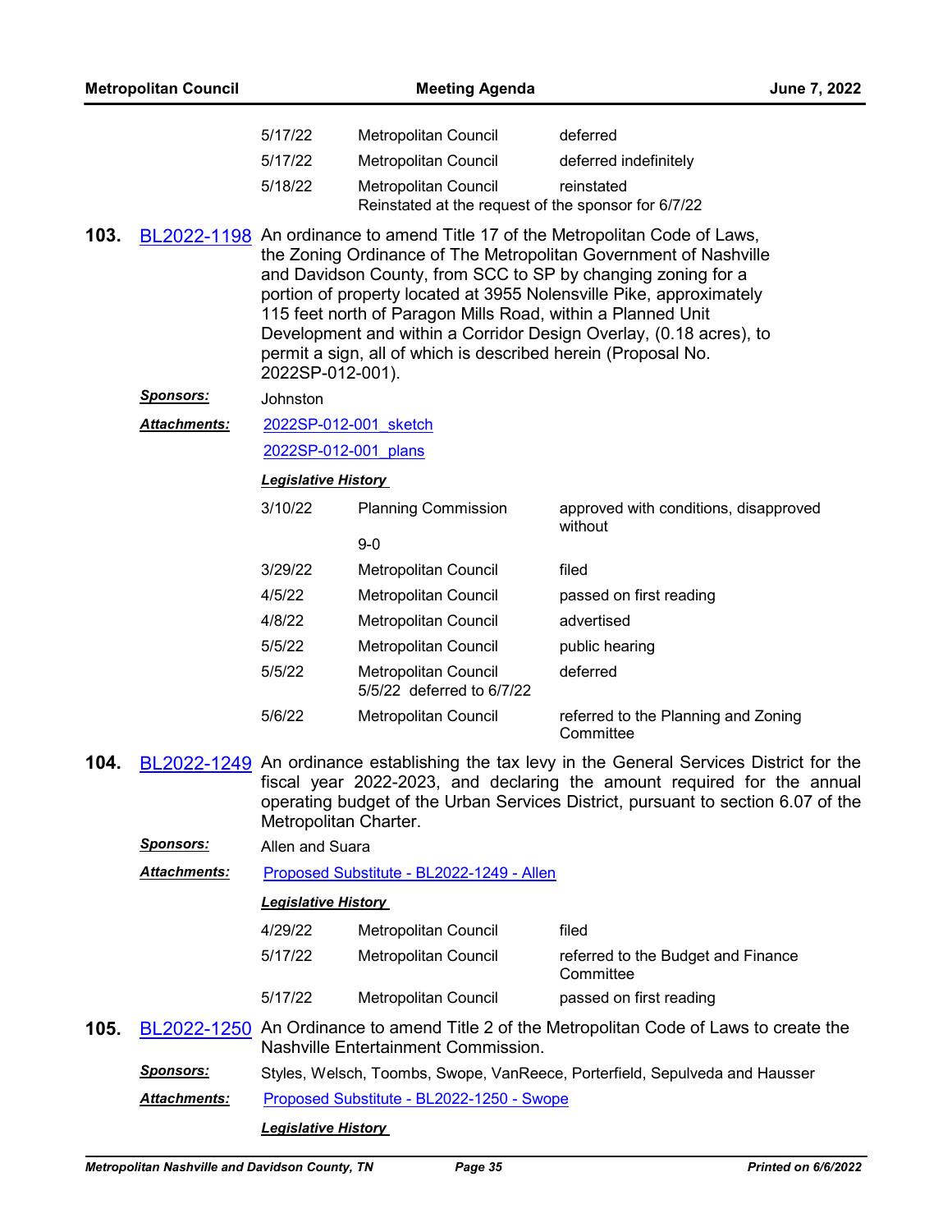| | | |
|---|---|---|
| 5/17/22 | Metropolitan Council | deferred |
| 5/17/22 | Metropolitan Council | deferred indefinitely |
| 5/18/22 | Metropolitan Council | reinstated |

Reinstated at the request of the sponsor for 6/7/22

**103.** BL2022-1198 An ordinance to amend Title 17 of the Metropolitan Code of Laws, the Zoning Ordinance of The Metropolitan Government of Nashville and Davidson County, from SCC to SP by changing zoning for a portion of property located at 3955 Nolensville Pike, approximately 115 feet north of Paragon Mills Road, within a Planned Unit Development and within a Corridor Design Overlay, (0.18 acres), to permit a sign, all of which is described herein (Proposal No. 2022SP-012-001).

***Sponsors:*** Johnston

***Attachments:*** 2022SP-012-001_sketch

2022SP-012-001_plans

***Legislative History***

| | | |
|---|---|---|
| 3/10/22 | Planning Commission<br>9-0 | approved with conditions, disapproved without |
| 3/29/22 | Metropolitan Council | filed |
| 4/5/22 | Metropolitan Council | passed on first reading |
| 4/8/22 | Metropolitan Council | advertised |
| 5/5/22 | Metropolitan Council | public hearing |
| 5/5/22 | Metropolitan Council<br>5/5/22 deferred to 6/7/22 | deferred |
| 5/6/22 | Metropolitan Council | referred to the Planning and Zoning Committee |

**104.** BL2022-1249 An ordinance establishing the tax levy in the General Services District for the fiscal year 2022-2023, and declaring the amount required for the annual operating budget of the Urban Services District, pursuant to section 6.07 of the Metropolitan Charter.

***Sponsors:*** Allen and Suara

***Attachments:*** Proposed Substitute - BL2022-1249 - Allen

***Legislative History***

| | | |
|---|---|---|
| 4/29/22 | Metropolitan Council | filed |
| 5/17/22 | Metropolitan Council | referred to the Budget and Finance Committee |
| 5/17/22 | Metropolitan Council | passed on first reading |

**105.** BL2022-1250 An Ordinance to amend Title 2 of the Metropolitan Code of Laws to create the Nashville Entertainment Commission.

***Sponsors:*** Styles, Welsch, Toombs, Swope, VanReece, Porterfield, Sepulveda and Hausser

***Attachments:*** Proposed Substitute - BL2022-1250 - Swope

***Legislative History***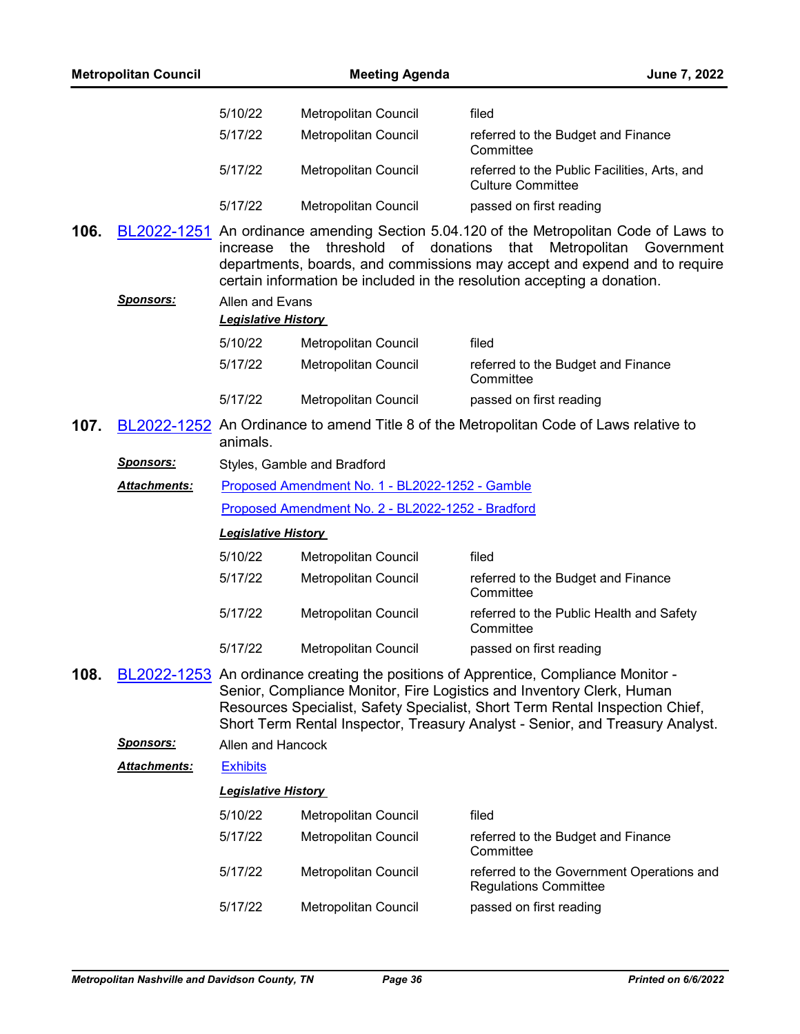| | | |
|---|---|---|
| 5/10/22 | Metropolitan Council | filed |
| 5/17/22 | Metropolitan Council | referred to the Budget and Finance Committee |
| 5/17/22 | Metropolitan Council | referred to the Public Facilities, Arts, and Culture Committee |
| 5/17/22 | Metropolitan Council | passed on first reading |

**106.** BL2022-1251 An ordinance amending Section 5.04.120 of the Metropolitan Code of Laws to increase the threshold of donations that Metropolitan Government departments, boards, and commissions may accept and expend and to require certain information be included in the resolution accepting a donation.

***Sponsors:*** Allen and Evans

***Legislative History***

| | | |
|---|---|---|
| 5/10/22 | Metropolitan Council | filed |
| 5/17/22 | Metropolitan Council | referred to the Budget and Finance Committee |
| 5/17/22 | Metropolitan Council | passed on first reading |

**107.** BL2022-1252 An Ordinance to amend Title 8 of the Metropolitan Code of Laws relative to animals.

***Sponsors:*** Styles, Gamble and Bradford

***Attachments:*** Proposed Amendment No. 1 - BL2022-1252 - Gamble

Proposed Amendment No. 2 - BL2022-1252 - Bradford

***Legislative History***

| | | |
|---|---|---|
| 5/10/22 | Metropolitan Council | filed |
| 5/17/22 | Metropolitan Council | referred to the Budget and Finance Committee |
| 5/17/22 | Metropolitan Council | referred to the Public Health and Safety Committee |
| 5/17/22 | Metropolitan Council | passed on first reading |

**108.** BL2022-1253 An ordinance creating the positions of Apprentice, Compliance Monitor - Senior, Compliance Monitor, Fire Logistics and Inventory Clerk, Human Resources Specialist, Safety Specialist, Short Term Rental Inspection Chief, Short Term Rental Inspector, Treasury Analyst - Senior, and Treasury Analyst.

***Sponsors:*** Allen and Hancock

***Attachments:*** Exhibits

***Legislative History***

| | | |
|---|---|---|
| 5/10/22 | Metropolitan Council | filed |
| 5/17/22 | Metropolitan Council | referred to the Budget and Finance Committee |
| 5/17/22 | Metropolitan Council | referred to the Government Operations and Regulations Committee |
| 5/17/22 | Metropolitan Council | passed on first reading |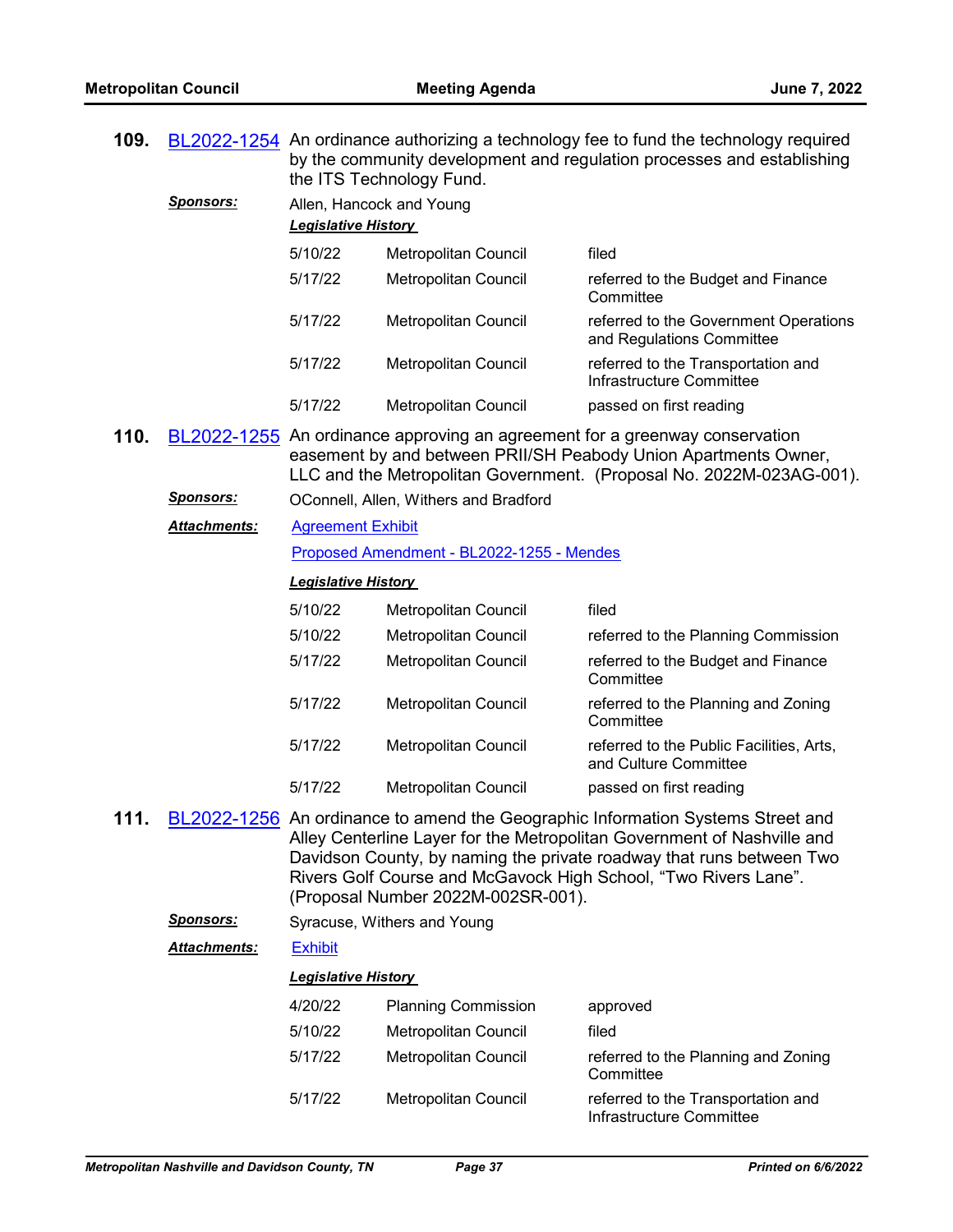**109.** BL2022-1254 An ordinance authorizing a technology fee to fund the technology required by the community development and regulation processes and establishing the ITS Technology Fund.

***Sponsors:*** Allen, Hancock and Young

***Legislative History***

| | | |
|---|---|---|
| 5/10/22 | Metropolitan Council | filed |
| 5/17/22 | Metropolitan Council | referred to the Budget and Finance Committee |
| 5/17/22 | Metropolitan Council | referred to the Government Operations and Regulations Committee |
| 5/17/22 | Metropolitan Council | referred to the Transportation and Infrastructure Committee |
| 5/17/22 | Metropolitan Council | passed on first reading |

**110.** BL2022-1255 An ordinance approving an agreement for a greenway conservation easement by and between PRII/SH Peabody Union Apartments Owner, LLC and the Metropolitan Government. (Proposal No. 2022M-023AG-001).

***Sponsors:*** OConnell, Allen, Withers and Bradford

***Attachments:*** Agreement Exhibit

Proposed Amendment - BL2022-1255 - Mendes

***Legislative History***

| | | |
|---|---|---|
| 5/10/22 | Metropolitan Council | filed |
| 5/10/22 | Metropolitan Council | referred to the Planning Commission |
| 5/17/22 | Metropolitan Council | referred to the Budget and Finance Committee |
| 5/17/22 | Metropolitan Council | referred to the Planning and Zoning Committee |
| 5/17/22 | Metropolitan Council | referred to the Public Facilities, Arts, and Culture Committee |
| 5/17/22 | Metropolitan Council | passed on first reading |

**111.** BL2022-1256 An ordinance to amend the Geographic Information Systems Street and Alley Centerline Layer for the Metropolitan Government of Nashville and Davidson County, by naming the private roadway that runs between Two Rivers Golf Course and McGavock High School, “Two Rivers Lane”. (Proposal Number 2022M-002SR-001).

***Sponsors:*** Syracuse, Withers and Young

***Attachments:*** Exhibit

***Legislative History***

| | | |
|---|---|---|
| 4/20/22 | Planning Commission | approved |
| 5/10/22 | Metropolitan Council | filed |
| 5/17/22 | Metropolitan Council | referred to the Planning and Zoning Committee |
| 5/17/22 | Metropolitan Council | referred to the Transportation and Infrastructure Committee |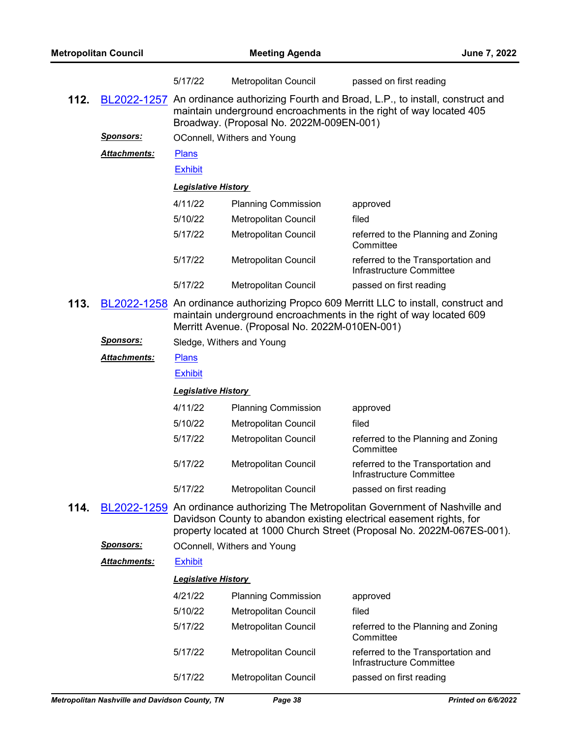| | | |
|---|---|---|
| 5/17/22 | Metropolitan Council | passed on first reading |

**112.** BL2022-1257 An ordinance authorizing Fourth and Broad, L.P., to install, construct and maintain underground encroachments in the right of way located 405 Broadway. (Proposal No. 2022M-009EN-001)

***Sponsors:*** OConnell, Withers and Young

***Attachments:*** Plans

Exhibit

***Legislative History***

| | | |
|---|---|---|
| 4/11/22 | Planning Commission | approved |
| 5/10/22 | Metropolitan Council | filed |
| 5/17/22 | Metropolitan Council | referred to the Planning and Zoning Committee |
| 5/17/22 | Metropolitan Council | referred to the Transportation and Infrastructure Committee |
| 5/17/22 | Metropolitan Council | passed on first reading |

**113.** BL2022-1258 An ordinance authorizing Propco 609 Merritt LLC to install, construct and maintain underground encroachments in the right of way located 609 Merritt Avenue. (Proposal No. 2022M-010EN-001)

***Sponsors:*** Sledge, Withers and Young

***Attachments:*** Plans

Exhibit

***Legislative History***

| | | |
|---|---|---|
| 4/11/22 | Planning Commission | approved |
| 5/10/22 | Metropolitan Council | filed |
| 5/17/22 | Metropolitan Council | referred to the Planning and Zoning Committee |
| 5/17/22 | Metropolitan Council | referred to the Transportation and Infrastructure Committee |
| 5/17/22 | Metropolitan Council | passed on first reading |

**114.** BL2022-1259 An ordinance authorizing The Metropolitan Government of Nashville and Davidson County to abandon existing electrical easement rights, for property located at 1000 Church Street (Proposal No. 2022M-067ES-001).

***Sponsors:*** OConnell, Withers and Young

***Attachments:*** Exhibit

***Legislative History***

| | | |
|---|---|---|
| 4/21/22 | Planning Commission | approved |
| 5/10/22 | Metropolitan Council | filed |
| 5/17/22 | Metropolitan Council | referred to the Planning and Zoning Committee |
| 5/17/22 | Metropolitan Council | referred to the Transportation and Infrastructure Committee |
| 5/17/22 | Metropolitan Council | passed on first reading |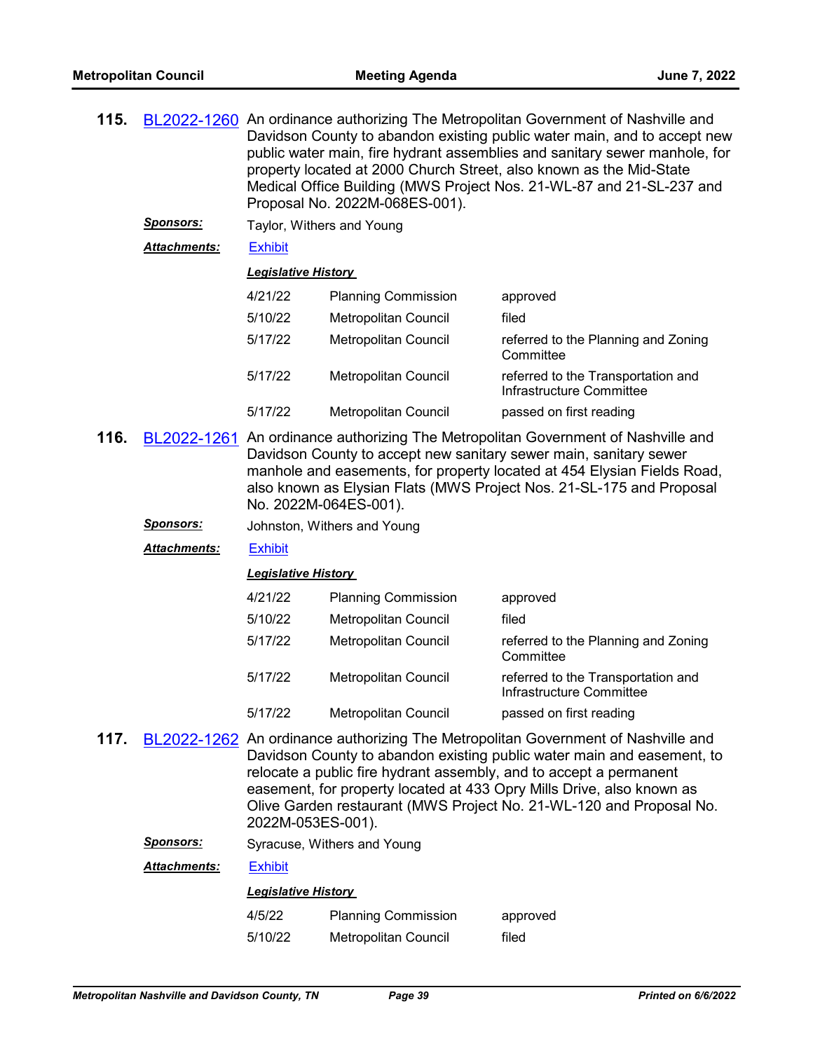**115.** BL2022-1260 An ordinance authorizing The Metropolitan Government of Nashville and Davidson County to abandon existing public water main, and to accept new public water main, fire hydrant assemblies and sanitary sewer manhole, for property located at 2000 Church Street, also known as the Mid-State Medical Office Building (MWS Project Nos. 21-WL-87 and 21-SL-237 and Proposal No. 2022M-068ES-001).

***Sponsors:*** Taylor, Withers and Young

***Attachments:*** Exhibit

***Legislative History***

| | | |
|---|---|---|
| 4/21/22 | Planning Commission | approved |
| 5/10/22 | Metropolitan Council | filed |
| 5/17/22 | Metropolitan Council | referred to the Planning and Zoning Committee |
| 5/17/22 | Metropolitan Council | referred to the Transportation and Infrastructure Committee |
| 5/17/22 | Metropolitan Council | passed on first reading |

**116.** BL2022-1261 An ordinance authorizing The Metropolitan Government of Nashville and Davidson County to accept new sanitary sewer main, sanitary sewer manhole and easements, for property located at 454 Elysian Fields Road, also known as Elysian Flats (MWS Project Nos. 21-SL-175 and Proposal No. 2022M-064ES-001).

***Sponsors:*** Johnston, Withers and Young

***Attachments:*** Exhibit

***Legislative History***

| | | |
|---|---|---|
| 4/21/22 | Planning Commission | approved |
| 5/10/22 | Metropolitan Council | filed |
| 5/17/22 | Metropolitan Council | referred to the Planning and Zoning Committee |
| 5/17/22 | Metropolitan Council | referred to the Transportation and Infrastructure Committee |
| 5/17/22 | Metropolitan Council | passed on first reading |

**117.** BL2022-1262 An ordinance authorizing The Metropolitan Government of Nashville and Davidson County to abandon existing public water main and easement, to relocate a public fire hydrant assembly, and to accept a permanent easement, for property located at 433 Opry Mills Drive, also known as Olive Garden restaurant (MWS Project No. 21-WL-120 and Proposal No. 2022M-053ES-001).

***Sponsors:*** Syracuse, Withers and Young

***Attachments:*** Exhibit

***Legislative History***

| | | |
|---|---|---|
| 4/5/22 | Planning Commission | approved |
| 5/10/22 | Metropolitan Council | filed |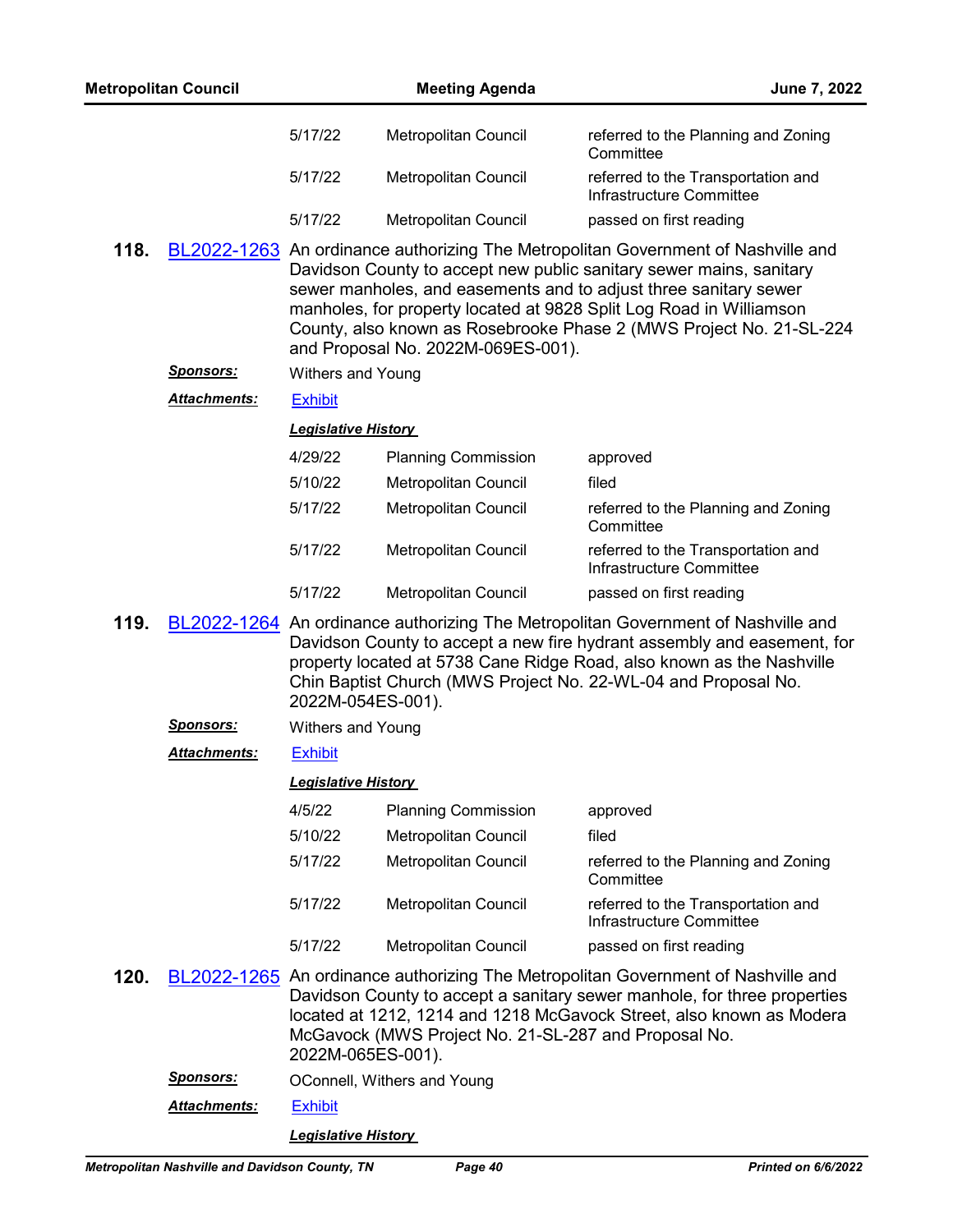| | | |
|---|---|---|
| 5/17/22 | Metropolitan Council | referred to the Planning and Zoning Committee |
| 5/17/22 | Metropolitan Council | referred to the Transportation and Infrastructure Committee |
| 5/17/22 | Metropolitan Council | passed on first reading |

**118.** BL2022-1263 An ordinance authorizing The Metropolitan Government of Nashville and Davidson County to accept new public sanitary sewer mains, sanitary sewer manholes, and easements and to adjust three sanitary sewer manholes, for property located at 9828 Split Log Road in Williamson County, also known as Rosebrooke Phase 2 (MWS Project No. 21-SL-224 and Proposal No. 2022M-069ES-001).

***Sponsors:*** Withers and Young

***Attachments:*** Exhibit

***Legislative History***

| | | |
|---|---|---|
| 4/29/22 | Planning Commission | approved |
| 5/10/22 | Metropolitan Council | filed |
| 5/17/22 | Metropolitan Council | referred to the Planning and Zoning Committee |
| 5/17/22 | Metropolitan Council | referred to the Transportation and Infrastructure Committee |
| 5/17/22 | Metropolitan Council | passed on first reading |

**119.** BL2022-1264 An ordinance authorizing The Metropolitan Government of Nashville and Davidson County to accept a new fire hydrant assembly and easement, for property located at 5738 Cane Ridge Road, also known as the Nashville Chin Baptist Church (MWS Project No. 22-WL-04 and Proposal No. 2022M-054ES-001).

***Sponsors:*** Withers and Young

***Attachments:*** Exhibit

***Legislative History***

| | | |
|---|---|---|
| 4/5/22 | Planning Commission | approved |
| 5/10/22 | Metropolitan Council | filed |
| 5/17/22 | Metropolitan Council | referred to the Planning and Zoning Committee |
| 5/17/22 | Metropolitan Council | referred to the Transportation and Infrastructure Committee |
| 5/17/22 | Metropolitan Council | passed on first reading |

**120.** BL2022-1265 An ordinance authorizing The Metropolitan Government of Nashville and Davidson County to accept a sanitary sewer manhole, for three properties located at 1212, 1214 and 1218 McGavock Street, also known as Modera McGavock (MWS Project No. 21-SL-287 and Proposal No. 2022M-065ES-001).

***Sponsors:*** OConnell, Withers and Young

***Attachments:*** Exhibit

***Legislative History***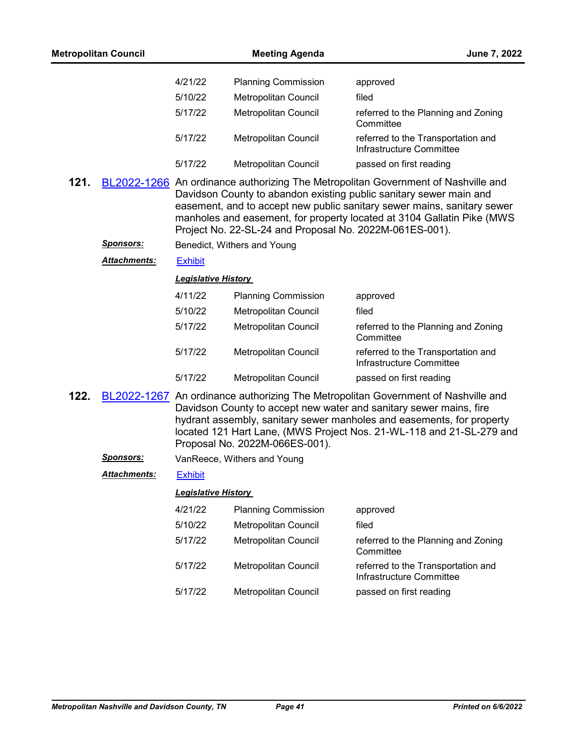| | | |
|---|---|---|
| 4/21/22 | Planning Commission | approved |
| 5/10/22 | Metropolitan Council | filed |
| 5/17/22 | Metropolitan Council | referred to the Planning and Zoning Committee |
| 5/17/22 | Metropolitan Council | referred to the Transportation and Infrastructure Committee |
| 5/17/22 | Metropolitan Council | passed on first reading |

**121.** BL2022-1266 An ordinance authorizing The Metropolitan Government of Nashville and Davidson County to abandon existing public sanitary sewer main and easement, and to accept new public sanitary sewer mains, sanitary sewer manholes and easement, for property located at 3104 Gallatin Pike (MWS Project No. 22-SL-24 and Proposal No. 2022M-061ES-001).

***Sponsors:*** Benedict, Withers and Young

***Attachments:*** Exhibit

***Legislative History***

| | | |
|---|---|---|
| 4/11/22 | Planning Commission | approved |
| 5/10/22 | Metropolitan Council | filed |
| 5/17/22 | Metropolitan Council | referred to the Planning and Zoning Committee |
| 5/17/22 | Metropolitan Council | referred to the Transportation and Infrastructure Committee |
| 5/17/22 | Metropolitan Council | passed on first reading |

**122.** BL2022-1267 An ordinance authorizing The Metropolitan Government of Nashville and Davidson County to accept new water and sanitary sewer mains, fire hydrant assembly, sanitary sewer manholes and easements, for property located 121 Hart Lane, (MWS Project Nos. 21-WL-118 and 21-SL-279 and Proposal No. 2022M-066ES-001).

***Sponsors:*** VanReece, Withers and Young

***Attachments:*** Exhibit

***Legislative History***

| | | |
|---|---|---|
| 4/21/22 | Planning Commission | approved |
| 5/10/22 | Metropolitan Council | filed |
| 5/17/22 | Metropolitan Council | referred to the Planning and Zoning Committee |
| 5/17/22 | Metropolitan Council | referred to the Transportation and Infrastructure Committee |
| 5/17/22 | Metropolitan Council | passed on first reading |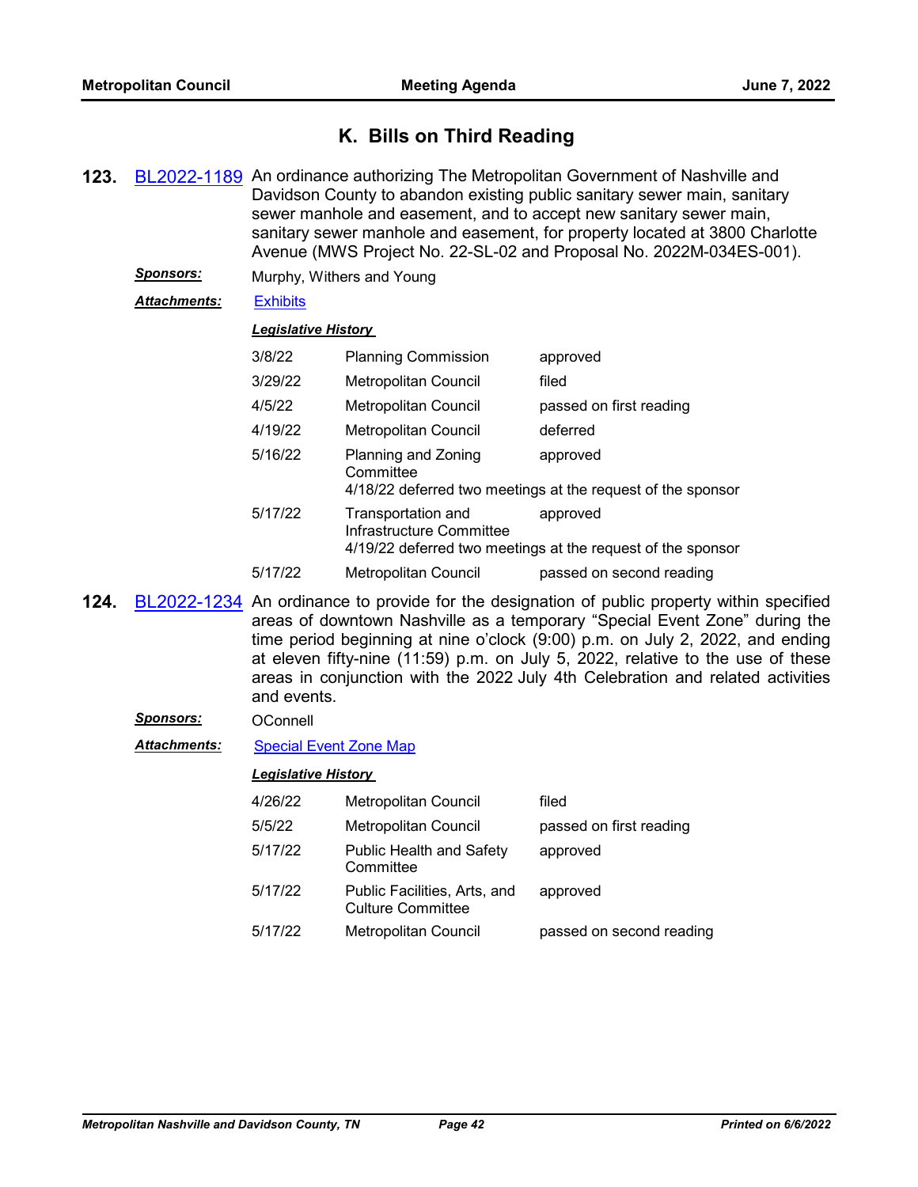## K. Bills on Third Reading

**123.** BL2022-1189 An ordinance authorizing The Metropolitan Government of Nashville and Davidson County to abandon existing public sanitary sewer main, sanitary sewer manhole and easement, and to accept new sanitary sewer main, sanitary sewer manhole and easement, for property located at 3800 Charlotte Avenue (MWS Project No. 22-SL-02 and Proposal No. 2022M-034ES-001).

***Sponsors:*** Murphy, Withers and Young

***Attachments:*** Exhibits

***Legislative History***

| Date | Body | Action |
|---|---|---|
| 3/8/22 | Planning Commission | approved |
| 3/29/22 | Metropolitan Council | filed |
| 4/5/22 | Metropolitan Council | passed on first reading |
| 4/19/22 | Metropolitan Council | deferred |
| 5/16/22 | Planning and Zoning Committee | approved |
| | 4/18/22 deferred two meetings at the request of the sponsor | |
| 5/17/22 | Transportation and Infrastructure Committee | approved |
| | 4/19/22 deferred two meetings at the request of the sponsor | |
| 5/17/22 | Metropolitan Council | passed on second reading |

**124.** BL2022-1234 An ordinance to provide for the designation of public property within specified areas of downtown Nashville as a temporary "Special Event Zone" during the time period beginning at nine o'clock (9:00) p.m. on July 2, 2022, and ending at eleven fifty-nine (11:59) p.m. on July 5, 2022, relative to the use of these areas in conjunction with the 2022 July 4th Celebration and related activities and events.

***Sponsors:*** OConnell

***Attachments:*** Special Event Zone Map

***Legislative History***

| Date | Body | Action |
|---|---|---|
| 4/26/22 | Metropolitan Council | filed |
| 5/5/22 | Metropolitan Council | passed on first reading |
| 5/17/22 | Public Health and Safety Committee | approved |
| 5/17/22 | Public Facilities, Arts, and Culture Committee | approved |
| 5/17/22 | Metropolitan Council | passed on second reading |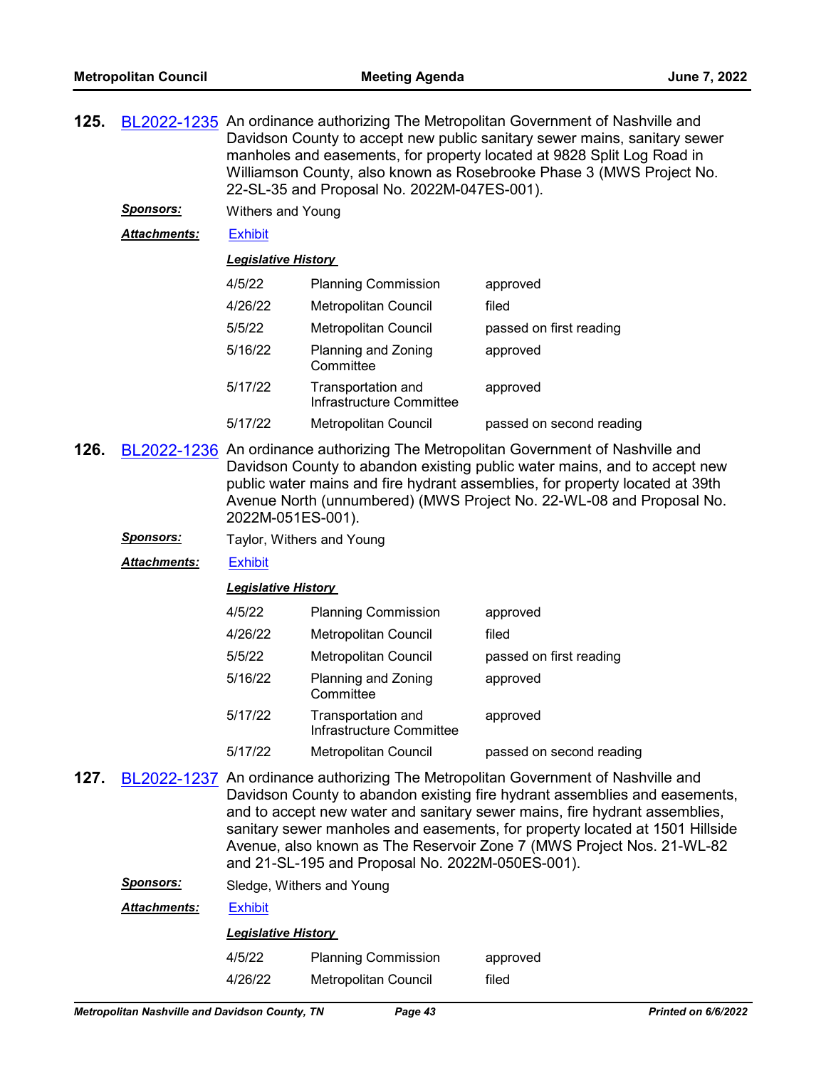**125.** BL2022-1235 An ordinance authorizing The Metropolitan Government of Nashville and Davidson County to accept new public sanitary sewer mains, sanitary sewer manholes and easements, for property located at 9828 Split Log Road in Williamson County, also known as Rosebrooke Phase 3 (MWS Project No. 22-SL-35 and Proposal No. 2022M-047ES-001).

***Sponsors:*** Withers and Young

***Attachments:*** Exhibit

***Legislative History***

| | | |
|---|---|---|
| 4/5/22 | Planning Commission | approved |
| 4/26/22 | Metropolitan Council | filed |
| 5/5/22 | Metropolitan Council | passed on first reading |
| 5/16/22 | Planning and Zoning Committee | approved |
| 5/17/22 | Transportation and Infrastructure Committee | approved |
| 5/17/22 | Metropolitan Council | passed on second reading |

**126.** BL2022-1236 An ordinance authorizing The Metropolitan Government of Nashville and Davidson County to abandon existing public water mains, and to accept new public water mains and fire hydrant assemblies, for property located at 39th Avenue North (unnumbered) (MWS Project No. 22-WL-08 and Proposal No. 2022M-051ES-001).

***Sponsors:*** Taylor, Withers and Young

***Attachments:*** Exhibit

***Legislative History***

| | | |
|---|---|---|
| 4/5/22 | Planning Commission | approved |
| 4/26/22 | Metropolitan Council | filed |
| 5/5/22 | Metropolitan Council | passed on first reading |
| 5/16/22 | Planning and Zoning Committee | approved |
| 5/17/22 | Transportation and Infrastructure Committee | approved |
| 5/17/22 | Metropolitan Council | passed on second reading |

**127.** BL2022-1237 An ordinance authorizing The Metropolitan Government of Nashville and Davidson County to abandon existing fire hydrant assemblies and easements, and to accept new water and sanitary sewer mains, fire hydrant assemblies, sanitary sewer manholes and easements, for property located at 1501 Hillside Avenue, also known as The Reservoir Zone 7 (MWS Project Nos. 21-WL-82 and 21-SL-195 and Proposal No. 2022M-050ES-001).

***Sponsors:*** Sledge, Withers and Young

***Attachments:*** Exhibit

***Legislative History***

| | | |
|---|---|---|
| 4/5/22 | Planning Commission | approved |
| 4/26/22 | Metropolitan Council | filed |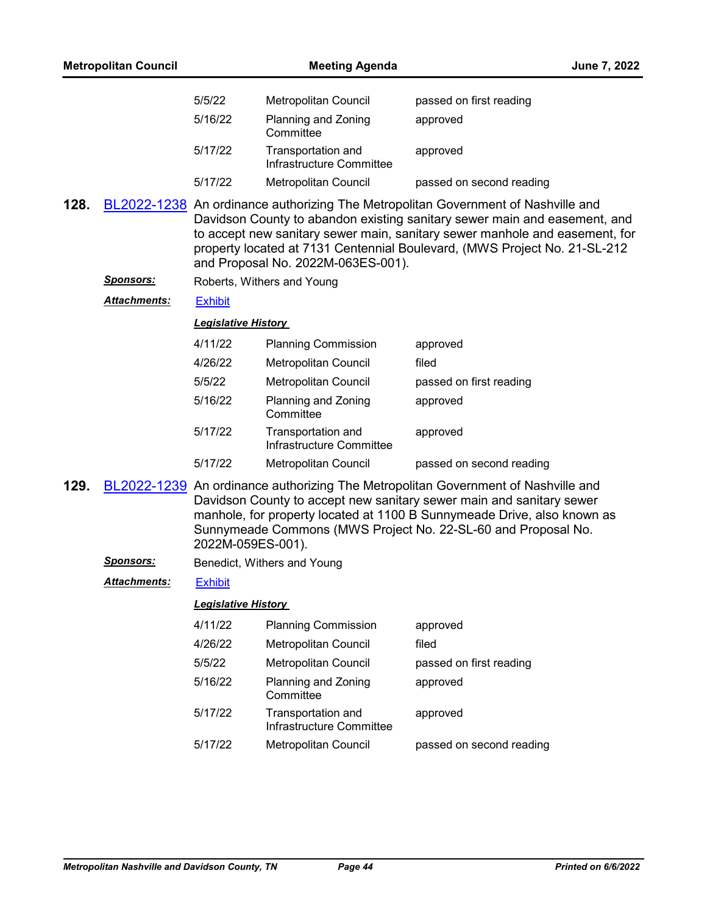| | | |
|---|---|---|
| 5/5/22 | Metropolitan Council | passed on first reading |
| 5/16/22 | Planning and Zoning Committee | approved |
| 5/17/22 | Transportation and Infrastructure Committee | approved |
| 5/17/22 | Metropolitan Council | passed on second reading |

**128.** BL2022-1238 An ordinance authorizing The Metropolitan Government of Nashville and Davidson County to abandon existing sanitary sewer main and easement, and to accept new sanitary sewer main, sanitary sewer manhole and easement, for property located at 7131 Centennial Boulevard, (MWS Project No. 21-SL-212 and Proposal No. 2022M-063ES-001).

***Sponsors:*** Roberts, Withers and Young

***Attachments:*** Exhibit

***Legislative History***

| | | |
|---|---|---|
| 4/11/22 | Planning Commission | approved |
| 4/26/22 | Metropolitan Council | filed |
| 5/5/22 | Metropolitan Council | passed on first reading |
| 5/16/22 | Planning and Zoning Committee | approved |
| 5/17/22 | Transportation and Infrastructure Committee | approved |
| 5/17/22 | Metropolitan Council | passed on second reading |

**129.** BL2022-1239 An ordinance authorizing The Metropolitan Government of Nashville and Davidson County to accept new sanitary sewer main and sanitary sewer manhole, for property located at 1100 B Sunnymeade Drive, also known as Sunnymeade Commons (MWS Project No. 22-SL-60 and Proposal No. 2022M-059ES-001).

***Sponsors:*** Benedict, Withers and Young

***Attachments:*** Exhibit

***Legislative History***

| | | |
|---|---|---|
| 4/11/22 | Planning Commission | approved |
| 4/26/22 | Metropolitan Council | filed |
| 5/5/22 | Metropolitan Council | passed on first reading |
| 5/16/22 | Planning and Zoning Committee | approved |
| 5/17/22 | Transportation and Infrastructure Committee | approved |
| 5/17/22 | Metropolitan Council | passed on second reading |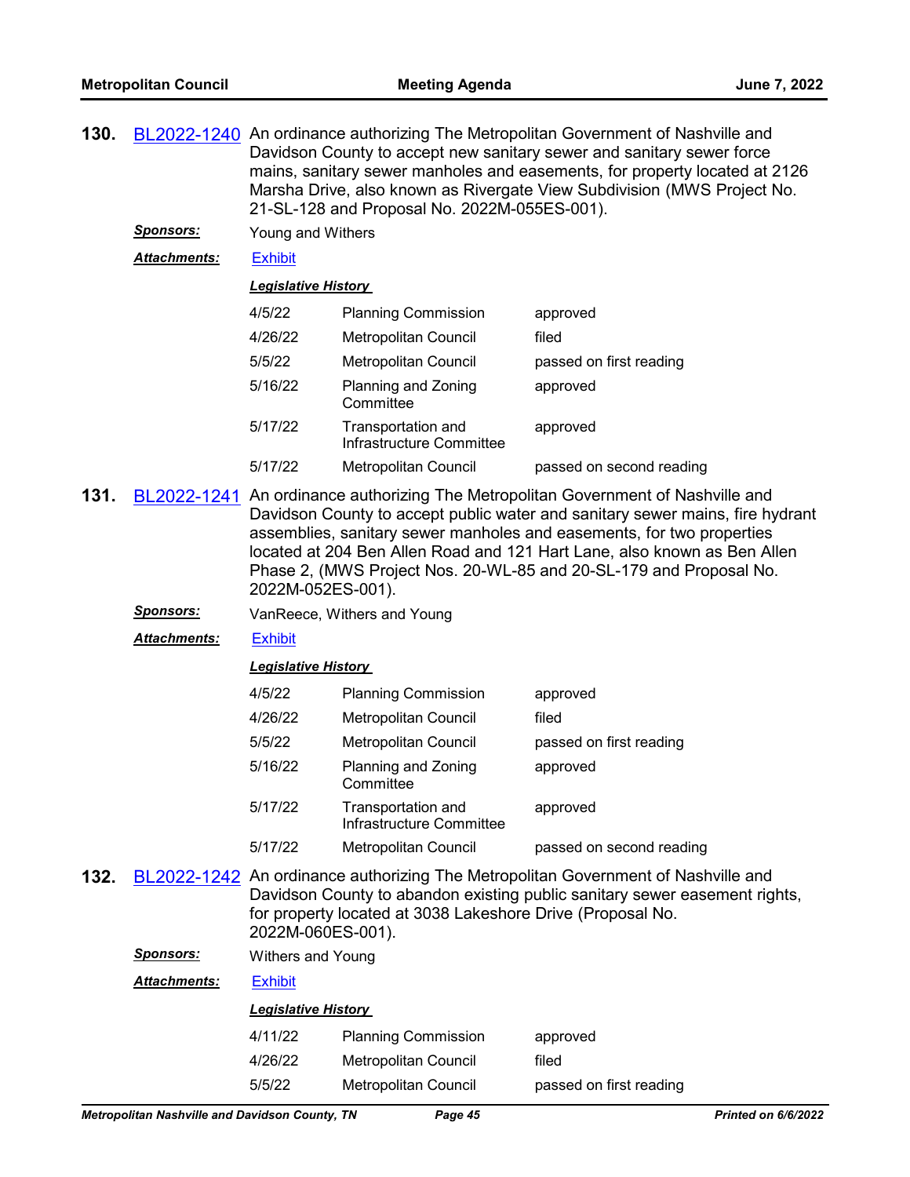**130.** BL2022-1240 An ordinance authorizing The Metropolitan Government of Nashville and Davidson County to accept new sanitary sewer and sanitary sewer force mains, sanitary sewer manholes and easements, for property located at 2126 Marsha Drive, also known as Rivergate View Subdivision (MWS Project No. 21-SL-128 and Proposal No. 2022M-055ES-001).

***Sponsors:*** Young and Withers

***Attachments:*** Exhibit

***Legislative History***

| | | |
|---|---|---|
| 4/5/22 | Planning Commission | approved |
| 4/26/22 | Metropolitan Council | filed |
| 5/5/22 | Metropolitan Council | passed on first reading |
| 5/16/22 | Planning and Zoning Committee | approved |
| 5/17/22 | Transportation and Infrastructure Committee | approved |
| 5/17/22 | Metropolitan Council | passed on second reading |

**131.** BL2022-1241 An ordinance authorizing The Metropolitan Government of Nashville and Davidson County to accept public water and sanitary sewer mains, fire hydrant assemblies, sanitary sewer manholes and easements, for two properties located at 204 Ben Allen Road and 121 Hart Lane, also known as Ben Allen Phase 2, (MWS Project Nos. 20-WL-85 and 20-SL-179 and Proposal No. 2022M-052ES-001).

***Sponsors:*** VanReece, Withers and Young

***Attachments:*** Exhibit

***Legislative History***

| | | |
|---|---|---|
| 4/5/22 | Planning Commission | approved |
| 4/26/22 | Metropolitan Council | filed |
| 5/5/22 | Metropolitan Council | passed on first reading |
| 5/16/22 | Planning and Zoning Committee | approved |
| 5/17/22 | Transportation and Infrastructure Committee | approved |
| 5/17/22 | Metropolitan Council | passed on second reading |

**132.** BL2022-1242 An ordinance authorizing The Metropolitan Government of Nashville and Davidson County to abandon existing public sanitary sewer easement rights, for property located at 3038 Lakeshore Drive (Proposal No. 2022M-060ES-001).

***Sponsors:*** Withers and Young

***Attachments:*** Exhibit

***Legislative History***

| | | |
|---|---|---|
| 4/11/22 | Planning Commission | approved |
| 4/26/22 | Metropolitan Council | filed |
| 5/5/22 | Metropolitan Council | passed on first reading |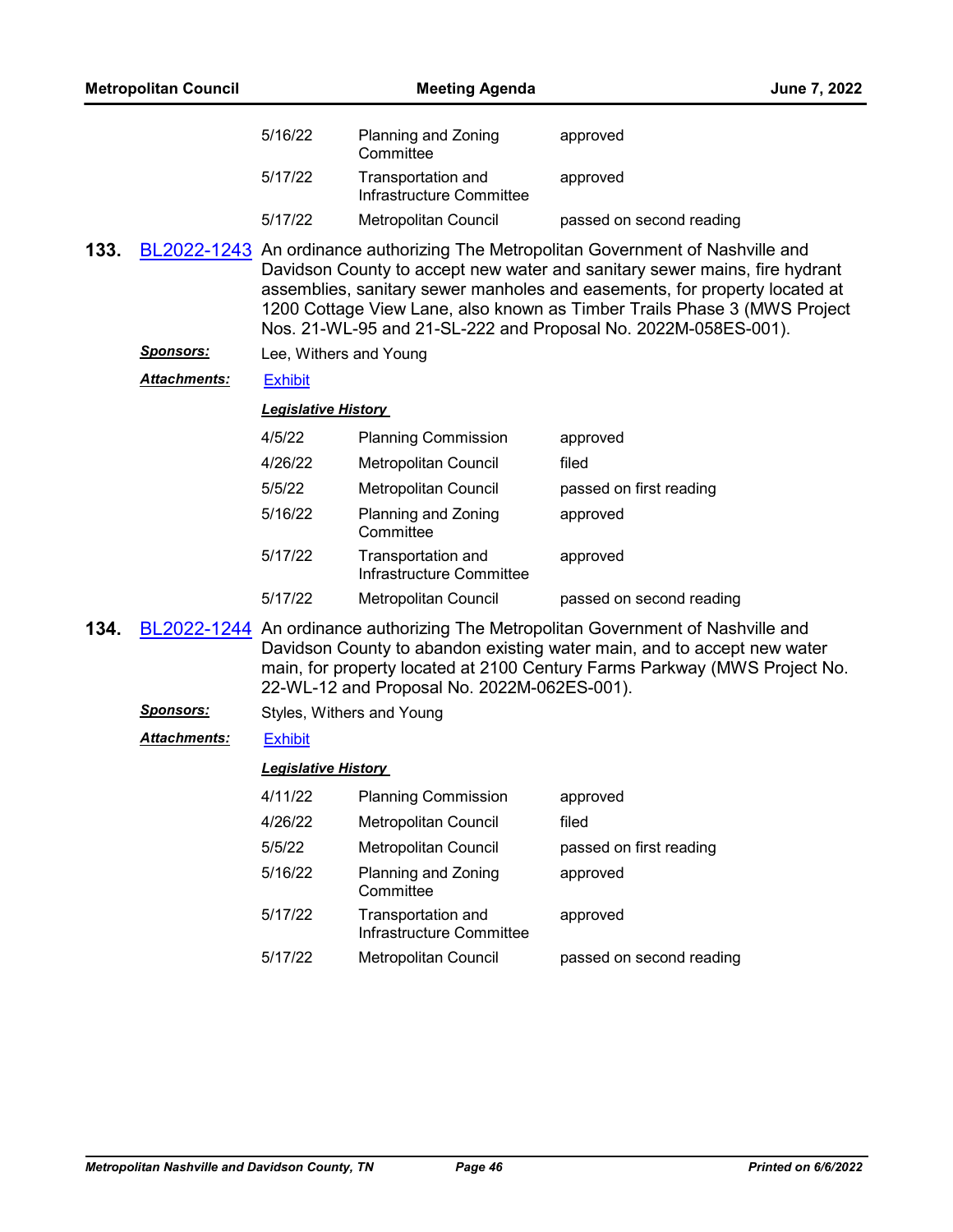| | | |
|---|---|---|
| 5/16/22 | Planning and Zoning Committee | approved |
| 5/17/22 | Transportation and Infrastructure Committee | approved |
| 5/17/22 | Metropolitan Council | passed on second reading |

**133.** BL2022-1243 An ordinance authorizing The Metropolitan Government of Nashville and Davidson County to accept new water and sanitary sewer mains, fire hydrant assemblies, sanitary sewer manholes and easements, for property located at 1200 Cottage View Lane, also known as Timber Trails Phase 3 (MWS Project Nos. 21-WL-95 and 21-SL-222 and Proposal No. 2022M-058ES-001).

***Sponsors:*** Lee, Withers and Young

***Attachments:*** Exhibit

***Legislative History***

| | | |
|---|---|---|
| 4/5/22 | Planning Commission | approved |
| 4/26/22 | Metropolitan Council | filed |
| 5/5/22 | Metropolitan Council | passed on first reading |
| 5/16/22 | Planning and Zoning Committee | approved |
| 5/17/22 | Transportation and Infrastructure Committee | approved |
| 5/17/22 | Metropolitan Council | passed on second reading |

**134.** BL2022-1244 An ordinance authorizing The Metropolitan Government of Nashville and Davidson County to abandon existing water main, and to accept new water main, for property located at 2100 Century Farms Parkway (MWS Project No. 22-WL-12 and Proposal No. 2022M-062ES-001).

***Sponsors:*** Styles, Withers and Young

***Attachments:*** Exhibit

***Legislative History***

| | | |
|---|---|---|
| 4/11/22 | Planning Commission | approved |
| 4/26/22 | Metropolitan Council | filed |
| 5/5/22 | Metropolitan Council | passed on first reading |
| 5/16/22 | Planning and Zoning Committee | approved |
| 5/17/22 | Transportation and Infrastructure Committee | approved |
| 5/17/22 | Metropolitan Council | passed on second reading |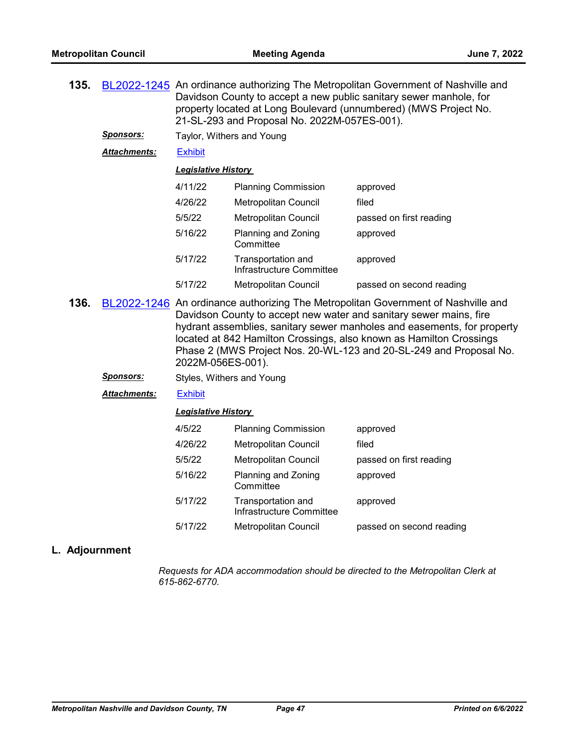**135.** BL2022-1245 An ordinance authorizing The Metropolitan Government of Nashville and Davidson County to accept a new public sanitary sewer manhole, for property located at Long Boulevard (unnumbered) (MWS Project No. 21-SL-293 and Proposal No. 2022M-057ES-001).

***Sponsors:*** Taylor, Withers and Young

***Attachments:*** Exhibit

***Legislative History***

| | | |
|---|---|---|
| 4/11/22 | Planning Commission | approved |
| 4/26/22 | Metropolitan Council | filed |
| 5/5/22 | Metropolitan Council | passed on first reading |
| 5/16/22 | Planning and Zoning Committee | approved |
| 5/17/22 | Transportation and Infrastructure Committee | approved |
| 5/17/22 | Metropolitan Council | passed on second reading |

**136.** BL2022-1246 An ordinance authorizing The Metropolitan Government of Nashville and Davidson County to accept new water and sanitary sewer mains, fire hydrant assemblies, sanitary sewer manholes and easements, for property located at 842 Hamilton Crossings, also known as Hamilton Crossings Phase 2 (MWS Project Nos. 20-WL-123 and 20-SL-249 and Proposal No. 2022M-056ES-001).

***Sponsors:*** Styles, Withers and Young

***Attachments:*** Exhibit

***Legislative History***

| | | |
|---|---|---|
| 4/5/22 | Planning Commission | approved |
| 4/26/22 | Metropolitan Council | filed |
| 5/5/22 | Metropolitan Council | passed on first reading |
| 5/16/22 | Planning and Zoning Committee | approved |
| 5/17/22 | Transportation and Infrastructure Committee | approved |
| 5/17/22 | Metropolitan Council | passed on second reading |

## L. Adjournment

*Requests for ADA accommodation should be directed to the Metropolitan Clerk at 615-862-6770.*